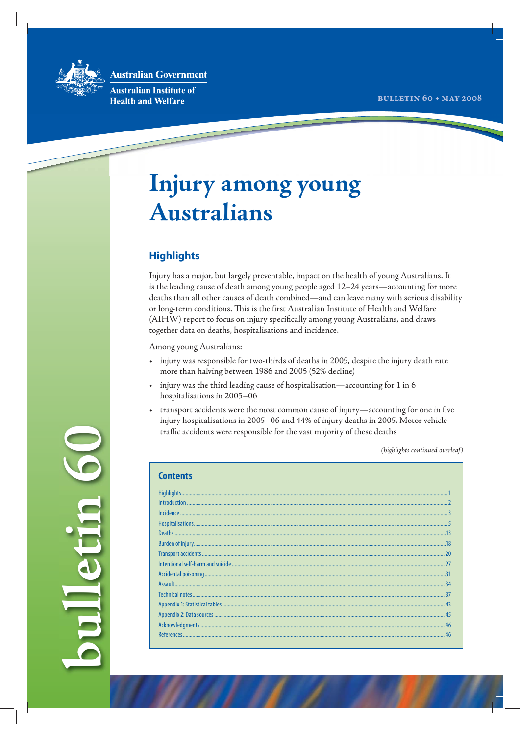Australian Government

Australian Institute of Health and Welfare

BULLETIN 60 • MAY 2008

# Injury among young Australians

## Highlights

Injury has a major, but largely preventable, impact on the health of young Australians. It is the leading cause of death among young people aged 12–24 years—accounting for more deaths than all other causes of death combined—and can leave many with serious disability or long-term conditions. This is the first Australian Institute of Health and Welfare (AIHW) report to focus on injury specifically among young Australians, and draws together data on deaths, hospitalisations and incidence.

Among young Australians:

- injury was responsible for two-thirds of deaths in 2005, despite the injury death rate more than halving between 1986 and 2005 (52% decline)
- injury was the third leading cause of hospitalisation—accounting for 1 in 6 hospitalisations in 2005–06
- transport accidents were the most common cause of injury—accounting for one in five injury hospitalisations in 2005–06 and 44% of injury deaths in 2005. Motor vehicle traffic accidents were responsible for the vast majority of these deaths

*(highlights continued overleaf)*

## Contents

| Section | Page |
|---|---|
| Highlights | 1 |
| Introduction | 2 |
| Incidence | 3 |
| Hospitalisations | 5 |
| Deaths | 13 |
| Burden of injury | 18 |
| Transport accidents | 20 |
| Intentional self-harm and suicide | 27 |
| Accidental poisoning | 31 |
| Assault | 34 |
| Technical notes | 37 |
| Appendix 1: Statistical tables | 43 |
| Appendix 2: Data sources | 45 |
| Acknowledgments | 46 |
| References | 46 |

bulletin 60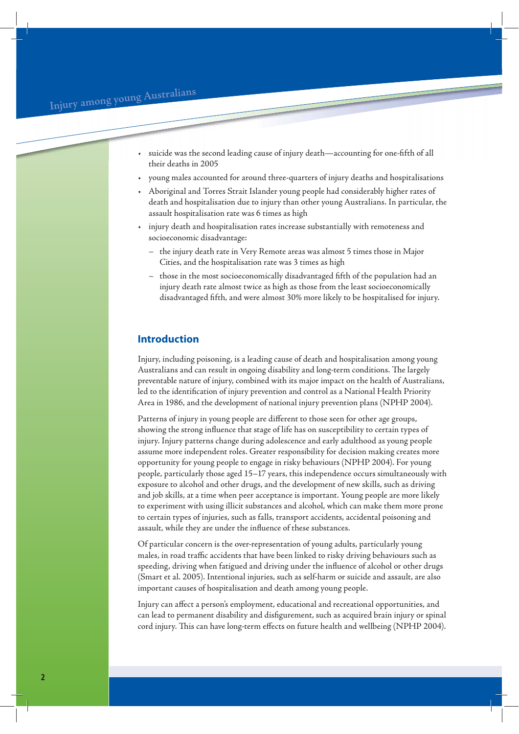- suicide was the second leading cause of injury death—accounting for one-fifth of all their deaths in 2005
- young males accounted for around three-quarters of injury deaths and hospitalisations
- Aboriginal and Torres Strait Islander young people had considerably higher rates of death and hospitalisation due to injury than other young Australians. In particular, the assault hospitalisation rate was 6 times as high
- injury death and hospitalisation rates increase substantially with remoteness and socioeconomic disadvantage:
  - the injury death rate in Very Remote areas was almost 5 times those in Major Cities, and the hospitalisation rate was 3 times as high
  - those in the most socioeconomically disadvantaged fifth of the population had an injury death rate almost twice as high as those from the least socioeconomically disadvantaged fifth, and were almost 30% more likely to be hospitalised for injury.

## Introduction

Injury, including poisoning, is a leading cause of death and hospitalisation among young Australians and can result in ongoing disability and long-term conditions. The largely preventable nature of injury, combined with its major impact on the health of Australians, led to the identification of injury prevention and control as a National Health Priority Area in 1986, and the development of national injury prevention plans (NPHP 2004).

Patterns of injury in young people are different to those seen for other age groups, showing the strong influence that stage of life has on susceptibility to certain types of injury. Injury patterns change during adolescence and early adulthood as young people assume more independent roles. Greater responsibility for decision making creates more opportunity for young people to engage in risky behaviours (NPHP 2004). For young people, particularly those aged 15–17 years, this independence occurs simultaneously with exposure to alcohol and other drugs, and the development of new skills, such as driving and job skills, at a time when peer acceptance is important. Young people are more likely to experiment with using illicit substances and alcohol, which can make them more prone to certain types of injuries, such as falls, transport accidents, accidental poisoning and assault, while they are under the influence of these substances.

Of particular concern is the over-representation of young adults, particularly young males, in road traffic accidents that have been linked to risky driving behaviours such as speeding, driving when fatigued and driving under the influence of alcohol or other drugs (Smart et al. 2005). Intentional injuries, such as self-harm or suicide and assault, are also important causes of hospitalisation and death among young people.

Injury can affect a person's employment, educational and recreational opportunities, and can lead to permanent disability and disfigurement, such as acquired brain injury or spinal cord injury. This can have long-term effects on future health and wellbeing (NPHP 2004).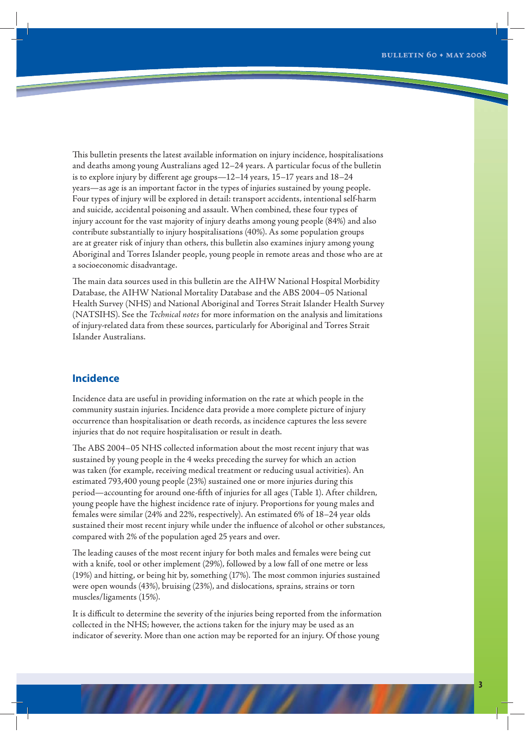This bulletin presents the latest available information on injury incidence, hospitalisations and deaths among young Australians aged 12–24 years. A particular focus of the bulletin is to explore injury by different age groups—12–14 years, 15–17 years and 18–24 years—as age is an important factor in the types of injuries sustained by young people. Four types of injury will be explored in detail: transport accidents, intentional self-harm and suicide, accidental poisoning and assault. When combined, these four types of injury account for the vast majority of injury deaths among young people (84%) and also contribute substantially to injury hospitalisations (40%). As some population groups are at greater risk of injury than others, this bulletin also examines injury among young Aboriginal and Torres Islander people, young people in remote areas and those who are at a socioeconomic disadvantage.

The main data sources used in this bulletin are the AIHW National Hospital Morbidity Database, the AIHW National Mortality Database and the ABS 2004–05 National Health Survey (NHS) and National Aboriginal and Torres Strait Islander Health Survey (NATSIHS). See the *Technical notes* for more information on the analysis and limitations of injury-related data from these sources, particularly for Aboriginal and Torres Strait Islander Australians.

## Incidence

Incidence data are useful in providing information on the rate at which people in the community sustain injuries. Incidence data provide a more complete picture of injury occurrence than hospitalisation or death records, as incidence captures the less severe injuries that do not require hospitalisation or result in death.

The ABS 2004–05 NHS collected information about the most recent injury that was sustained by young people in the 4 weeks preceding the survey for which an action was taken (for example, receiving medical treatment or reducing usual activities). An estimated 793,400 young people (23%) sustained one or more injuries during this period—accounting for around one-fifth of injuries for all ages (Table 1). After children, young people have the highest incidence rate of injury. Proportions for young males and females were similar (24% and 22%, respectively). An estimated 6% of 18–24 year olds sustained their most recent injury while under the influence of alcohol or other substances, compared with 2% of the population aged 25 years and over.

The leading causes of the most recent injury for both males and females were being cut with a knife, tool or other implement (29%), followed by a low fall of one metre or less (19%) and hitting, or being hit by, something (17%). The most common injuries sustained were open wounds (43%), bruising (23%), and dislocations, sprains, strains or torn muscles/ligaments (15%).

It is difficult to determine the severity of the injuries being reported from the information collected in the NHS; however, the actions taken for the injury may be used as an indicator of severity. More than one action may be reported for an injury. Of those young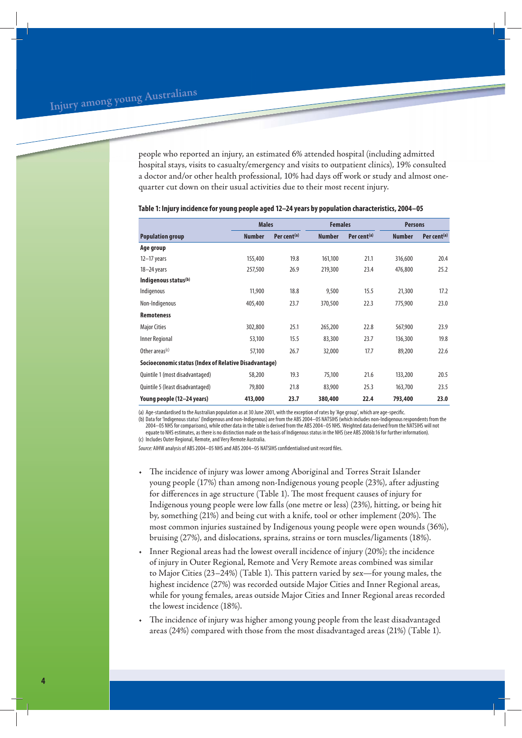people who reported an injury, an estimated 6% attended hospital (including admitted hospital stays, visits to casualty/emergency and visits to outpatient clinics), 19% consulted a doctor and/or other health professional, 10% had days off work or study and almost one-quarter cut down on their usual activities due to their most recent injury.

**Table 1: Injury incidence for young people aged 12–24 years by population characteristics, 2004–05**

| | Males | | Females | | Persons | |
|---|---|---|---|---|---|---|
| **Population group** | **Number** | **Per cent[(a)]** | **Number** | **Per cent[(a)]** | **Number** | **Per cent[(a)]** |
| **Age group** | | | | | | |
| 12–17 years | 155,400 | 19.8 | 161,100 | 21.1 | 316,600 | 20.4 |
| 18–24 years | 257,500 | 26.9 | 219,300 | 23.4 | 476,800 | 25.2 |
| **Indigenous status[(b)]** | | | | | | |
| Indigenous | 11,900 | 18.8 | 9,500 | 15.5 | 21,300 | 17.2 |
| Non-Indigenous | 405,400 | 23.7 | 370,500 | 22.3 | 775,900 | 23.0 |
| **Remoteness** | | | | | | |
| Major Cities | 302,800 | 25.1 | 265,200 | 22.8 | 567,900 | 23.9 |
| Inner Regional | 53,100 | 15.5 | 83,300 | 23.7 | 136,300 | 19.8 |
| Other areas[(c)] | 57,100 | 26.7 | 32,000 | 17.7 | 89,200 | 22.6 |
| **Socioeconomic status (Index of Relative Disadvantage)** | | | | | | |
| Quintile 1 (most disadvantaged) | 58,200 | 19.3 | 75,100 | 21.6 | 133,200 | 20.5 |
| Quintile 5 (least disadvantaged) | 79,800 | 21.8 | 83,900 | 25.3 | 163,700 | 23.5 |
| **Young people (12–24 years)** | **413,000** | **23.7** | **380,400** | **22.4** | **793,400** | **23.0** |

(a) Age-standardised to the Australian population as at 30 June 2001, with the exception of rates by 'Age group', which are age-specific.
(b) Data for 'Indigenous status' (Indigenous and non-Indigenous) are from the ABS 2004–05 NATSIHS (which includes non-Indigenous respondents from the 2004–05 NHS for comparisons), while other data in the table is derived from the ABS 2004–05 NHS. Weighted data derived from the NATSIHS will not equate to NHS estimates, as there is no distinction made on the basis of Indigenous status in the NHS (see ABS 2006b:16 for further information).
(c) Includes Outer Regional, Remote, and Very Remote Australia.

*Source:* AIHW analysis of ABS 2004–05 NHS and ABS 2004–05 NATSIHS confidentialised unit record files.

- The incidence of injury was lower among Aboriginal and Torres Strait Islander young people (17%) than among non-Indigenous young people (23%), after adjusting for differences in age structure (Table 1). The most frequent causes of injury for Indigenous young people were low falls (one metre or less) (23%), hitting, or being hit by, something (21%) and being cut with a knife, tool or other implement (20%). The most common injuries sustained by Indigenous young people were open wounds (36%), bruising (27%), and dislocations, sprains, strains or torn muscles/ligaments (18%).
- Inner Regional areas had the lowest overall incidence of injury (20%); the incidence of injury in Outer Regional, Remote and Very Remote areas combined was similar to Major Cities (23–24%) (Table 1). This pattern varied by sex—for young males, the highest incidence (27%) was recorded outside Major Cities and Inner Regional areas, while for young females, areas outside Major Cities and Inner Regional areas recorded the lowest incidence (18%).
- The incidence of injury was higher among young people from the least disadvantaged areas (24%) compared with those from the most disadvantaged areas (21%) (Table 1).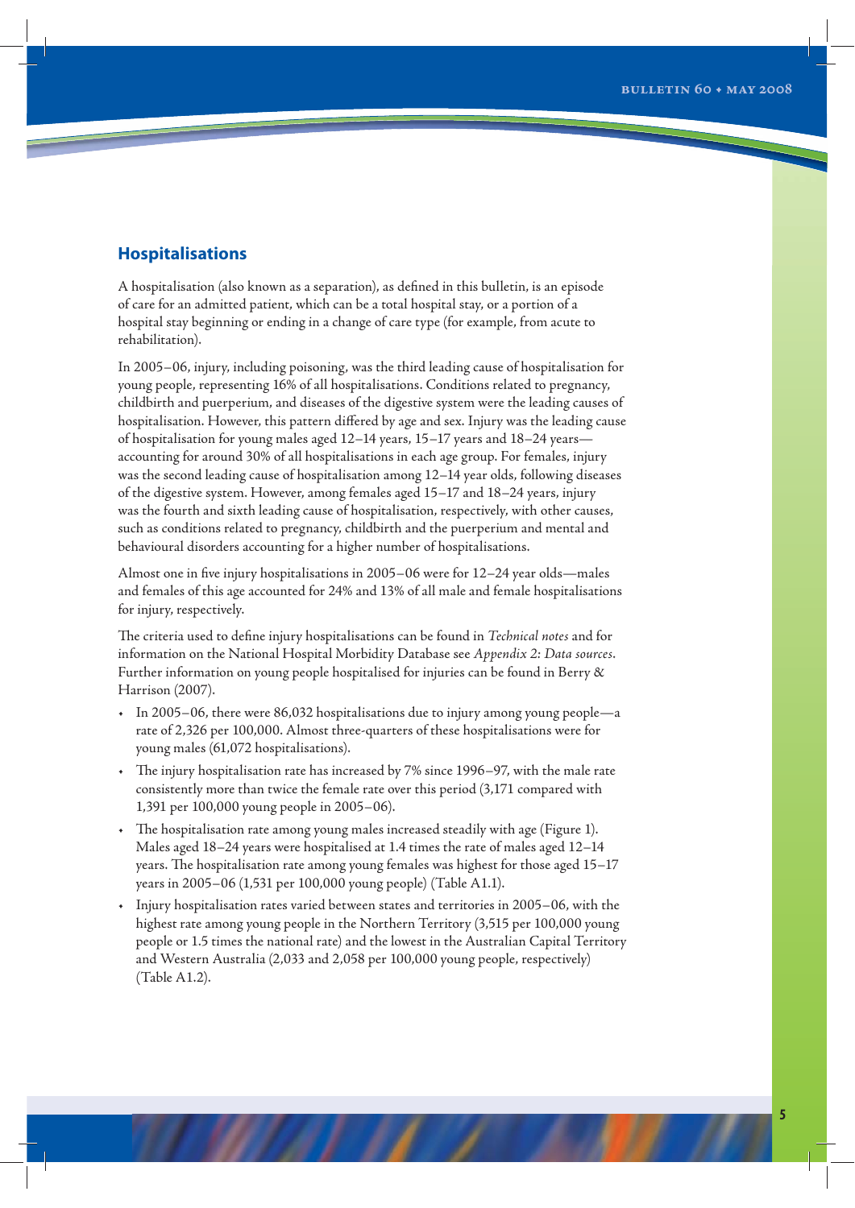## Hospitalisations

A hospitalisation (also known as a separation), as defined in this bulletin, is an episode of care for an admitted patient, which can be a total hospital stay, or a portion of a hospital stay beginning or ending in a change of care type (for example, from acute to rehabilitation).

In 2005–06, injury, including poisoning, was the third leading cause of hospitalisation for young people, representing 16% of all hospitalisations. Conditions related to pregnancy, childbirth and puerperium, and diseases of the digestive system were the leading causes of hospitalisation. However, this pattern differed by age and sex. Injury was the leading cause of hospitalisation for young males aged 12–14 years, 15–17 years and 18–24 years—accounting for around 30% of all hospitalisations in each age group. For females, injury was the second leading cause of hospitalisation among 12–14 year olds, following diseases of the digestive system. However, among females aged 15–17 and 18–24 years, injury was the fourth and sixth leading cause of hospitalisation, respectively, with other causes, such as conditions related to pregnancy, childbirth and the puerperium and mental and behavioural disorders accounting for a higher number of hospitalisations.

Almost one in five injury hospitalisations in 2005–06 were for 12–24 year olds—males and females of this age accounted for 24% and 13% of all male and female hospitalisations for injury, respectively.

The criteria used to define injury hospitalisations can be found in *Technical notes* and for information on the National Hospital Morbidity Database see *Appendix 2: Data sources*. Further information on young people hospitalised for injuries can be found in Berry & Harrison (2007).

- In 2005–06, there were 86,032 hospitalisations due to injury among young people—a rate of 2,326 per 100,000. Almost three-quarters of these hospitalisations were for young males (61,072 hospitalisations).
- The injury hospitalisation rate has increased by 7% since 1996–97, with the male rate consistently more than twice the female rate over this period (3,171 compared with 1,391 per 100,000 young people in 2005–06).
- The hospitalisation rate among young males increased steadily with age (Figure 1). Males aged 18–24 years were hospitalised at 1.4 times the rate of males aged 12–14 years. The hospitalisation rate among young females was highest for those aged 15–17 years in 2005–06 (1,531 per 100,000 young people) (Table A1.1).
- Injury hospitalisation rates varied between states and territories in 2005–06, with the highest rate among young people in the Northern Territory (3,515 per 100,000 young people or 1.5 times the national rate) and the lowest in the Australian Capital Territory and Western Australia (2,033 and 2,058 per 100,000 young people, respectively) (Table A1.2).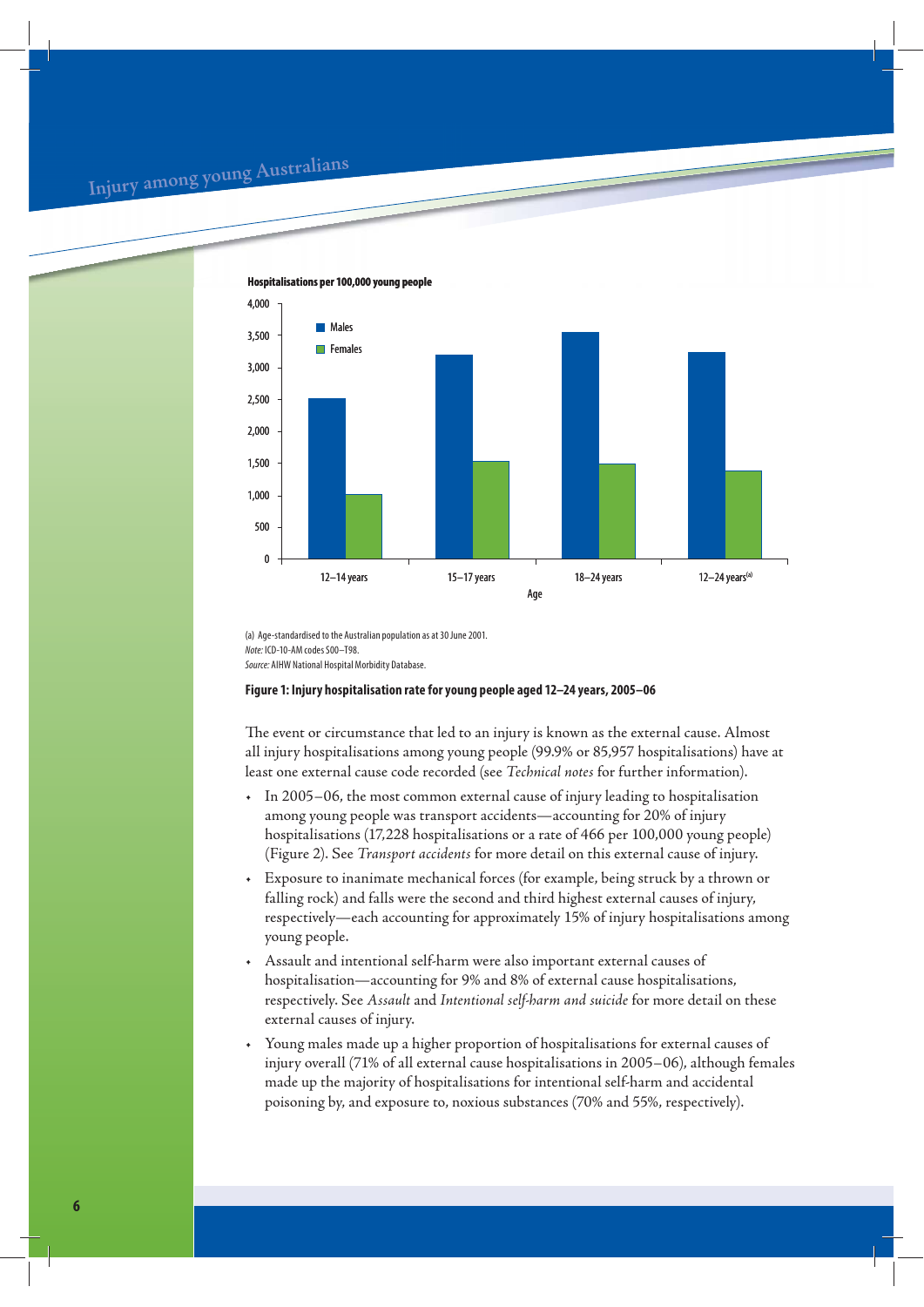Hospitalisations per 100,000 young people

| Age | Males | Females |
|---|---|---|
| 12–14 years | ~2,500 | ~1,000 |
| 15–17 years | ~3,200 | ~1,530 |
| 18–24 years | ~3,550 | ~1,490 |
| 12–24 years[(a)] | ~3,240 | ~1,380 |

(a) Age-standardised to the Australian population as at 30 June 2001.

*Note:* ICD-10-AM codes S00–T98.

*Source:* AIHW National Hospital Morbidity Database.

**Figure 1: Injury hospitalisation rate for young people aged 12–24 years, 2005–06**

The event or circumstance that led to an injury is known as the external cause. Almost all injury hospitalisations among young people (99.9% or 85,957 hospitalisations) have at least one external cause code recorded (see *Technical notes* for further information).

- In 2005–06, the most common external cause of injury leading to hospitalisation among young people was transport accidents—accounting for 20% of injury hospitalisations (17,228 hospitalisations or a rate of 466 per 100,000 young people) (Figure 2). See *Transport accidents* for more detail on this external cause of injury.
- Exposure to inanimate mechanical forces (for example, being struck by a thrown or falling rock) and falls were the second and third highest external causes of injury, respectively—each accounting for approximately 15% of injury hospitalisations among young people.
- Assault and intentional self-harm were also important external causes of hospitalisation—accounting for 9% and 8% of external cause hospitalisations, respectively. See *Assault* and *Intentional self-harm and suicide* for more detail on these external causes of injury.
- Young males made up a higher proportion of hospitalisations for external causes of injury overall (71% of all external cause hospitalisations in 2005–06), although females made up the majority of hospitalisations for intentional self-harm and accidental poisoning by, and exposure to, noxious substances (70% and 55%, respectively).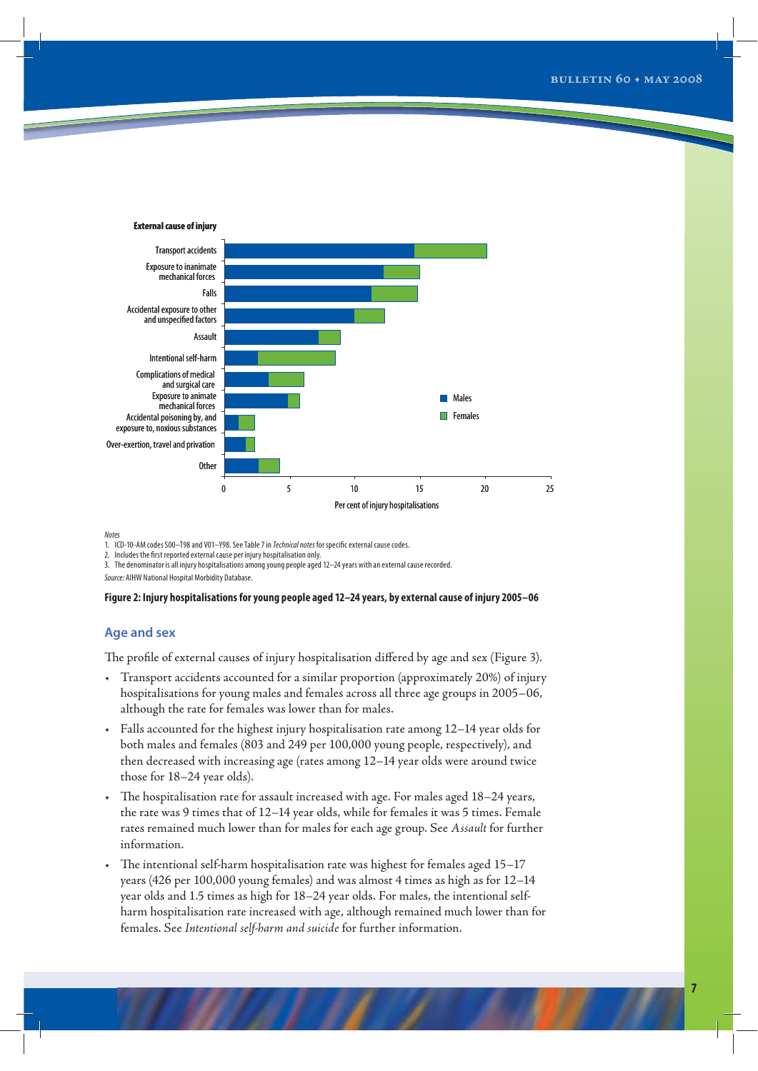External cause of injury

| External cause of injury | Males | Females |
|---|---|---|
| Transport accidents | | |
| Exposure to inanimate mechanical forces | | |
| Falls | | |
| Accidental exposure to other and unspecified factors | | |
| Assault | | |
| Intentional self-harm | | |
| Complications of medical and surgical care | | |
| Exposure to animate mechanical forces | | |
| Accidental poisoning by, and exposure to, noxious substances | | |
| Over-exertion, travel and privation | | |
| Other | | |

Per cent of injury hospitalisations (0, 5, 10, 15, 20, 25)

*Notes*

1. ICD-10-AM codes S00–T98 and V01–Y98. See Table 7 in *Technical notes* for specific external cause codes.
2. Includes the first reported external cause per injury hospitalisation only.
3. The denominator is all injury hospitalisations among young people aged 12–24 years with an external cause recorded.

*Source:* AIHW National Hospital Morbidity Database.

**Figure 2: Injury hospitalisations for young people aged 12–24 years, by external cause of injury 2005–06**

## Age and sex

The profile of external causes of injury hospitalisation differed by age and sex (Figure 3).

- Transport accidents accounted for a similar proportion (approximately 20%) of injury hospitalisations for young males and females across all three age groups in 2005–06, although the rate for females was lower than for males.
- Falls accounted for the highest injury hospitalisation rate among 12–14 year olds for both males and females (803 and 249 per 100,000 young people, respectively), and then decreased with increasing age (rates among 12–14 year olds were around twice those for 18–24 year olds).
- The hospitalisation rate for assault increased with age. For males aged 18–24 years, the rate was 9 times that of 12–14 year olds, while for females it was 5 times. Female rates remained much lower than for males for each age group. See *Assault* for further information.
- The intentional self-harm hospitalisation rate was highest for females aged 15–17 years (426 per 100,000 young females) and was almost 4 times as high as for 12–14 year olds and 1.5 times as high for 18–24 year olds. For males, the intentional self-harm hospitalisation rate increased with age, although remained much lower than for females. See *Intentional self-harm and suicide* for further information.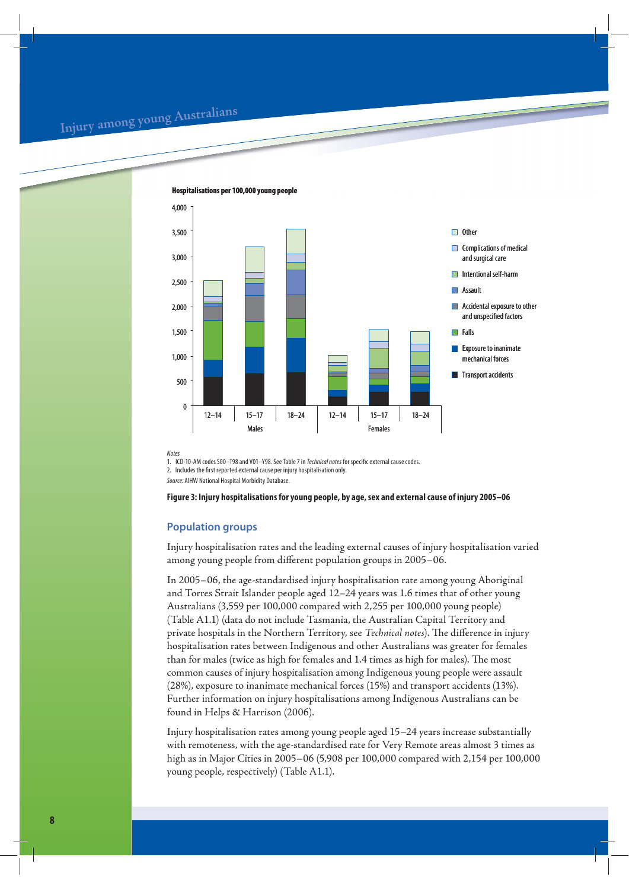Hospitalisations per 100,000 young people

*Notes*

1. ICD-10-AM codes S00–T98 and V01–Y98. See Table 7 in *Technical notes* for specific external cause codes.
2. Includes the first reported external cause per injury hospitalisation only.

*Source:* AIHW National Hospital Morbidity Database.

**Figure 3: Injury hospitalisations for young people, by age, sex and external cause of injury 2005–06**

## Population groups

Injury hospitalisation rates and the leading external causes of injury hospitalisation varied among young people from different population groups in 2005–06.

In 2005–06, the age-standardised injury hospitalisation rate among young Aboriginal and Torres Strait Islander people aged 12–24 years was 1.6 times that of other young Australians (3,559 per 100,000 compared with 2,255 per 100,000 young people) (Table A1.1) (data do not include Tasmania, the Australian Capital Territory and private hospitals in the Northern Territory, see *Technical notes*). The difference in injury hospitalisation rates between Indigenous and other Australians was greater for females than for males (twice as high for females and 1.4 times as high for males). The most common causes of injury hospitalisation among Indigenous young people were assault (28%), exposure to inanimate mechanical forces (15%) and transport accidents (13%). Further information on injury hospitalisations among Indigenous Australians can be found in Helps & Harrison (2006).

Injury hospitalisation rates among young people aged 15–24 years increase substantially with remoteness, with the age-standardised rate for Very Remote areas almost 3 times as high as in Major Cities in 2005–06 (5,908 per 100,000 compared with 2,154 per 100,000 young people, respectively) (Table A1.1).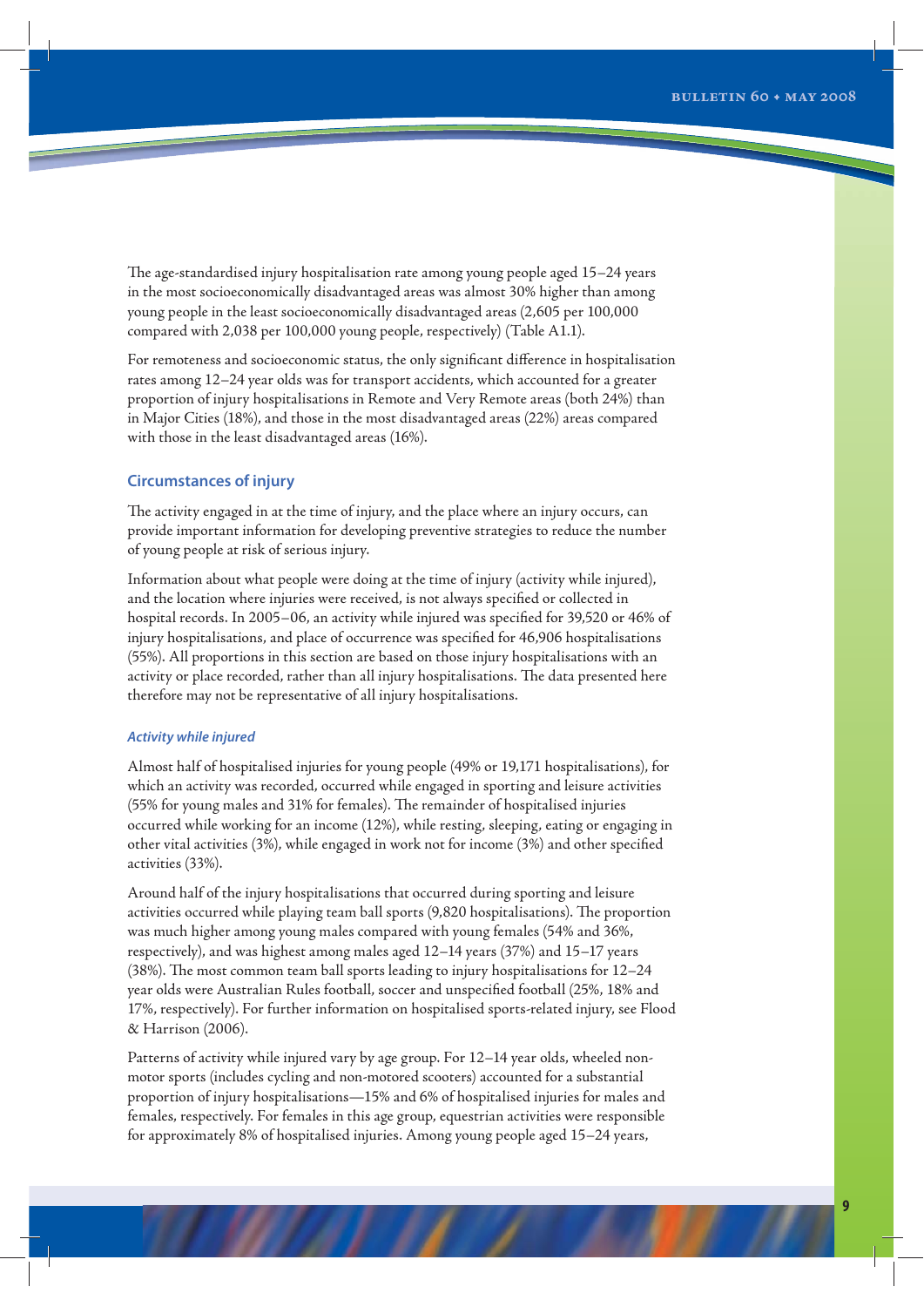The age-standardised injury hospitalisation rate among young people aged 15–24 years in the most socioeconomically disadvantaged areas was almost 30% higher than among young people in the least socioeconomically disadvantaged areas (2,605 per 100,000 compared with 2,038 per 100,000 young people, respectively) (Table A1.1).

For remoteness and socioeconomic status, the only significant difference in hospitalisation rates among 12–24 year olds was for transport accidents, which accounted for a greater proportion of injury hospitalisations in Remote and Very Remote areas (both 24%) than in Major Cities (18%), and those in the most disadvantaged areas (22%) areas compared with those in the least disadvantaged areas (16%).

## Circumstances of injury

The activity engaged in at the time of injury, and the place where an injury occurs, can provide important information for developing preventive strategies to reduce the number of young people at risk of serious injury.

Information about what people were doing at the time of injury (activity while injured), and the location where injuries were received, is not always specified or collected in hospital records. In 2005–06, an activity while injured was specified for 39,520 or 46% of injury hospitalisations, and place of occurrence was specified for 46,906 hospitalisations (55%). All proportions in this section are based on those injury hospitalisations with an activity or place recorded, rather than all injury hospitalisations. The data presented here therefore may not be representative of all injury hospitalisations.

### *Activity while injured*

Almost half of hospitalised injuries for young people (49% or 19,171 hospitalisations), for which an activity was recorded, occurred while engaged in sporting and leisure activities (55% for young males and 31% for females). The remainder of hospitalised injuries occurred while working for an income (12%), while resting, sleeping, eating or engaging in other vital activities (3%), while engaged in work not for income (3%) and other specified activities (33%).

Around half of the injury hospitalisations that occurred during sporting and leisure activities occurred while playing team ball sports (9,820 hospitalisations). The proportion was much higher among young males compared with young females (54% and 36%, respectively), and was highest among males aged 12–14 years (37%) and 15–17 years (38%). The most common team ball sports leading to injury hospitalisations for 12–24 year olds were Australian Rules football, soccer and unspecified football (25%, 18% and 17%, respectively). For further information on hospitalised sports-related injury, see Flood & Harrison (2006).

Patterns of activity while injured vary by age group. For 12–14 year olds, wheeled non-motor sports (includes cycling and non-motored scooters) accounted for a substantial proportion of injury hospitalisations—15% and 6% of hospitalised injuries for males and females, respectively. For females in this age group, equestrian activities were responsible for approximately 8% of hospitalised injuries. Among young people aged 15–24 years,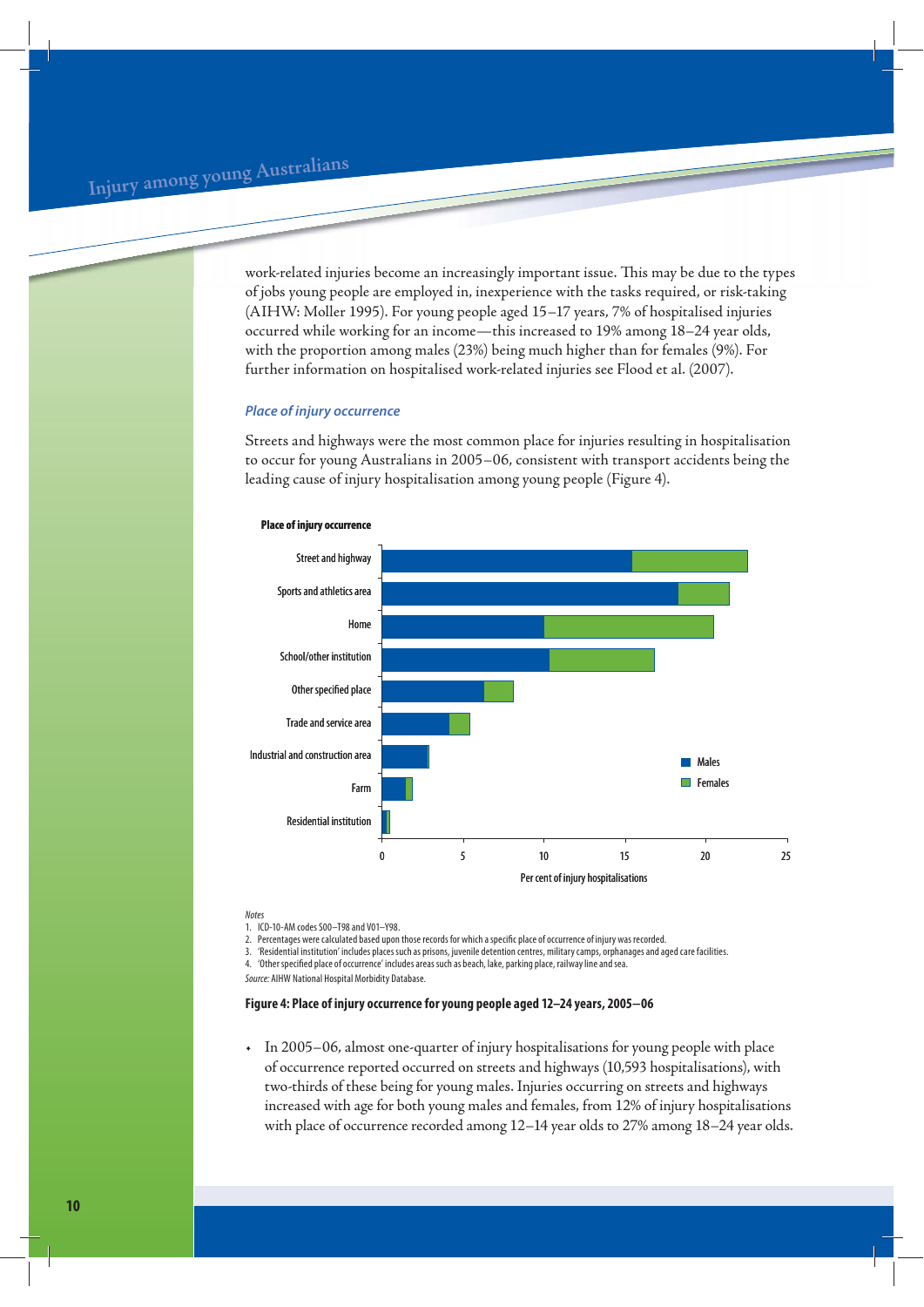work-related injuries become an increasingly important issue. This may be due to the types of jobs young people are employed in, inexperience with the tasks required, or risk-taking (AIHW: Moller 1995). For young people aged 15–17 years, 7% of hospitalised injuries occurred while working for an income—this increased to 19% among 18–24 year olds, with the proportion among males (23%) being much higher than for females (9%). For further information on hospitalised work-related injuries see Flood et al. (2007).

### *Place of injury occurrence*

Streets and highways were the most common place for injuries resulting in hospitalisation to occur for young Australians in 2005–06, consistent with transport accidents being the leading cause of injury hospitalisation among young people (Figure 4).

**Place of injury occurrence**

Street and highway
Sports and athletics area
Home
School/other institution
Other specified place
Trade and service area
Industrial and construction area
Farm
Residential institution

Males
Females

0 5 10 15 20 25

Per cent of injury hospitalisations

*Notes*

1. ICD-10-AM codes S00–T98 and V01–Y98.
2. Percentages were calculated based upon those records for which a specific place of occurrence of injury was recorded.
3. 'Residential institution' includes places such as prisons, juvenile detention centres, military camps, orphanages and aged care facilities.
4. 'Other specified place of occurrence' includes areas such as beach, lake, parking place, railway line and sea.

*Source:* AIHW National Hospital Morbidity Database.

**Figure 4: Place of injury occurrence for young people aged 12–24 years, 2005–06**

- In 2005–06, almost one-quarter of injury hospitalisations for young people with place of occurrence reported occurred on streets and highways (10,593 hospitalisations), with two-thirds of these being for young males. Injuries occurring on streets and highways increased with age for both young males and females, from 12% of injury hospitalisations with place of occurrence recorded among 12–14 year olds to 27% among 18–24 year olds.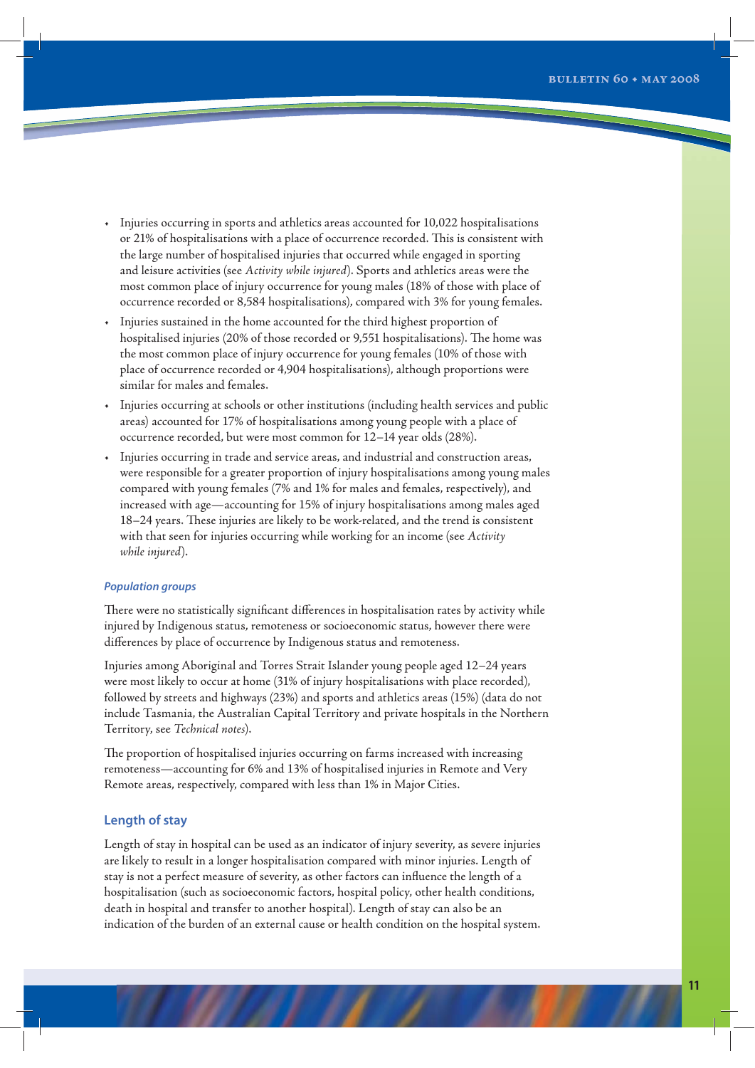- Injuries occurring in sports and athletics areas accounted for 10,022 hospitalisations or 21% of hospitalisations with a place of occurrence recorded. This is consistent with the large number of hospitalised injuries that occurred while engaged in sporting and leisure activities (see *Activity while injured*). Sports and athletics areas were the most common place of injury occurrence for young males (18% of those with place of occurrence recorded or 8,584 hospitalisations), compared with 3% for young females.
- Injuries sustained in the home accounted for the third highest proportion of hospitalised injuries (20% of those recorded or 9,551 hospitalisations). The home was the most common place of injury occurrence for young females (10% of those with place of occurrence recorded or 4,904 hospitalisations), although proportions were similar for males and females.
- Injuries occurring at schools or other institutions (including health services and public areas) accounted for 17% of hospitalisations among young people with a place of occurrence recorded, but were most common for 12–14 year olds (28%).
- Injuries occurring in trade and service areas, and industrial and construction areas, were responsible for a greater proportion of injury hospitalisations among young males compared with young females (7% and 1% for males and females, respectively), and increased with age—accounting for 15% of injury hospitalisations among males aged 18–24 years. These injuries are likely to be work-related, and the trend is consistent with that seen for injuries occurring while working for an income (see *Activity while injured*).

#### *Population groups*

There were no statistically significant differences in hospitalisation rates by activity while injured by Indigenous status, remoteness or socioeconomic status, however there were differences by place of occurrence by Indigenous status and remoteness.

Injuries among Aboriginal and Torres Strait Islander young people aged 12–24 years were most likely to occur at home (31% of injury hospitalisations with place recorded), followed by streets and highways (23%) and sports and athletics areas (15%) (data do not include Tasmania, the Australian Capital Territory and private hospitals in the Northern Territory, see *Technical notes*).

The proportion of hospitalised injuries occurring on farms increased with increasing remoteness—accounting for 6% and 13% of hospitalised injuries in Remote and Very Remote areas, respectively, compared with less than 1% in Major Cities.

### Length of stay

Length of stay in hospital can be used as an indicator of injury severity, as severe injuries are likely to result in a longer hospitalisation compared with minor injuries. Length of stay is not a perfect measure of severity, as other factors can influence the length of a hospitalisation (such as socioeconomic factors, hospital policy, other health conditions, death in hospital and transfer to another hospital). Length of stay can also be an indication of the burden of an external cause or health condition on the hospital system.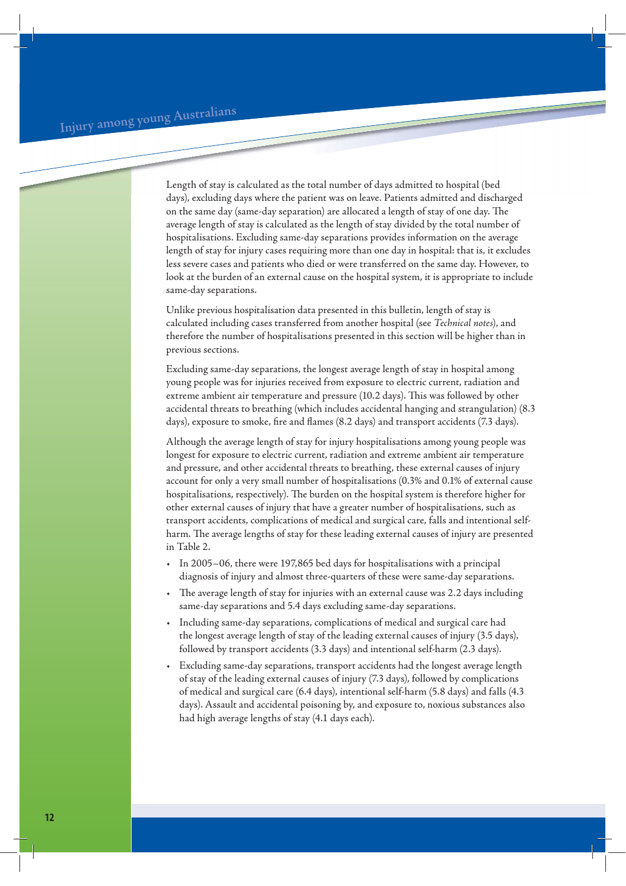Length of stay is calculated as the total number of days admitted to hospital (bed days), excluding days where the patient was on leave. Patients admitted and discharged on the same day (same-day separation) are allocated a length of stay of one day. The average length of stay is calculated as the length of stay divided by the total number of hospitalisations. Excluding same-day separations provides information on the average length of stay for injury cases requiring more than one day in hospital: that is, it excludes less severe cases and patients who died or were transferred on the same day. However, to look at the burden of an external cause on the hospital system, it is appropriate to include same-day separations.

Unlike previous hospitalisation data presented in this bulletin, length of stay is calculated including cases transferred from another hospital (see *Technical notes*), and therefore the number of hospitalisations presented in this section will be higher than in previous sections.

Excluding same-day separations, the longest average length of stay in hospital among young people was for injuries received from exposure to electric current, radiation and extreme ambient air temperature and pressure (10.2 days). This was followed by other accidental threats to breathing (which includes accidental hanging and strangulation) (8.3 days), exposure to smoke, fire and flames (8.2 days) and transport accidents (7.3 days).

Although the average length of stay for injury hospitalisations among young people was longest for exposure to electric current, radiation and extreme ambient air temperature and pressure, and other accidental threats to breathing, these external causes of injury account for only a very small number of hospitalisations (0.3% and 0.1% of external cause hospitalisations, respectively). The burden on the hospital system is therefore higher for other external causes of injury that have a greater number of hospitalisations, such as transport accidents, complications of medical and surgical care, falls and intentional self-harm. The average lengths of stay for these leading external causes of injury are presented in Table 2.

- In 2005–06, there were 197,865 bed days for hospitalisations with a principal diagnosis of injury and almost three-quarters of these were same-day separations.
- The average length of stay for injuries with an external cause was 2.2 days including same-day separations and 5.4 days excluding same-day separations.
- Including same-day separations, complications of medical and surgical care had the longest average length of stay of the leading external causes of injury (3.5 days), followed by transport accidents (3.3 days) and intentional self-harm (2.3 days).
- Excluding same-day separations, transport accidents had the longest average length of stay of the leading external causes of injury (7.3 days), followed by complications of medical and surgical care (6.4 days), intentional self-harm (5.8 days) and falls (4.3 days). Assault and accidental poisoning by, and exposure to, noxious substances also had high average lengths of stay (4.1 days each).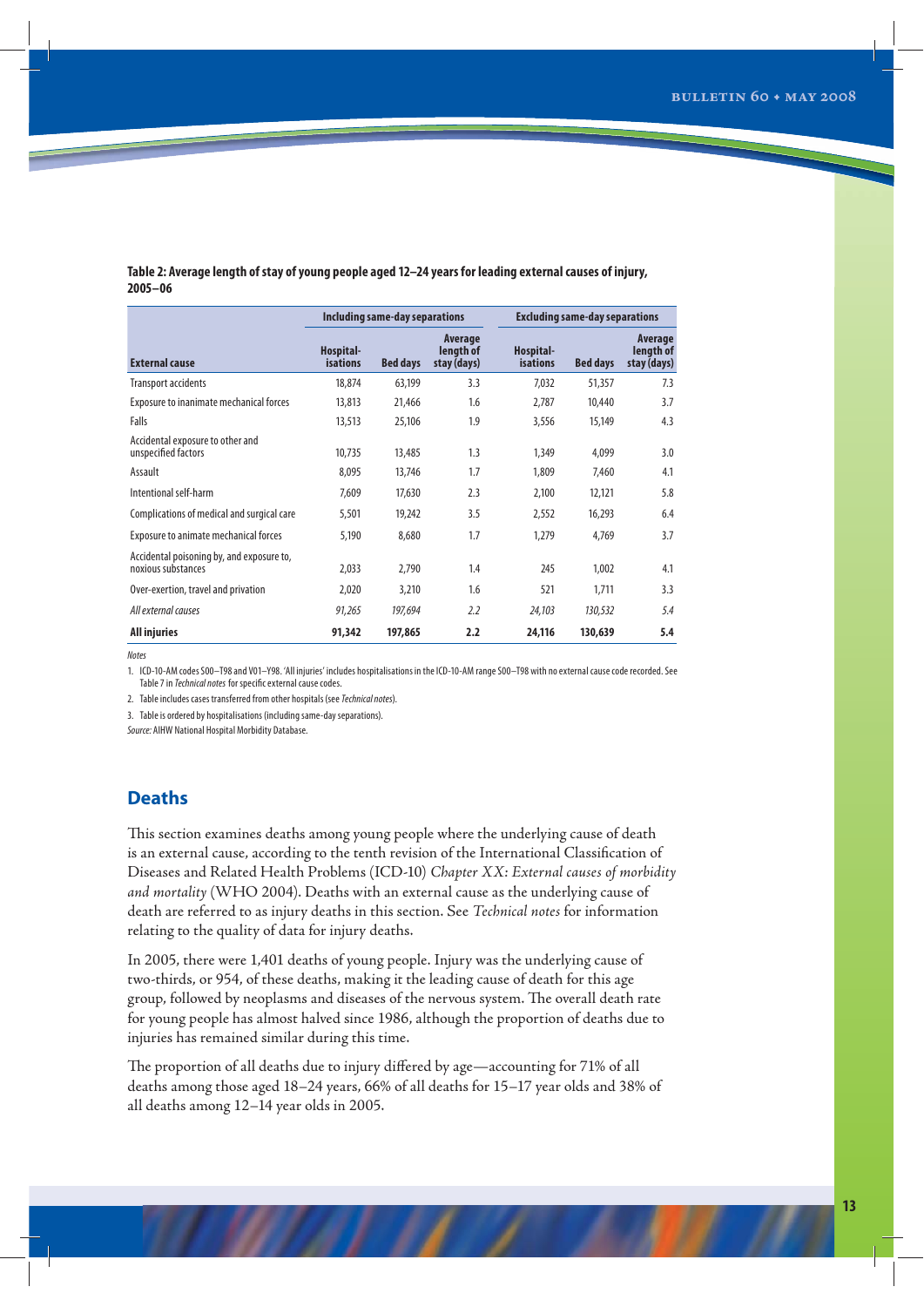**Table 2: Average length of stay of young people aged 12–24 years for leading external causes of injury, 2005–06**

| | Including same-day separations | | | Excluding same-day separations | | |
|---|---|---|---|---|---|---|
| **External cause** | **Hospital-isations** | **Bed days** | **Average length of stay (days)** | **Hospital-isations** | **Bed days** | **Average length of stay (days)** |
| Transport accidents | 18,874 | 63,199 | 3.3 | 7,032 | 51,357 | 7.3 |
| Exposure to inanimate mechanical forces | 13,813 | 21,466 | 1.6 | 2,787 | 10,440 | 3.7 |
| Falls | 13,513 | 25,106 | 1.9 | 3,556 | 15,149 | 4.3 |
| Accidental exposure to other and unspecified factors | 10,735 | 13,485 | 1.3 | 1,349 | 4,099 | 3.0 |
| Assault | 8,095 | 13,746 | 1.7 | 1,809 | 7,460 | 4.1 |
| Intentional self-harm | 7,609 | 17,630 | 2.3 | 2,100 | 12,121 | 5.8 |
| Complications of medical and surgical care | 5,501 | 19,242 | 3.5 | 2,552 | 16,293 | 6.4 |
| Exposure to animate mechanical forces | 5,190 | 8,680 | 1.7 | 1,279 | 4,769 | 3.7 |
| Accidental poisoning by, and exposure to, noxious substances | 2,033 | 2,790 | 1.4 | 245 | 1,002 | 4.1 |
| Over-exertion, travel and privation | 2,020 | 3,210 | 1.6 | 521 | 1,711 | 3.3 |
| *All external causes* | *91,265* | *197,694* | *2.2* | *24,103* | *130,532* | *5.4* |
| **All injuries** | **91,342** | **197,865** | **2.2** | **24,116** | **130,639** | **5.4** |

*Notes*

1. ICD-10-AM codes S00–T98 and V01–Y98. 'All injuries' includes hospitalisations in the ICD-10-AM range S00–T98 with no external cause code recorded. See Table 7 in *Technical notes* for specific external cause codes.
2. Table includes cases transferred from other hospitals (see *Technical notes*).
3. Table is ordered by hospitalisations (including same-day separations).

*Source:* AIHW National Hospital Morbidity Database.

## Deaths

This section examines deaths among young people where the underlying cause of death is an external cause, according to the tenth revision of the International Classification of Diseases and Related Health Problems (ICD-10) *Chapter XX: External causes of morbidity and mortality* (WHO 2004). Deaths with an external cause as the underlying cause of death are referred to as injury deaths in this section. See *Technical notes* for information relating to the quality of data for injury deaths.

In 2005, there were 1,401 deaths of young people. Injury was the underlying cause of two-thirds, or 954, of these deaths, making it the leading cause of death for this age group, followed by neoplasms and diseases of the nervous system. The overall death rate for young people has almost halved since 1986, although the proportion of deaths due to injuries has remained similar during this time.

The proportion of all deaths due to injury differed by age—accounting for 71% of all deaths among those aged 18–24 years, 66% of all deaths for 15–17 year olds and 38% of all deaths among 12–14 year olds in 2005.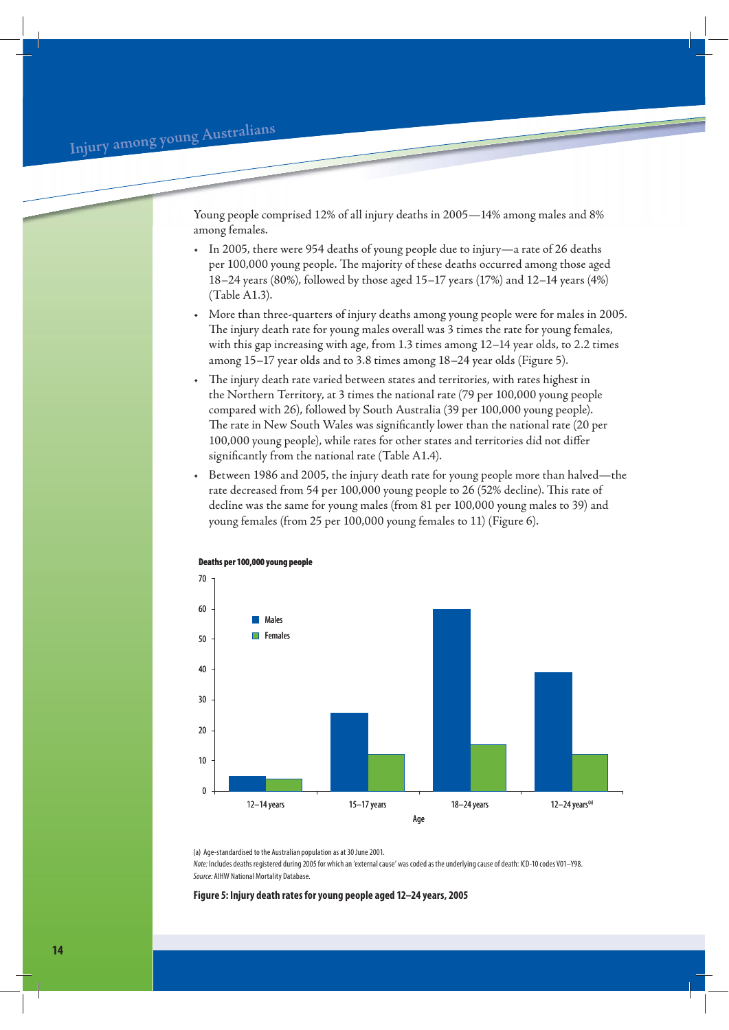Young people comprised 12% of all injury deaths in 2005—14% among males and 8% among females.

- In 2005, there were 954 deaths of young people due to injury—a rate of 26 deaths per 100,000 young people. The majority of these deaths occurred among those aged 18–24 years (80%), followed by those aged 15–17 years (17%) and 12–14 years (4%) (Table A1.3).
- More than three-quarters of injury deaths among young people were for males in 2005. The injury death rate for young males overall was 3 times the rate for young females, with this gap increasing with age, from 1.3 times among 12–14 year olds, to 2.2 times among 15–17 year olds and to 3.8 times among 18–24 year olds (Figure 5).
- The injury death rate varied between states and territories, with rates highest in the Northern Territory, at 3 times the national rate (79 per 100,000 young people compared with 26), followed by South Australia (39 per 100,000 young people). The rate in New South Wales was significantly lower than the national rate (20 per 100,000 young people), while rates for other states and territories did not differ significantly from the national rate (Table A1.4).
- Between 1986 and 2005, the injury death rate for young people more than halved—the rate decreased from 54 per 100,000 young people to 26 (52% decline). This rate of decline was the same for young males (from 81 per 100,000 young males to 39) and young females (from 25 per 100,000 young females to 11) (Figure 6).

(a) Age-standardised to the Australian population as at 30 June 2001.

*Note:* Includes deaths registered during 2005 for which an 'external cause' was coded as the underlying cause of death: ICD-10 codes V01–Y98.

*Source:* AIHW National Mortality Database.

**Figure 5: Injury death rates for young people aged 12–24 years, 2005**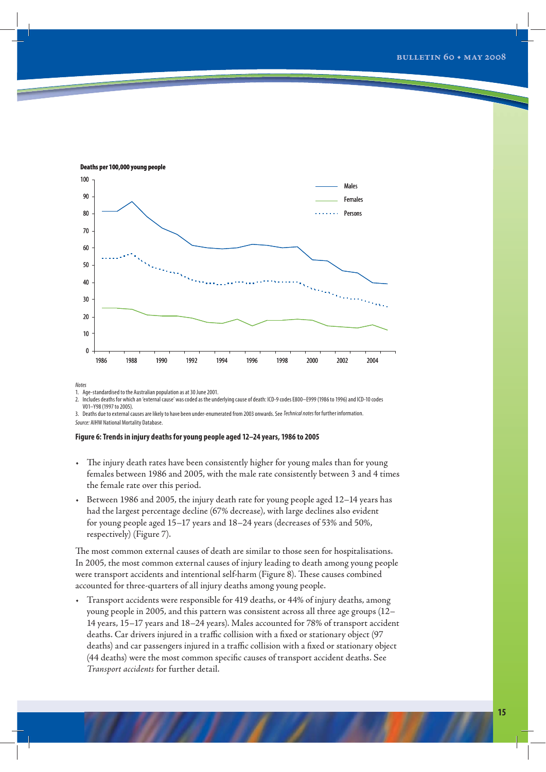Deaths per 100,000 young people

*Notes*

1. Age-standardised to the Australian population as at 30 June 2001.
2. Includes deaths for which an 'external cause' was coded as the underlying cause of death: ICD-9 codes E800–E999 (1986 to 1996) and ICD-10 codes V01–Y98 (1997 to 2005).
3. Deaths due to external causes are likely to have been under-enumerated from 2003 onwards. See *Technical notes* for further information.

*Source:* AIHW National Mortality Database.

**Figure 6: Trends in injury deaths for young people aged 12–24 years, 1986 to 2005**

- The injury death rates have been consistently higher for young males than for young females between 1986 and 2005, with the male rate consistently between 3 and 4 times the female rate over this period.
- Between 1986 and 2005, the injury death rate for young people aged 12–14 years has had the largest percentage decline (67% decrease), with large declines also evident for young people aged 15–17 years and 18–24 years (decreases of 53% and 50%, respectively) (Figure 7).

The most common external causes of death are similar to those seen for hospitalisations. In 2005, the most common external causes of injury leading to death among young people were transport accidents and intentional self-harm (Figure 8). These causes combined accounted for three-quarters of all injury deaths among young people.

- Transport accidents were responsible for 419 deaths, or 44% of injury deaths, among young people in 2005, and this pattern was consistent across all three age groups (12–14 years, 15–17 years and 18–24 years). Males accounted for 78% of transport accident deaths. Car drivers injured in a traffic collision with a fixed or stationary object (97 deaths) and car passengers injured in a traffic collision with a fixed or stationary object (44 deaths) were the most common specific causes of transport accident deaths. See *Transport accidents* for further detail.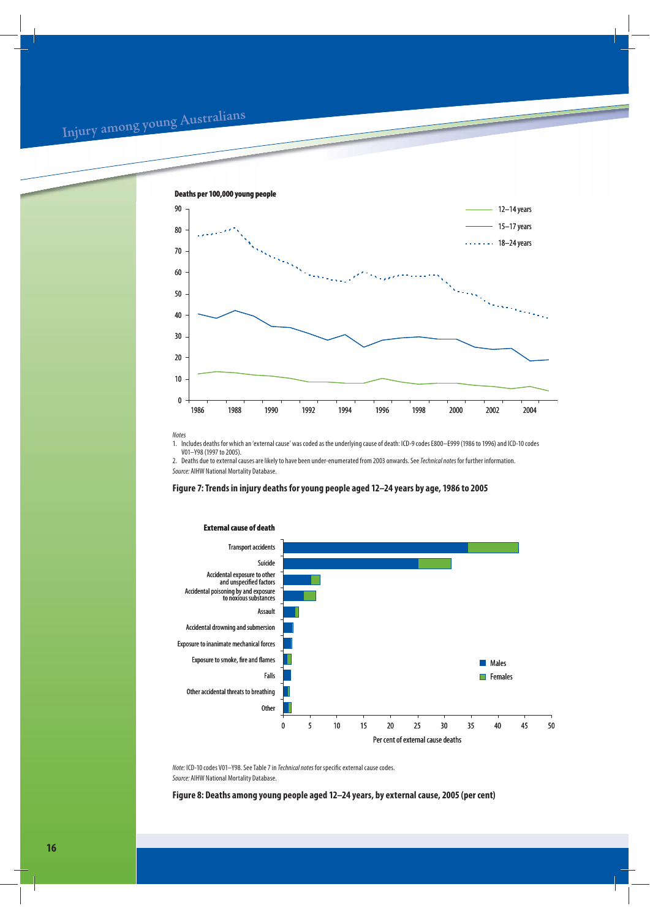Deaths per 100,000 young people

Notes

1. Includes deaths for which an 'external cause' was coded as the underlying cause of death: ICD-9 codes E800–E999 (1986 to 1996) and ICD-10 codes V01–Y98 (1997 to 2005).
2. Deaths due to external causes are likely to have been under-enumerated from 2003 onwards. See *Technical notes* for further information.

*Source:* AIHW National Mortality Database.

**Figure 7: Trends in injury deaths for young people aged 12–24 years by age, 1986 to 2005**

*Note:* ICD-10 codes V01–Y98. See Table 7 in *Technical notes* for specific external cause codes.

*Source:* AIHW National Mortality Database.

**Figure 8: Deaths among young people aged 12–24 years, by external cause, 2005 (per cent)**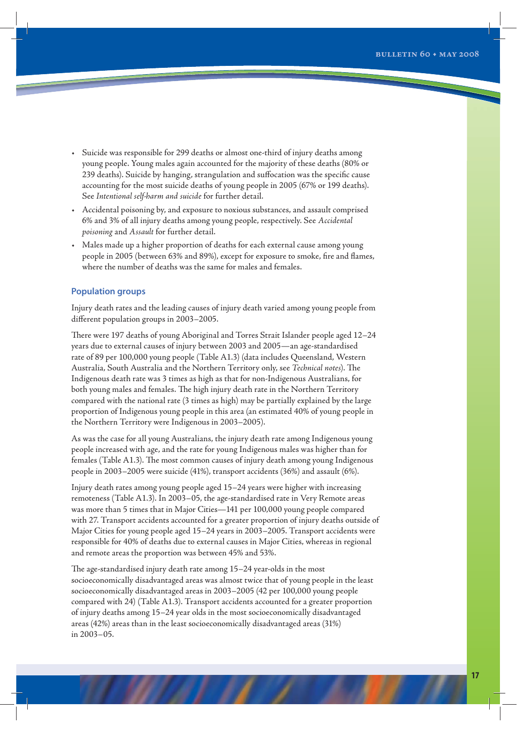- Suicide was responsible for 299 deaths or almost one-third of injury deaths among young people. Young males again accounted for the majority of these deaths (80% or 239 deaths). Suicide by hanging, strangulation and suffocation was the specific cause accounting for the most suicide deaths of young people in 2005 (67% or 199 deaths). See *Intentional self-harm and suicide* for further detail.
- Accidental poisoning by, and exposure to noxious substances, and assault comprised 6% and 3% of all injury deaths among young people, respectively. See *Accidental poisoning* and *Assault* for further detail.
- Males made up a higher proportion of deaths for each external cause among young people in 2005 (between 63% and 89%), except for exposure to smoke, fire and flames, where the number of deaths was the same for males and females.

### Population groups

Injury death rates and the leading causes of injury death varied among young people from different population groups in 2003–2005.

There were 197 deaths of young Aboriginal and Torres Strait Islander people aged 12–24 years due to external causes of injury between 2003 and 2005—an age-standardised rate of 89 per 100,000 young people (Table A1.3) (data includes Queensland, Western Australia, South Australia and the Northern Territory only, see *Technical notes*). The Indigenous death rate was 3 times as high as that for non-Indigenous Australians, for both young males and females. The high injury death rate in the Northern Territory compared with the national rate (3 times as high) may be partially explained by the large proportion of Indigenous young people in this area (an estimated 40% of young people in the Northern Territory were Indigenous in 2003–2005).

As was the case for all young Australians, the injury death rate among Indigenous young people increased with age, and the rate for young Indigenous males was higher than for females (Table A1.3). The most common causes of injury death among young Indigenous people in 2003–2005 were suicide (41%), transport accidents (36%) and assault (6%).

Injury death rates among young people aged 15–24 years were higher with increasing remoteness (Table A1.3). In 2003–05, the age-standardised rate in Very Remote areas was more than 5 times that in Major Cities—141 per 100,000 young people compared with 27. Transport accidents accounted for a greater proportion of injury deaths outside of Major Cities for young people aged 15–24 years in 2003–2005. Transport accidents were responsible for 40% of deaths due to external causes in Major Cities, whereas in regional and remote areas the proportion was between 45% and 53%.

The age-standardised injury death rate among 15–24 year-olds in the most socioeconomically disadvantaged areas was almost twice that of young people in the least socioeconomically disadvantaged areas in 2003–2005 (42 per 100,000 young people compared with 24) (Table A1.3). Transport accidents accounted for a greater proportion of injury deaths among 15–24 year olds in the most socioeconomically disadvantaged areas (42%) areas than in the least socioeconomically disadvantaged areas (31%) in 2003–05.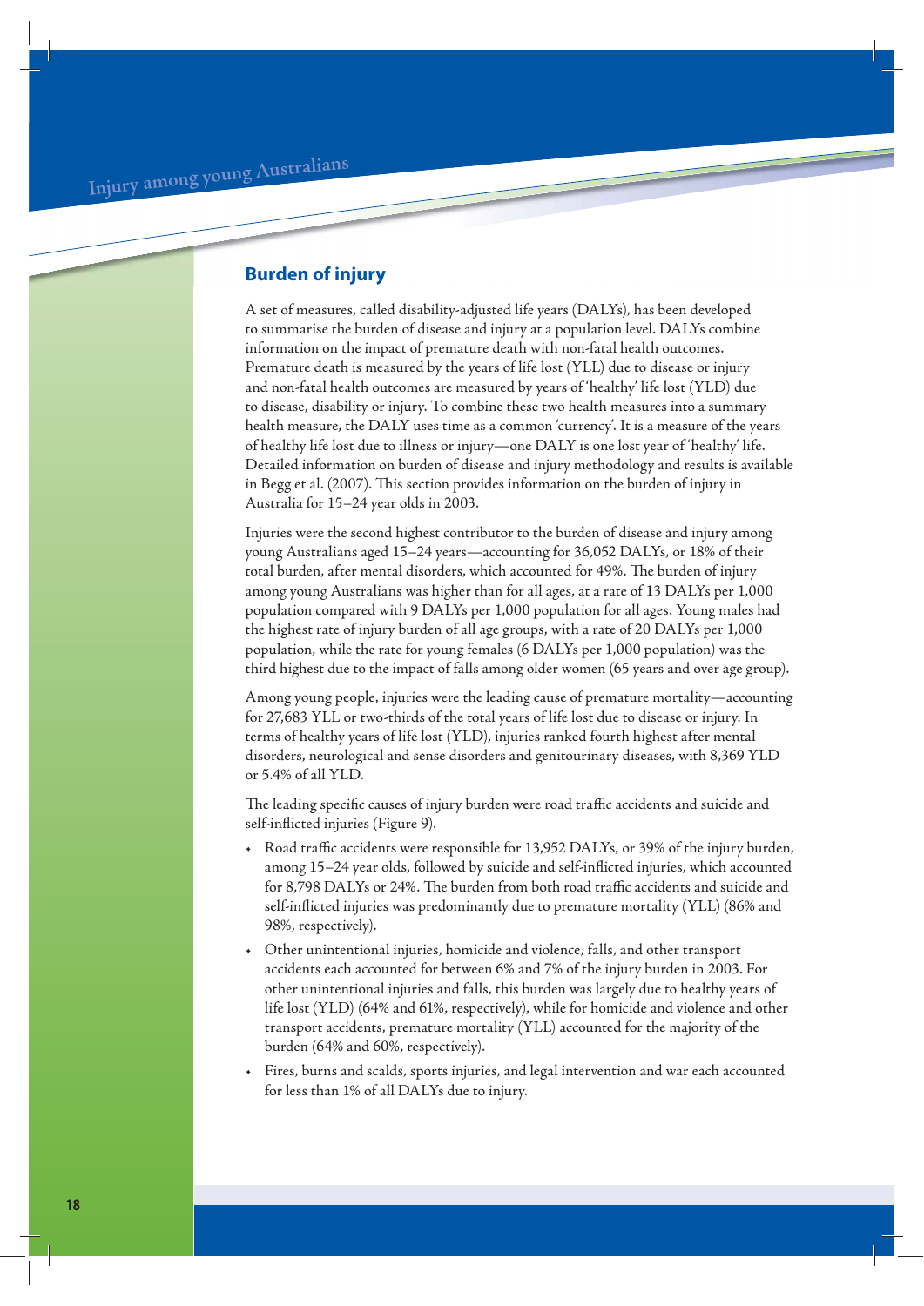## Burden of injury

A set of measures, called disability-adjusted life years (DALYs), has been developed to summarise the burden of disease and injury at a population level. DALYs combine information on the impact of premature death with non-fatal health outcomes. Premature death is measured by the years of life lost (YLL) due to disease or injury and non-fatal health outcomes are measured by years of 'healthy' life lost (YLD) due to disease, disability or injury. To combine these two health measures into a summary health measure, the DALY uses time as a common 'currency'. It is a measure of the years of healthy life lost due to illness or injury—one DALY is one lost year of 'healthy' life. Detailed information on burden of disease and injury methodology and results is available in Begg et al. (2007). This section provides information on the burden of injury in Australia for 15–24 year olds in 2003.

Injuries were the second highest contributor to the burden of disease and injury among young Australians aged 15–24 years—accounting for 36,052 DALYs, or 18% of their total burden, after mental disorders, which accounted for 49%. The burden of injury among young Australians was higher than for all ages, at a rate of 13 DALYs per 1,000 population compared with 9 DALYs per 1,000 population for all ages. Young males had the highest rate of injury burden of all age groups, with a rate of 20 DALYs per 1,000 population, while the rate for young females (6 DALYs per 1,000 population) was the third highest due to the impact of falls among older women (65 years and over age group).

Among young people, injuries were the leading cause of premature mortality—accounting for 27,683 YLL or two-thirds of the total years of life lost due to disease or injury. In terms of healthy years of life lost (YLD), injuries ranked fourth highest after mental disorders, neurological and sense disorders and genitourinary diseases, with 8,369 YLD or 5.4% of all YLD.

The leading specific causes of injury burden were road traffic accidents and suicide and self-inflicted injuries (Figure 9).

- Road traffic accidents were responsible for 13,952 DALYs, or 39% of the injury burden, among 15–24 year olds, followed by suicide and self-inflicted injuries, which accounted for 8,798 DALYs or 24%. The burden from both road traffic accidents and suicide and self-inflicted injuries was predominantly due to premature mortality (YLL) (86% and 98%, respectively).
- Other unintentional injuries, homicide and violence, falls, and other transport accidents each accounted for between 6% and 7% of the injury burden in 2003. For other unintentional injuries and falls, this burden was largely due to healthy years of life lost (YLD) (64% and 61%, respectively), while for homicide and violence and other transport accidents, premature mortality (YLL) accounted for the majority of the burden (64% and 60%, respectively).
- Fires, burns and scalds, sports injuries, and legal intervention and war each accounted for less than 1% of all DALYs due to injury.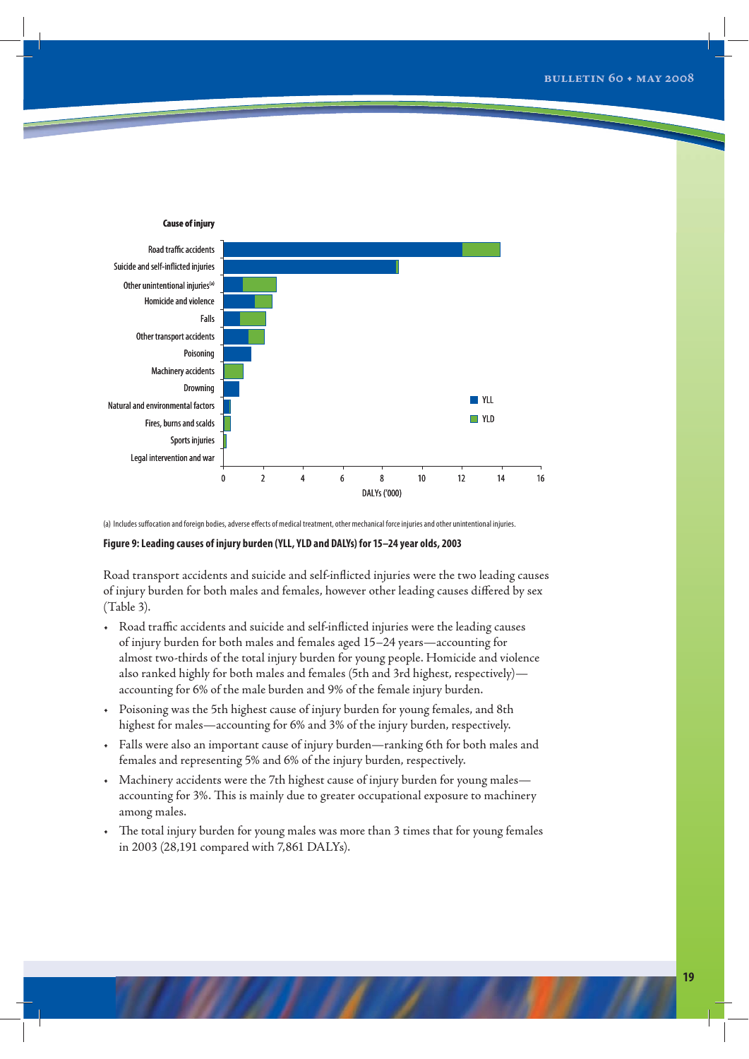(a) Includes suffocation and foreign bodies, adverse effects of medical treatment, other mechanical force injuries and other unintentional injuries.

**Figure 9: Leading causes of injury burden (YLL, YLD and DALYs) for 15–24 year olds, 2003**

Road transport accidents and suicide and self-inflicted injuries were the two leading causes of injury burden for both males and females, however other leading causes differed by sex (Table 3).

- Road traffic accidents and suicide and self-inflicted injuries were the leading causes of injury burden for both males and females aged 15–24 years—accounting for almost two-thirds of the total injury burden for young people. Homicide and violence also ranked highly for both males and females (5th and 3rd highest, respectively)—accounting for 6% of the male burden and 9% of the female injury burden.
- Poisoning was the 5th highest cause of injury burden for young females, and 8th highest for males—accounting for 6% and 3% of the injury burden, respectively.
- Falls were also an important cause of injury burden—ranking 6th for both males and females and representing 5% and 6% of the injury burden, respectively.
- Machinery accidents were the 7th highest cause of injury burden for young males—accounting for 3%. This is mainly due to greater occupational exposure to machinery among males.
- The total injury burden for young males was more than 3 times that for young females in 2003 (28,191 compared with 7,861 DALYs).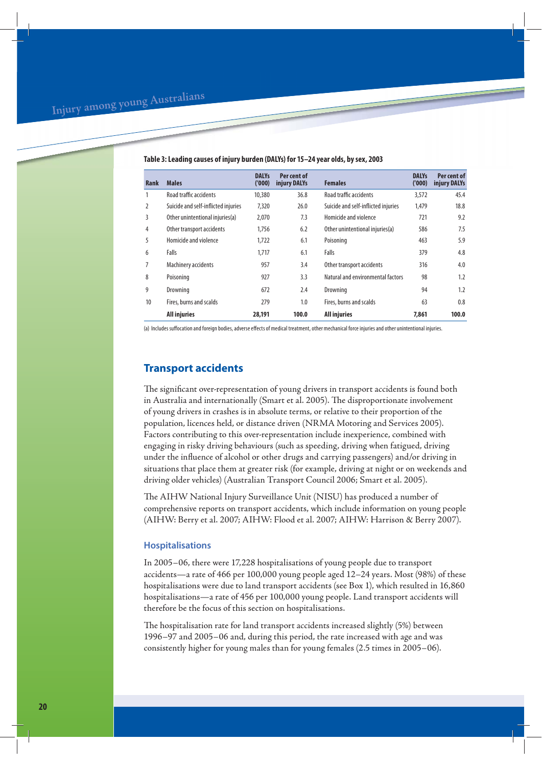**Table 3: Leading causes of injury burden (DALYs) for 15–24 year olds, by sex, 2003**

| Rank | Males | DALYs ('000) | Per cent of injury DALYs | Females | DALYs ('000) | Per cent of injury DALYs |
|---|---|---|---|---|---|---|
| 1 | Road traffic accidents | 10,380 | 36.8 | Road traffic accidents | 3,572 | 45.4 |
| 2 | Suicide and self-inflicted injuries | 7,320 | 26.0 | Suicide and self-inflicted injuries | 1,479 | 18.8 |
| 3 | Other unintentional injuries(a) | 2,070 | 7.3 | Homicide and violence | 721 | 9.2 |
| 4 | Other transport accidents | 1,756 | 6.2 | Other unintentional injuries(a) | 586 | 7.5 |
| 5 | Homicide and violence | 1,722 | 6.1 | Poisoning | 463 | 5.9 |
| 6 | Falls | 1,717 | 6.1 | Falls | 379 | 4.8 |
| 7 | Machinery accidents | 957 | 3.4 | Other transport accidents | 316 | 4.0 |
| 8 | Poisoning | 927 | 3.3 | Natural and environmental factors | 98 | 1.2 |
| 9 | Drowning | 672 | 2.4 | Drowning | 94 | 1.2 |
| 10 | Fires, burns and scalds | 279 | 1.0 | Fires, burns and scalds | 63 | 0.8 |
| | **All injuries** | **28,191** | **100.0** | **All injuries** | **7,861** | **100.0** |

(a) Includes suffocation and foreign bodies, adverse effects of medical treatment, other mechanical force injuries and other unintentional injuries.

## Transport accidents

The significant over-representation of young drivers in transport accidents is found both in Australia and internationally (Smart et al. 2005). The disproportionate involvement of young drivers in crashes is in absolute terms, or relative to their proportion of the population, licences held, or distance driven (NRMA Motoring and Services 2005). Factors contributing to this over-representation include inexperience, combined with engaging in risky driving behaviours (such as speeding, driving when fatigued, driving under the influence of alcohol or other drugs and carrying passengers) and/or driving in situations that place them at greater risk (for example, driving at night or on weekends and driving older vehicles) (Australian Transport Council 2006; Smart et al. 2005).

The AIHW National Injury Surveillance Unit (NISU) has produced a number of comprehensive reports on transport accidents, which include information on young people (AIHW: Berry et al. 2007; AIHW: Flood et al. 2007; AIHW: Harrison & Berry 2007).

### Hospitalisations

In 2005–06, there were 17,228 hospitalisations of young people due to transport accidents—a rate of 466 per 100,000 young people aged 12–24 years. Most (98%) of these hospitalisations were due to land transport accidents (see Box 1), which resulted in 16,860 hospitalisations—a rate of 456 per 100,000 young people. Land transport accidents will therefore be the focus of this section on hospitalisations.

The hospitalisation rate for land transport accidents increased slightly (5%) between 1996–97 and 2005–06 and, during this period, the rate increased with age and was consistently higher for young males than for young females (2.5 times in 2005–06).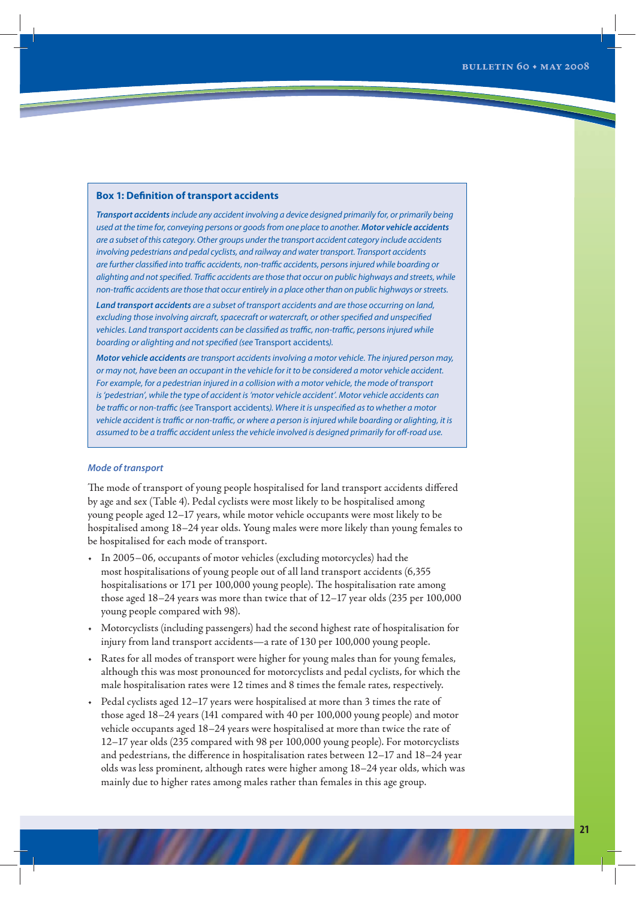### Box 1: Definition of transport accidents

***Transport accidents*** *include any accident involving a device designed primarily for, or primarily being used at the time for, conveying persons or goods from one place to another.* ***Motor vehicle accidents*** *are a subset of this category. Other groups under the transport accident category include accidents involving pedestrians and pedal cyclists, and railway and water transport. Transport accidents are further classified into traffic accidents, non-traffic accidents, persons injured while boarding or alighting and not specified. Traffic accidents are those that occur on public highways and streets, while non-traffic accidents are those that occur entirely in a place other than on public highways or streets.*

***Land transport accidents*** *are a subset of transport accidents and are those occurring on land, excluding those involving aircraft, spacecraft or watercraft, or other specified and unspecified vehicles. Land transport accidents can be classified as traffic, non-traffic, persons injured while boarding or alighting and not specified (see* Transport accidents*).*

***Motor vehicle accidents*** *are transport accidents involving a motor vehicle. The injured person may, or may not, have been an occupant in the vehicle for it to be considered a motor vehicle accident. For example, for a pedestrian injured in a collision with a motor vehicle, the mode of transport is 'pedestrian', while the type of accident is 'motor vehicle accident'. Motor vehicle accidents can be traffic or non-traffic (see* Transport accidents*). Where it is unspecified as to whether a motor vehicle accident is traffic or non-traffic, or where a person is injured while boarding or alighting, it is assumed to be a traffic accident unless the vehicle involved is designed primarily for off-road use.*

#### *Mode of transport*

The mode of transport of young people hospitalised for land transport accidents differed by age and sex (Table 4). Pedal cyclists were most likely to be hospitalised among young people aged 12–17 years, while motor vehicle occupants were most likely to be hospitalised among 18–24 year olds. Young males were more likely than young females to be hospitalised for each mode of transport.

- In 2005–06, occupants of motor vehicles (excluding motorcycles) had the most hospitalisations of young people out of all land transport accidents (6,355 hospitalisations or 171 per 100,000 young people). The hospitalisation rate among those aged 18–24 years was more than twice that of 12–17 year olds (235 per 100,000 young people compared with 98).
- Motorcyclists (including passengers) had the second highest rate of hospitalisation for injury from land transport accidents—a rate of 130 per 100,000 young people.
- Rates for all modes of transport were higher for young males than for young females, although this was most pronounced for motorcyclists and pedal cyclists, for which the male hospitalisation rates were 12 times and 8 times the female rates, respectively.
- Pedal cyclists aged 12–17 years were hospitalised at more than 3 times the rate of those aged 18–24 years (141 compared with 40 per 100,000 young people) and motor vehicle occupants aged 18–24 years were hospitalised at more than twice the rate of 12–17 year olds (235 compared with 98 per 100,000 young people). For motorcyclists and pedestrians, the difference in hospitalisation rates between 12–17 and 18–24 year olds was less prominent, although rates were higher among 18–24 year olds, which was mainly due to higher rates among males rather than females in this age group.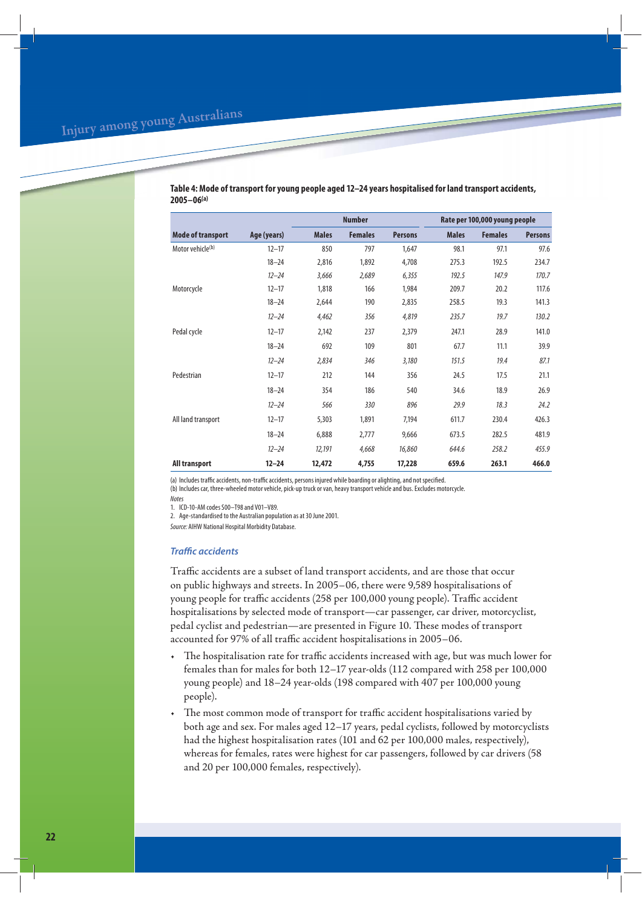**Table 4: Mode of transport for young people aged 12–24 years hospitalised for land transport accidents, 2005–06[(a)]**

| | | Number | | | Rate per 100,000 young people | | |
|---|---|---|---|---|---|---|---|
| Mode of transport | Age (years) | Males | Females | Persons | Males | Females | Persons |
| Motor vehicle[(b)] | 12–17 | 850 | 797 | 1,647 | 98.1 | 97.1 | 97.6 |
| | 18–24 | 2,816 | 1,892 | 4,708 | 275.3 | 192.5 | 234.7 |
| | *12–24* | *3,666* | *2,689* | *6,355* | *192.5* | *147.9* | *170.7* |
| Motorcycle | 12–17 | 1,818 | 166 | 1,984 | 209.7 | 20.2 | 117.6 |
| | 18–24 | 2,644 | 190 | 2,835 | 258.5 | 19.3 | 141.3 |
| | *12–24* | *4,462* | *356* | *4,819* | *235.7* | *19.7* | *130.2* |
| Pedal cycle | 12–17 | 2,142 | 237 | 2,379 | 247.1 | 28.9 | 141.0 |
| | 18–24 | 692 | 109 | 801 | 67.7 | 11.1 | 39.9 |
| | *12–24* | *2,834* | *346* | *3,180* | *151.5* | *19.4* | *87.1* |
| Pedestrian | 12–17 | 212 | 144 | 356 | 24.5 | 17.5 | 21.1 |
| | 18–24 | 354 | 186 | 540 | 34.6 | 18.9 | 26.9 |
| | *12–24* | *566* | *330* | *896* | *29.9* | *18.3* | *24.2* |
| All land transport | 12–17 | 5,303 | 1,891 | 7,194 | 611.7 | 230.4 | 426.3 |
| | 18–24 | 6,888 | 2,777 | 9,666 | 673.5 | 282.5 | 481.9 |
| | *12–24* | *12,191* | *4,668* | *16,860* | *644.6* | *258.2* | *455.9* |
| **All transport** | **12–24** | **12,472** | **4,755** | **17,228** | **659.6** | **263.1** | **466.0** |

(a) Includes traffic accidents, non-traffic accidents, persons injured while boarding or alighting, and not specified.
(b) Includes car, three-wheeled motor vehicle, pick-up truck or van, heavy transport vehicle and bus. Excludes motorcycle.

*Notes*

1. ICD-10-AM codes S00–T98 and V01–V89.
2. Age-standardised to the Australian population as at 30 June 2001.

*Source:* AIHW National Hospital Morbidity Database.

### *Traffic accidents*

Traffic accidents are a subset of land transport accidents, and are those that occur on public highways and streets. In 2005–06, there were 9,589 hospitalisations of young people for traffic accidents (258 per 100,000 young people). Traffic accident hospitalisations by selected mode of transport—car passenger, car driver, motorcyclist, pedal cyclist and pedestrian—are presented in Figure 10. These modes of transport accounted for 97% of all traffic accident hospitalisations in 2005–06.

- The hospitalisation rate for traffic accidents increased with age, but was much lower for females than for males for both 12–17 year-olds (112 compared with 258 per 100,000 young people) and 18–24 year-olds (198 compared with 407 per 100,000 young people).
- The most common mode of transport for traffic accident hospitalisations varied by both age and sex. For males aged 12–17 years, pedal cyclists, followed by motorcyclists had the highest hospitalisation rates (101 and 62 per 100,000 males, respectively), whereas for females, rates were highest for car passengers, followed by car drivers (58 and 20 per 100,000 females, respectively).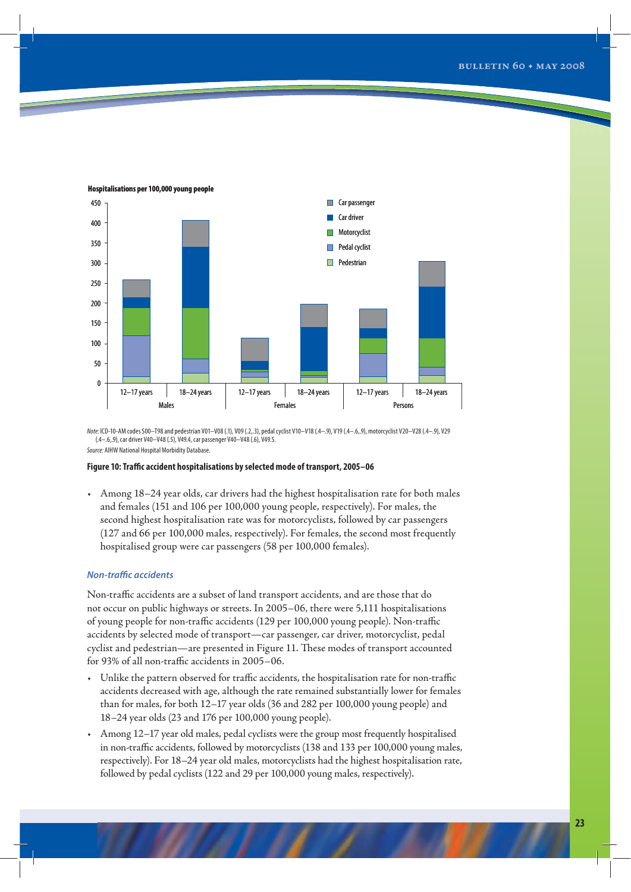Hospitalisations per 100,000 young people

*Note:* ICD-10-AM codes S00–T98 and pedestrian V01–V08 (.1), V09 (.2,.3), pedal cyclist V10–V18 (.4–.9), V19 (.4–.6,.9), motorcyclist V20–V28 (.4–.9), V29 (.4–.6,.9), car driver V40–V48 (.5), V49.4, car passenger V40–V48 (.6), V49.5.

*Source:* AIHW National Hospital Morbidity Database.

**Figure 10: Traffic accident hospitalisations by selected mode of transport, 2005–06**

- Among 18–24 year olds, car drivers had the highest hospitalisation rate for both males and females (151 and 106 per 100,000 young people, respectively). For males, the second highest hospitalisation rate was for motorcyclists, followed by car passengers (127 and 66 per 100,000 males, respectively). For females, the second most frequently hospitalised group were car passengers (58 per 100,000 females).

### *Non-traffic accidents*

Non-traffic accidents are a subset of land transport accidents, and are those that do not occur on public highways or streets. In 2005–06, there were 5,111 hospitalisations of young people for non-traffic accidents (129 per 100,000 young people). Non-traffic accidents by selected mode of transport—car passenger, car driver, motorcyclist, pedal cyclist and pedestrian—are presented in Figure 11. These modes of transport accounted for 93% of all non-traffic accidents in 2005–06.

- Unlike the pattern observed for traffic accidents, the hospitalisation rate for non-traffic accidents decreased with age, although the rate remained substantially lower for females than for males, for both 12–17 year olds (36 and 282 per 100,000 young people) and 18–24 year olds (23 and 176 per 100,000 young people).
- Among 12–17 year old males, pedal cyclists were the group most frequently hospitalised in non-traffic accidents, followed by motorcyclists (138 and 133 per 100,000 young males, respectively). For 18–24 year old males, motorcyclists had the highest hospitalisation rate, followed by pedal cyclists (122 and 29 per 100,000 young males, respectively).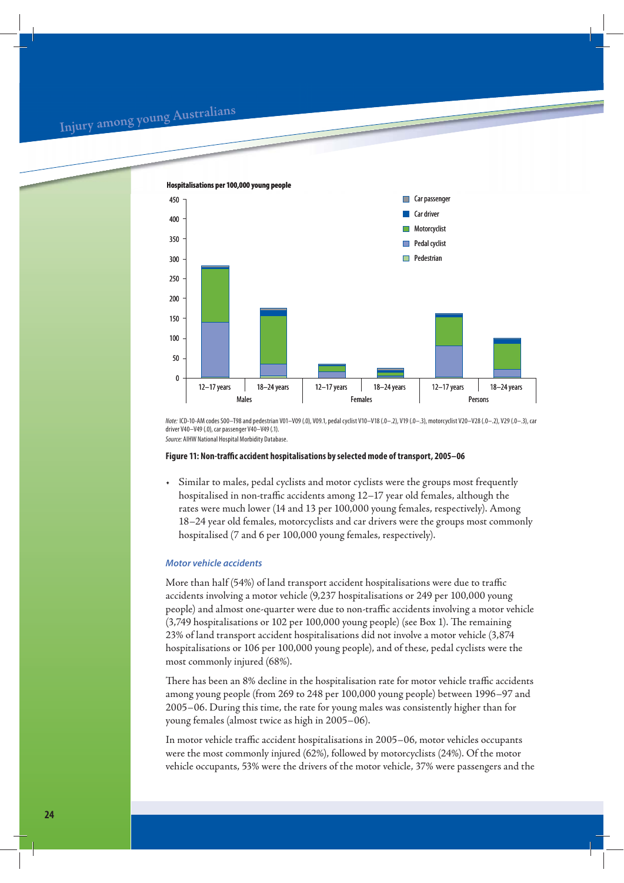Hospitalisations per 100,000 young people

*Note:* ICD-10-AM codes S00–T98 and pedestrian V01–V09 (.0), V09.1, pedal cyclist V10–V18 (.0–.2), V19 (.0–.3), motorcyclist V20–V28 (.0–.2), V29 (.0–.3), car driver V40–V49 (.0), car passenger V40–V49 (.1).

*Source:* AIHW National Hospital Morbidity Database.

**Figure 11: Non-traffic accident hospitalisations by selected mode of transport, 2005–06**

- Similar to males, pedal cyclists and motor cyclists were the groups most frequently hospitalised in non-traffic accidents among 12–17 year old females, although the rates were much lower (14 and 13 per 100,000 young females, respectively). Among 18–24 year old females, motorcyclists and car drivers were the groups most commonly hospitalised (7 and 6 per 100,000 young females, respectively).

### *Motor vehicle accidents*

More than half (54%) of land transport accident hospitalisations were due to traffic accidents involving a motor vehicle (9,237 hospitalisations or 249 per 100,000 young people) and almost one-quarter were due to non-traffic accidents involving a motor vehicle (3,749 hospitalisations or 102 per 100,000 young people) (see Box 1). The remaining 23% of land transport accident hospitalisations did not involve a motor vehicle (3,874 hospitalisations or 106 per 100,000 young people), and of these, pedal cyclists were the most commonly injured (68%).

There has been an 8% decline in the hospitalisation rate for motor vehicle traffic accidents among young people (from 269 to 248 per 100,000 young people) between 1996–97 and 2005–06. During this time, the rate for young males was consistently higher than for young females (almost twice as high in 2005–06).

In motor vehicle traffic accident hospitalisations in 2005–06, motor vehicles occupants were the most commonly injured (62%), followed by motorcyclists (24%). Of the motor vehicle occupants, 53% were the drivers of the motor vehicle, 37% were passengers and the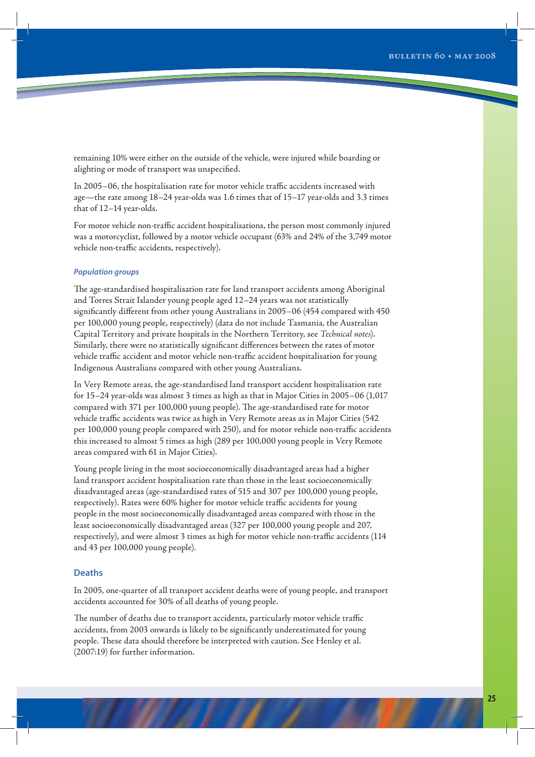remaining 10% were either on the outside of the vehicle, were injured while boarding or alighting or mode of transport was unspecified.

In 2005–06, the hospitalisation rate for motor vehicle traffic accidents increased with age—the rate among 18–24 year-olds was 1.6 times that of 15–17 year-olds and 3.3 times that of 12–14 year-olds.

For motor vehicle non-traffic accident hospitalisations, the person most commonly injured was a motorcyclist, followed by a motor vehicle occupant (63% and 24% of the 3,749 motor vehicle non-traffic accidents, respectively).

#### *Population groups*

The age-standardised hospitalisation rate for land transport accidents among Aboriginal and Torres Strait Islander young people aged 12–24 years was not statistically significantly different from other young Australians in 2005–06 (454 compared with 450 per 100,000 young people, respectively) (data do not include Tasmania, the Australian Capital Territory and private hospitals in the Northern Territory, see *Technical notes*). Similarly, there were no statistically significant differences between the rates of motor vehicle traffic accident and motor vehicle non-traffic accident hospitalisation for young Indigenous Australians compared with other young Australians.

In Very Remote areas, the age-standardised land transport accident hospitalisation rate for 15–24 year-olds was almost 3 times as high as that in Major Cities in 2005–06 (1,017 compared with 371 per 100,000 young people). The age-standardised rate for motor vehicle traffic accidents was twice as high in Very Remote areas as in Major Cities (542 per 100,000 young people compared with 250), and for motor vehicle non-traffic accidents this increased to almost 5 times as high (289 per 100,000 young people in Very Remote areas compared with 61 in Major Cities).

Young people living in the most socioeconomically disadvantaged areas had a higher land transport accident hospitalisation rate than those in the least socioeconomically disadvantaged areas (age-standardised rates of 515 and 307 per 100,000 young people, respectively). Rates were 60% higher for motor vehicle traffic accidents for young people in the most socioeconomically disadvantaged areas compared with those in the least socioeconomically disadvantaged areas (327 per 100,000 young people and 207, respectively), and were almost 3 times as high for motor vehicle non-traffic accidents (114 and 43 per 100,000 young people).

### Deaths

In 2005, one-quarter of all transport accident deaths were of young people, and transport accidents accounted for 30% of all deaths of young people.

The number of deaths due to transport accidents, particularly motor vehicle traffic accidents, from 2003 onwards is likely to be significantly underestimated for young people. These data should therefore be interpreted with caution. See Henley et al. (2007:19) for further information.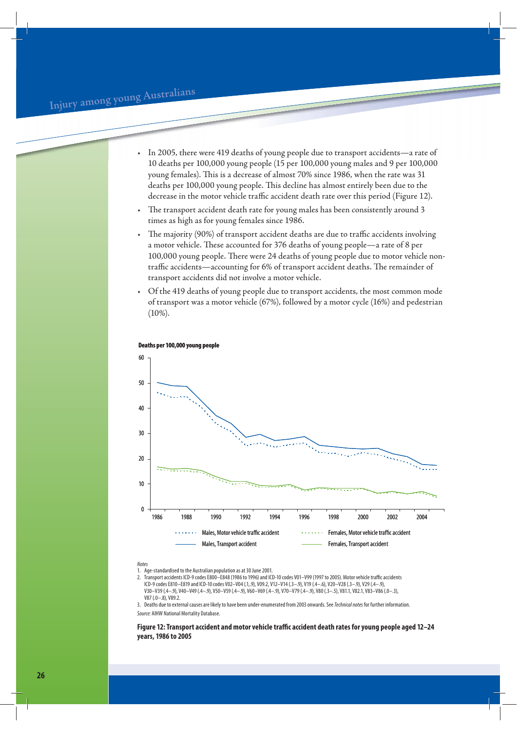- In 2005, there were 419 deaths of young people due to transport accidents—a rate of 10 deaths per 100,000 young people (15 per 100,000 young males and 9 per 100,000 young females). This is a decrease of almost 70% since 1986, when the rate was 31 deaths per 100,000 young people. This decline has almost entirely been due to the decrease in the motor vehicle traffic accident death rate over this period (Figure 12).
- The transport accident death rate for young males has been consistently around 3 times as high as for young females since 1986.
- The majority (90%) of transport accident deaths are due to traffic accidents involving a motor vehicle. These accounted for 376 deaths of young people—a rate of 8 per 100,000 young people. There were 24 deaths of young people due to motor vehicle non-traffic accidents—accounting for 6% of transport accident deaths. The remainder of transport accidents did not involve a motor vehicle.
- Of the 419 deaths of young people due to transport accidents, the most common mode of transport was a motor vehicle (67%), followed by a motor cycle (16%) and pedestrian (10%).

*Notes*

1. Age-standardised to the Australian population as at 30 June 2001.
2. Transport accidents ICD-9 codes E800–E848 (1986 to 1996) and ICD-10 codes V01–V99 (1997 to 2005). Motor vehicle traffic accidents ICD-9 codes E810–E819 and ICD-10 codes V02–V04 (.1,.9), V09.2, V12–V14 (.3–.9), V19 (.4–.6), V20–V28 (.3–.9), V29 (.4–.9), V30–V39 (.4–.9), V40–V49 (.4–.9), V50–V59 (.4–.9), V60–V69 (.4–.9), V70–V79 (.4–.9), V80 (.3–.5), V81.1, V82.1, V83–V86 (.0–.3), V87 (.0–.8), V89.2.
3. Deaths due to external causes are likely to have been under-enumerated from 2003 onwards. See *Technical notes* for further information.

*Source:* AIHW National Mortality Database.

**Figure 12: Transport accident and motor vehicle traffic accident death rates for young people aged 12–24 years, 1986 to 2005**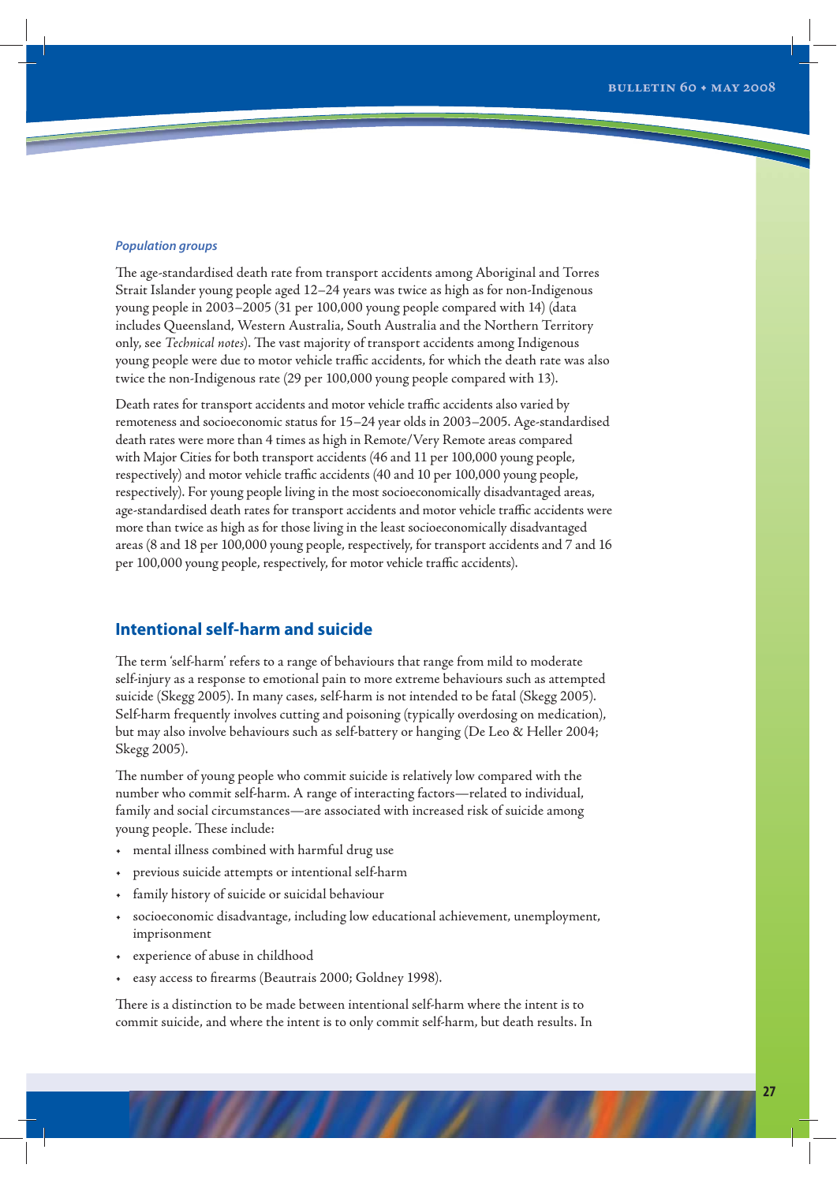#### *Population groups*

The age-standardised death rate from transport accidents among Aboriginal and Torres Strait Islander young people aged 12–24 years was twice as high as for non-Indigenous young people in 2003–2005 (31 per 100,000 young people compared with 14) (data includes Queensland, Western Australia, South Australia and the Northern Territory only, see *Technical notes*). The vast majority of transport accidents among Indigenous young people were due to motor vehicle traffic accidents, for which the death rate was also twice the non-Indigenous rate (29 per 100,000 young people compared with 13).

Death rates for transport accidents and motor vehicle traffic accidents also varied by remoteness and socioeconomic status for 15–24 year olds in 2003–2005. Age-standardised death rates were more than 4 times as high in Remote/Very Remote areas compared with Major Cities for both transport accidents (46 and 11 per 100,000 young people, respectively) and motor vehicle traffic accidents (40 and 10 per 100,000 young people, respectively). For young people living in the most socioeconomically disadvantaged areas, age-standardised death rates for transport accidents and motor vehicle traffic accidents were more than twice as high as for those living in the least socioeconomically disadvantaged areas (8 and 18 per 100,000 young people, respectively, for transport accidents and 7 and 16 per 100,000 young people, respectively, for motor vehicle traffic accidents).

## Intentional self-harm and suicide

The term 'self-harm' refers to a range of behaviours that range from mild to moderate self-injury as a response to emotional pain to more extreme behaviours such as attempted suicide (Skegg 2005). In many cases, self-harm is not intended to be fatal (Skegg 2005). Self-harm frequently involves cutting and poisoning (typically overdosing on medication), but may also involve behaviours such as self-battery or hanging (De Leo & Heller 2004; Skegg 2005).

The number of young people who commit suicide is relatively low compared with the number who commit self-harm. A range of interacting factors—related to individual, family and social circumstances—are associated with increased risk of suicide among young people. These include:

- mental illness combined with harmful drug use
- previous suicide attempts or intentional self-harm
- family history of suicide or suicidal behaviour
- socioeconomic disadvantage, including low educational achievement, unemployment, imprisonment
- experience of abuse in childhood
- easy access to firearms (Beautrais 2000; Goldney 1998).

There is a distinction to be made between intentional self-harm where the intent is to commit suicide, and where the intent is to only commit self-harm, but death results. In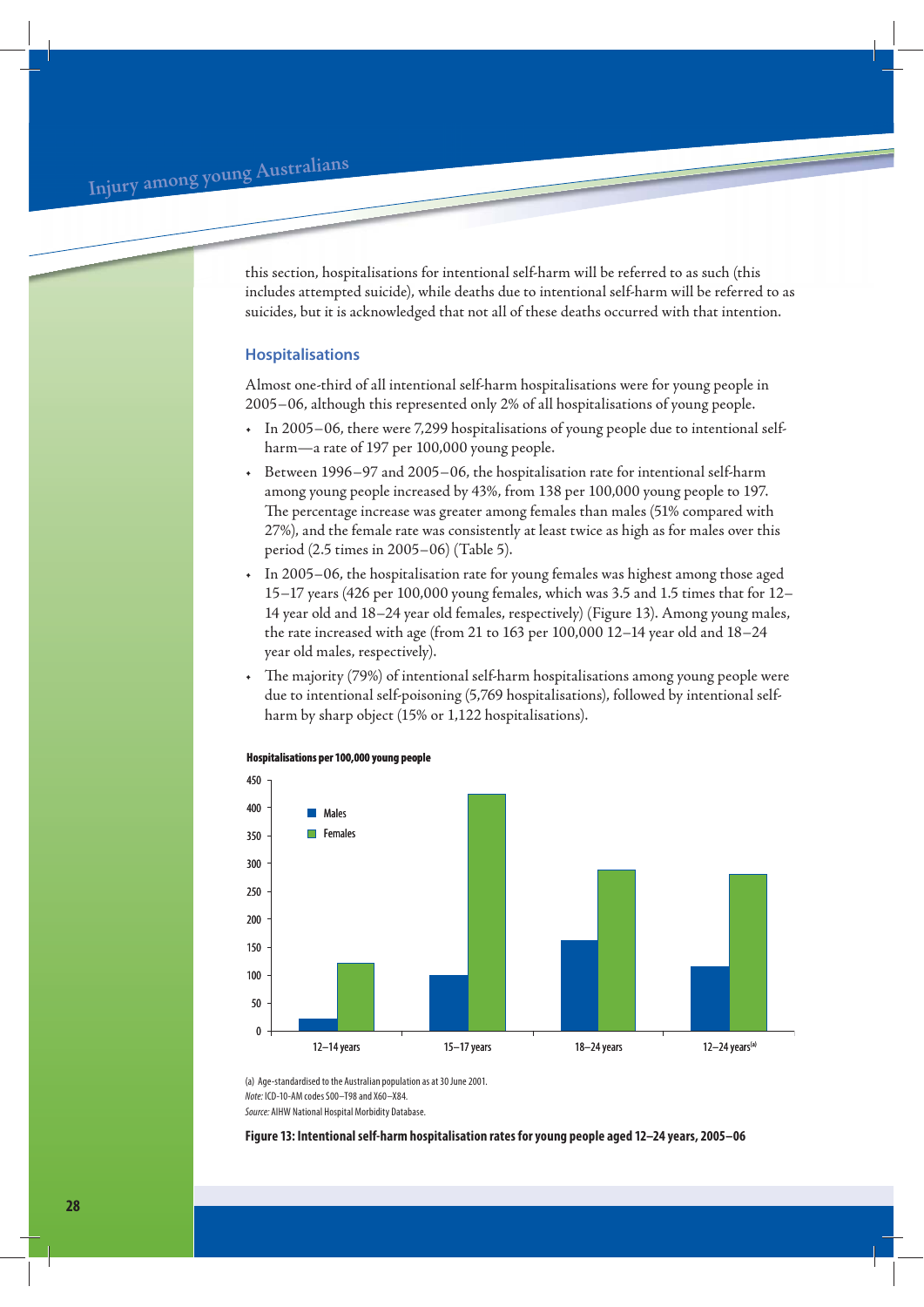this section, hospitalisations for intentional self-harm will be referred to as such (this includes attempted suicide), while deaths due to intentional self-harm will be referred to as suicides, but it is acknowledged that not all of these deaths occurred with that intention.

## Hospitalisations

Almost one-third of all intentional self-harm hospitalisations were for young people in 2005–06, although this represented only 2% of all hospitalisations of young people.

- In 2005–06, there were 7,299 hospitalisations of young people due to intentional self-harm—a rate of 197 per 100,000 young people.
- Between 1996–97 and 2005–06, the hospitalisation rate for intentional self-harm among young people increased by 43%, from 138 per 100,000 young people to 197. The percentage increase was greater among females than males (51% compared with 27%), and the female rate was consistently at least twice as high as for males over this period (2.5 times in 2005–06) (Table 5).
- In 2005–06, the hospitalisation rate for young females was highest among those aged 15–17 years (426 per 100,000 young females, which was 3.5 and 1.5 times that for 12–14 year old and 18–24 year old females, respectively) (Figure 13). Among young males, the rate increased with age (from 21 to 163 per 100,000 12–14 year old and 18–24 year old males, respectively).
- The majority (79%) of intentional self-harm hospitalisations among young people were due to intentional self-poisoning (5,769 hospitalisations), followed by intentional self-harm by sharp object (15% or 1,122 hospitalisations).

Hospitalisations per 100,000 young people

(a) Age-standardised to the Australian population as at 30 June 2001.

*Note:* ICD-10-AM codes S00–T98 and X60–X84.

*Source:* AIHW National Hospital Morbidity Database.

**Figure 13: Intentional self-harm hospitalisation rates for young people aged 12–24 years, 2005–06**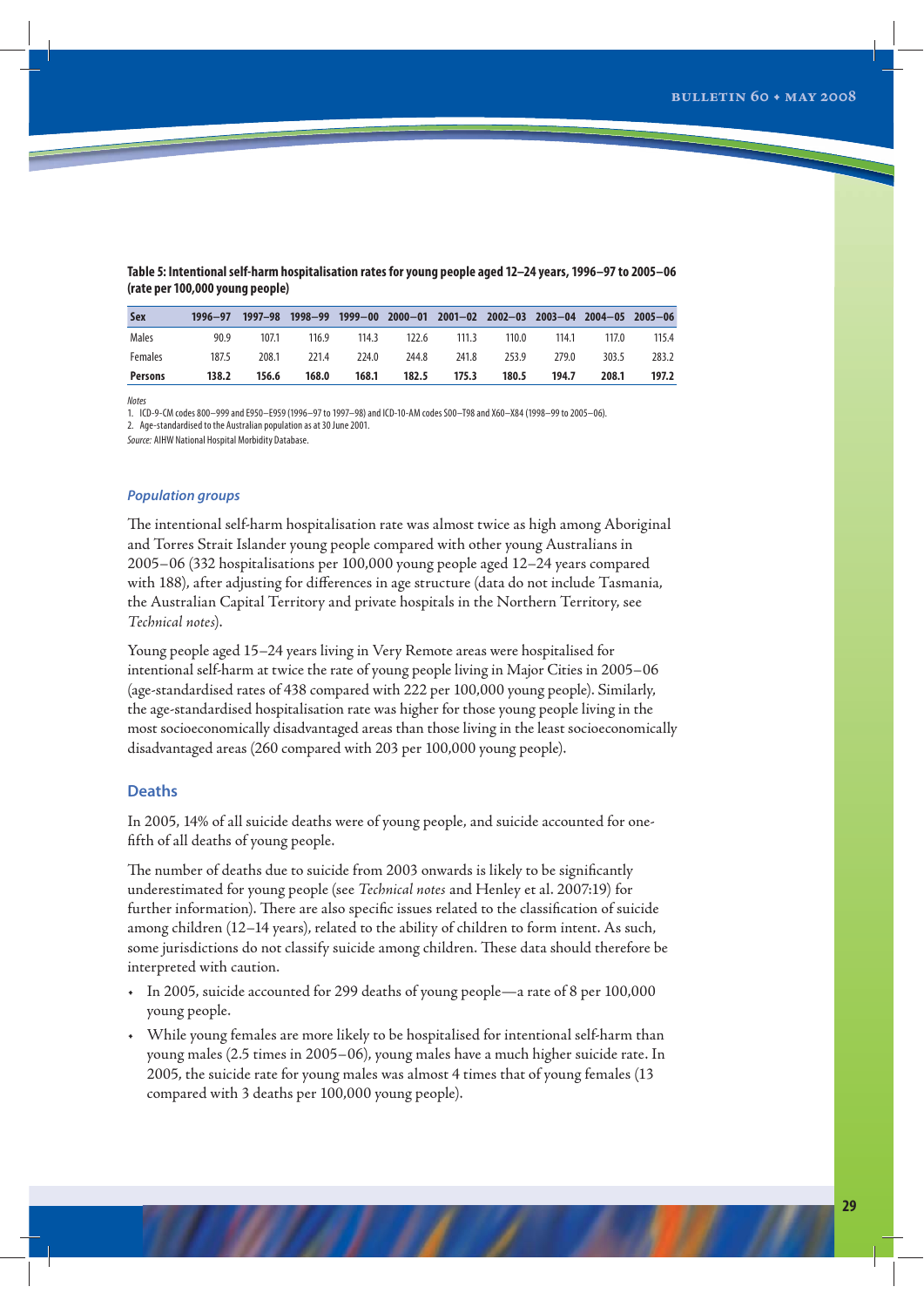**Table 5: Intentional self-harm hospitalisation rates for young people aged 12–24 years, 1996–97 to 2005–06 (rate per 100,000 young people)**

| Sex | 1996–97 | 1997–98 | 1998–99 | 1999–00 | 2000–01 | 2001–02 | 2002–03 | 2003–04 | 2004–05 | 2005–06 |
|---|---|---|---|---|---|---|---|---|---|---|
| Males | 90.9 | 107.1 | 116.9 | 114.3 | 122.6 | 111.3 | 110.0 | 114.1 | 117.0 | 115.4 |
| Females | 187.5 | 208.1 | 221.4 | 224.0 | 244.8 | 241.8 | 253.9 | 279.0 | 303.5 | 283.2 |
| **Persons** | **138.2** | **156.6** | **168.0** | **168.1** | **182.5** | **175.3** | **180.5** | **194.7** | **208.1** | **197.2** |

*Notes*

1. ICD-9-CM codes 800–999 and E950–E959 (1996–97 to 1997–98) and ICD-10-AM codes S00–T98 and X60–X84 (1998–99 to 2005–06).
2. Age-standardised to the Australian population as at 30 June 2001.

*Source:* AIHW National Hospital Morbidity Database.

### *Population groups*

The intentional self-harm hospitalisation rate was almost twice as high among Aboriginal and Torres Strait Islander young people compared with other young Australians in 2005–06 (332 hospitalisations per 100,000 young people aged 12–24 years compared with 188), after adjusting for differences in age structure (data do not include Tasmania, the Australian Capital Territory and private hospitals in the Northern Territory, see *Technical notes*).

Young people aged 15–24 years living in Very Remote areas were hospitalised for intentional self-harm at twice the rate of young people living in Major Cities in 2005–06 (age-standardised rates of 438 compared with 222 per 100,000 young people). Similarly, the age-standardised hospitalisation rate was higher for those young people living in the most socioeconomically disadvantaged areas than those living in the least socioeconomically disadvantaged areas (260 compared with 203 per 100,000 young people).

## Deaths

In 2005, 14% of all suicide deaths were of young people, and suicide accounted for one-fifth of all deaths of young people.

The number of deaths due to suicide from 2003 onwards is likely to be significantly underestimated for young people (see *Technical notes* and Henley et al. 2007:19) for further information). There are also specific issues related to the classification of suicide among children (12–14 years), related to the ability of children to form intent. As such, some jurisdictions do not classify suicide among children. These data should therefore be interpreted with caution.

- In 2005, suicide accounted for 299 deaths of young people—a rate of 8 per 100,000 young people.
- While young females are more likely to be hospitalised for intentional self-harm than young males (2.5 times in 2005–06), young males have a much higher suicide rate. In 2005, the suicide rate for young males was almost 4 times that of young females (13 compared with 3 deaths per 100,000 young people).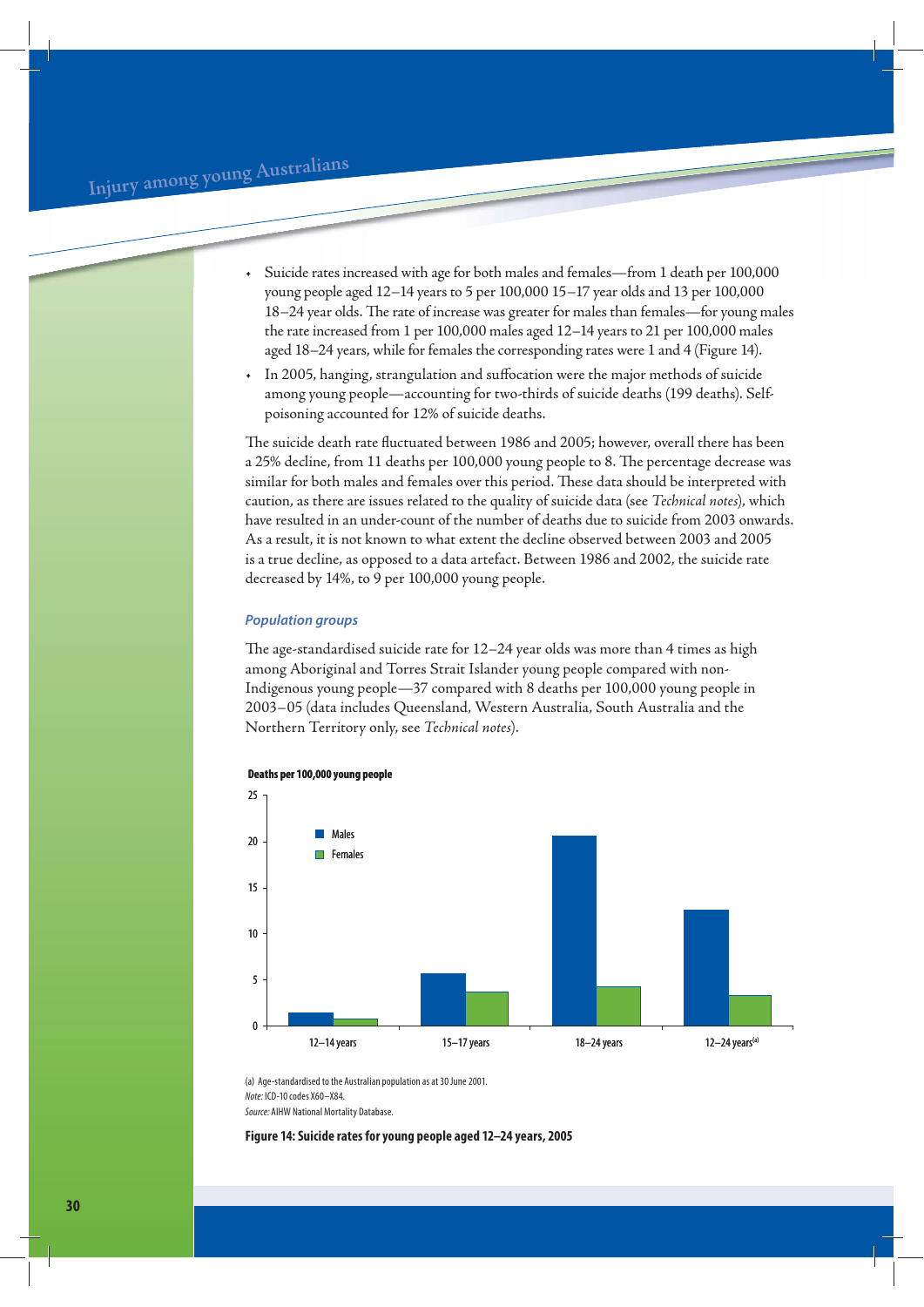- Suicide rates increased with age for both males and females—from 1 death per 100,000 young people aged 12–14 years to 5 per 100,000 15–17 year olds and 13 per 100,000 18–24 year olds. The rate of increase was greater for males than females—for young males the rate increased from 1 per 100,000 males aged 12–14 years to 21 per 100,000 males aged 18–24 years, while for females the corresponding rates were 1 and 4 (Figure 14).
- In 2005, hanging, strangulation and suffocation were the major methods of suicide among young people—accounting for two-thirds of suicide deaths (199 deaths). Self-poisoning accounted for 12% of suicide deaths.

The suicide death rate fluctuated between 1986 and 2005; however, overall there has been a 25% decline, from 11 deaths per 100,000 young people to 8. The percentage decrease was similar for both males and females over this period. These data should be interpreted with caution, as there are issues related to the quality of suicide data (see *Technical notes*), which have resulted in an under-count of the number of deaths due to suicide from 2003 onwards. As a result, it is not known to what extent the decline observed between 2003 and 2005 is a true decline, as opposed to a data artefact. Between 1986 and 2002, the suicide rate decreased by 14%, to 9 per 100,000 young people.

### *Population groups*

The age-standardised suicide rate for 12–24 year olds was more than 4 times as high among Aboriginal and Torres Strait Islander young people compared with non-Indigenous young people—37 compared with 8 deaths per 100,000 young people in 2003–05 (data includes Queensland, Western Australia, South Australia and the Northern Territory only, see *Technical notes*).

**Deaths per 100,000 young people**

| | 12–14 years | 15–17 years | 18–24 years | 12–24 years[(a)] |
|---|---|---|---|---|
| Males | 1.4 | 5.7 | 20.6 | 12.6 |
| Females | 0.8 | 3.7 | 4.3 | 3.3 |

(a) Age-standardised to the Australian population as at 30 June 2001.

*Note:* ICD-10 codes X60–X84.

*Source:* AIHW National Mortality Database.

**Figure 14: Suicide rates for young people aged 12–24 years, 2005**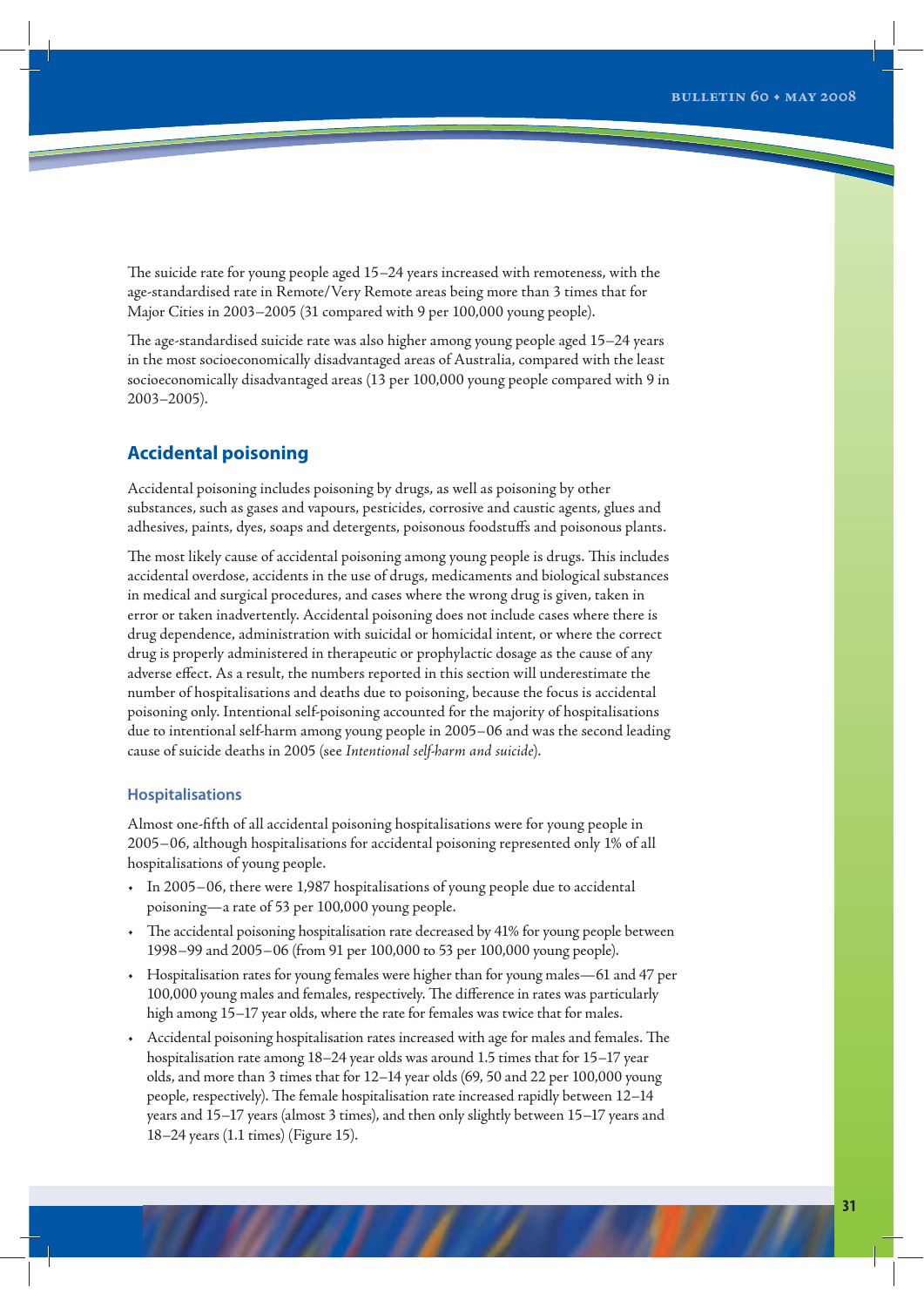The suicide rate for young people aged 15–24 years increased with remoteness, with the age-standardised rate in Remote/Very Remote areas being more than 3 times that for Major Cities in 2003–2005 (31 compared with 9 per 100,000 young people).

The age-standardised suicide rate was also higher among young people aged 15–24 years in the most socioeconomically disadvantaged areas of Australia, compared with the least socioeconomically disadvantaged areas (13 per 100,000 young people compared with 9 in 2003–2005).

## Accidental poisoning

Accidental poisoning includes poisoning by drugs, as well as poisoning by other substances, such as gases and vapours, pesticides, corrosive and caustic agents, glues and adhesives, paints, dyes, soaps and detergents, poisonous foodstuffs and poisonous plants.

The most likely cause of accidental poisoning among young people is drugs. This includes accidental overdose, accidents in the use of drugs, medicaments and biological substances in medical and surgical procedures, and cases where the wrong drug is given, taken in error or taken inadvertently. Accidental poisoning does not include cases where there is drug dependence, administration with suicidal or homicidal intent, or where the correct drug is properly administered in therapeutic or prophylactic dosage as the cause of any adverse effect. As a result, the numbers reported in this section will underestimate the number of hospitalisations and deaths due to poisoning, because the focus is accidental poisoning only. Intentional self-poisoning accounted for the majority of hospitalisations due to intentional self-harm among young people in 2005–06 and was the second leading cause of suicide deaths in 2005 (see *Intentional self-harm and suicide*).

### Hospitalisations

Almost one-fifth of all accidental poisoning hospitalisations were for young people in 2005–06, although hospitalisations for accidental poisoning represented only 1% of all hospitalisations of young people.

- In 2005–06, there were 1,987 hospitalisations of young people due to accidental poisoning—a rate of 53 per 100,000 young people.
- The accidental poisoning hospitalisation rate decreased by 41% for young people between 1998–99 and 2005–06 (from 91 per 100,000 to 53 per 100,000 young people).
- Hospitalisation rates for young females were higher than for young males—61 and 47 per 100,000 young males and females, respectively. The difference in rates was particularly high among 15–17 year olds, where the rate for females was twice that for males.
- Accidental poisoning hospitalisation rates increased with age for males and females. The hospitalisation rate among 18–24 year olds was around 1.5 times that for 15–17 year olds, and more than 3 times that for 12–14 year olds (69, 50 and 22 per 100,000 young people, respectively). The female hospitalisation rate increased rapidly between 12–14 years and 15–17 years (almost 3 times), and then only slightly between 15–17 years and 18–24 years (1.1 times) (Figure 15).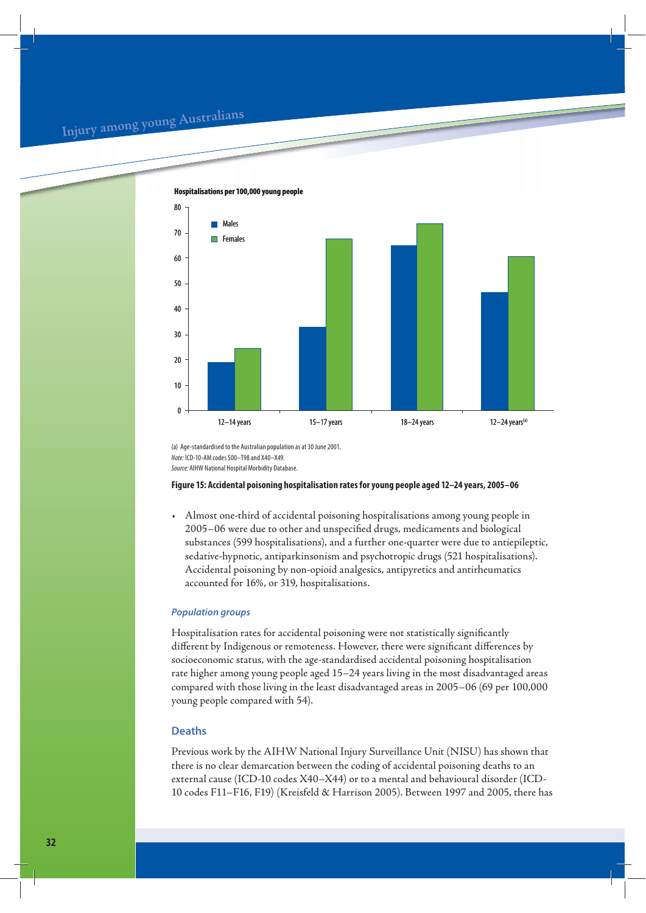Hospitalisations per 100,000 young people

(a) Age-standardised to the Australian population as at 30 June 2001.
*Note:* ICD-10-AM codes S00–T98 and X40–X49.
*Source:* AIHW National Hospital Morbidity Database.

**Figure 15: Accidental poisoning hospitalisation rates for young people aged 12–24 years, 2005–06**

- Almost one-third of accidental poisoning hospitalisations among young people in 2005–06 were due to other and unspecified drugs, medicaments and biological substances (599 hospitalisations), and a further one-quarter were due to antiepileptic, sedative-hypnotic, antiparkinsonism and psychotropic drugs (521 hospitalisations). Accidental poisoning by non-opioid analgesics, antipyretics and antirheumatics accounted for 16%, or 319, hospitalisations.

### *Population groups*

Hospitalisation rates for accidental poisoning were not statistically significantly different by Indigenous or remoteness. However, there were significant differences by socioeconomic status, with the age-standardised accidental poisoning hospitalisation rate higher among young people aged 15–24 years living in the most disadvantaged areas compared with those living in the least disadvantaged areas in 2005–06 (69 per 100,000 young people compared with 54).

## Deaths

Previous work by the AIHW National Injury Surveillance Unit (NISU) has shown that there is no clear demarcation between the coding of accidental poisoning deaths to an external cause (ICD-10 codes X40–X44) or to a mental and behavioural disorder (ICD-10 codes F11–F16, F19) (Kreisfeld & Harrison 2005). Between 1997 and 2005, there has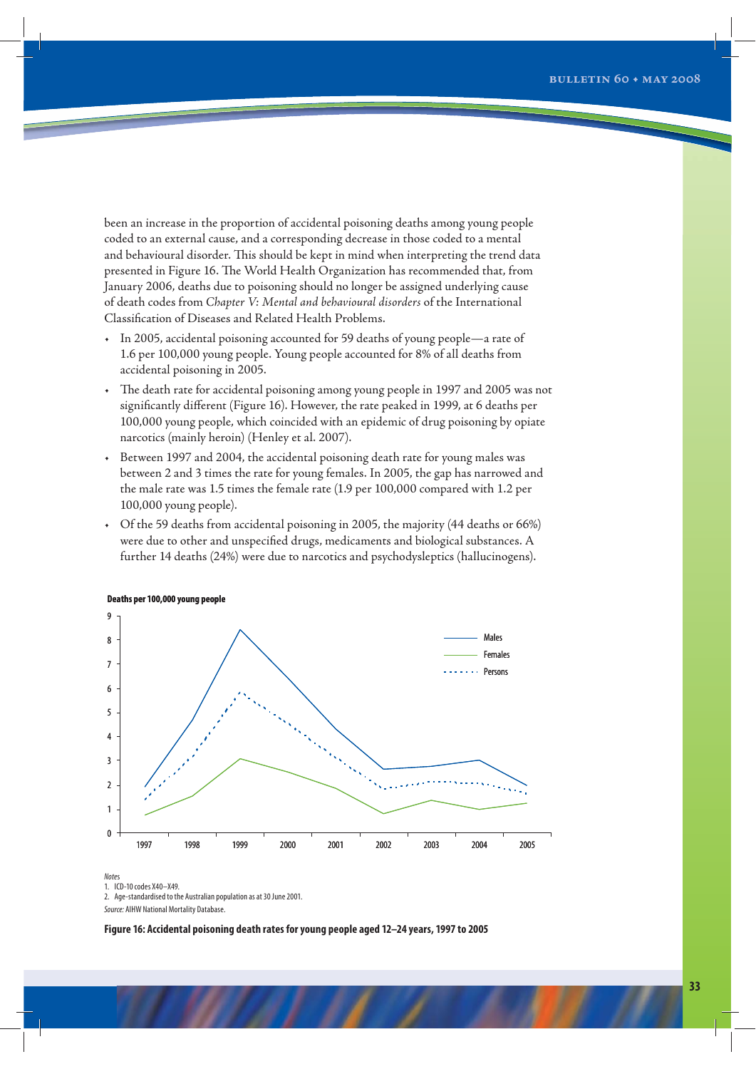been an increase in the proportion of accidental poisoning deaths among young people coded to an external cause, and a corresponding decrease in those coded to a mental and behavioural disorder. This should be kept in mind when interpreting the trend data presented in Figure 16. The World Health Organization has recommended that, from January 2006, deaths due to poisoning should no longer be assigned underlying cause of death codes from *Chapter V: Mental and behavioural disorders* of the International Classification of Diseases and Related Health Problems.

- In 2005, accidental poisoning accounted for 59 deaths of young people—a rate of 1.6 per 100,000 young people. Young people accounted for 8% of all deaths from accidental poisoning in 2005.
- The death rate for accidental poisoning among young people in 1997 and 2005 was not significantly different (Figure 16). However, the rate peaked in 1999, at 6 deaths per 100,000 young people, which coincided with an epidemic of drug poisoning by opiate narcotics (mainly heroin) (Henley et al. 2007).
- Between 1997 and 2004, the accidental poisoning death rate for young males was between 2 and 3 times the rate for young females. In 2005, the gap has narrowed and the male rate was 1.5 times the female rate (1.9 per 100,000 compared with 1.2 per 100,000 young people).
- Of the 59 deaths from accidental poisoning in 2005, the majority (44 deaths or 66%) were due to other and unspecified drugs, medicaments and biological substances. A further 14 deaths (24%) were due to narcotics and psychodysleptics (hallucinogens).

*Notes*
1. ICD-10 codes X40–X49.
2. Age-standardised to the Australian population as at 30 June 2001.

*Source:* AIHW National Mortality Database.

**Figure 16: Accidental poisoning death rates for young people aged 12–24 years, 1997 to 2005**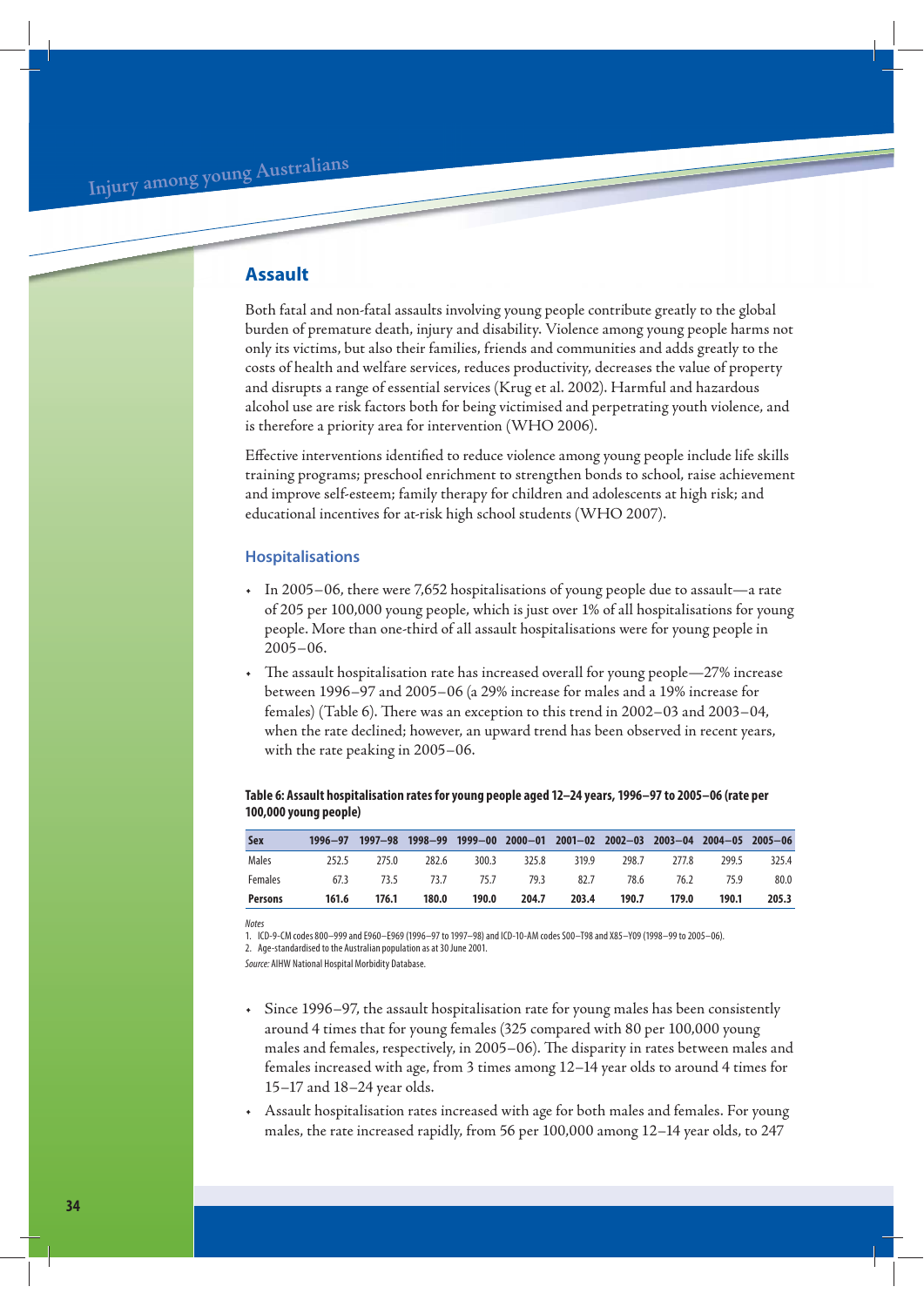## Assault

Both fatal and non-fatal assaults involving young people contribute greatly to the global burden of premature death, injury and disability. Violence among young people harms not only its victims, but also their families, friends and communities and adds greatly to the costs of health and welfare services, reduces productivity, decreases the value of property and disrupts a range of essential services (Krug et al. 2002). Harmful and hazardous alcohol use are risk factors both for being victimised and perpetrating youth violence, and is therefore a priority area for intervention (WHO 2006).

Effective interventions identified to reduce violence among young people include life skills training programs; preschool enrichment to strengthen bonds to school, raise achievement and improve self-esteem; family therapy for children and adolescents at high risk; and educational incentives for at-risk high school students (WHO 2007).

### Hospitalisations

- In 2005–06, there were 7,652 hospitalisations of young people due to assault—a rate of 205 per 100,000 young people, which is just over 1% of all hospitalisations for young people. More than one-third of all assault hospitalisations were for young people in 2005–06.
- The assault hospitalisation rate has increased overall for young people—27% increase between 1996–97 and 2005–06 (a 29% increase for males and a 19% increase for females) (Table 6). There was an exception to this trend in 2002–03 and 2003–04, when the rate declined; however, an upward trend has been observed in recent years, with the rate peaking in 2005–06.

**Table 6: Assault hospitalisation rates for young people aged 12–24 years, 1996–97 to 2005–06 (rate per 100,000 young people)**

| Sex | 1996–97 | 1997–98 | 1998–99 | 1999–00 | 2000–01 | 2001–02 | 2002–03 | 2003–04 | 2004–05 | 2005–06 |
|---|---|---|---|---|---|---|---|---|---|---|
| Males | 252.5 | 275.0 | 282.6 | 300.3 | 325.8 | 319.9 | 298.7 | 277.8 | 299.5 | 325.4 |
| Females | 67.3 | 73.5 | 73.7 | 75.7 | 79.3 | 82.7 | 78.6 | 76.2 | 75.9 | 80.0 |
| **Persons** | **161.6** | **176.1** | **180.0** | **190.0** | **204.7** | **203.4** | **190.7** | **179.0** | **190.1** | **205.3** |

*Notes*

1. ICD-9-CM codes 800–999 and E960–E969 (1996–97 to 1997–98) and ICD-10-AM codes S00–T98 and X85–Y09 (1998–99 to 2005–06).
2. Age-standardised to the Australian population as at 30 June 2001.

*Source:* AIHW National Hospital Morbidity Database.

- Since 1996–97, the assault hospitalisation rate for young males has been consistently around 4 times that for young females (325 compared with 80 per 100,000 young males and females, respectively, in 2005–06). The disparity in rates between males and females increased with age, from 3 times among 12–14 year olds to around 4 times for 15–17 and 18–24 year olds.
- Assault hospitalisation rates increased with age for both males and females. For young males, the rate increased rapidly, from 56 per 100,000 among 12–14 year olds, to 247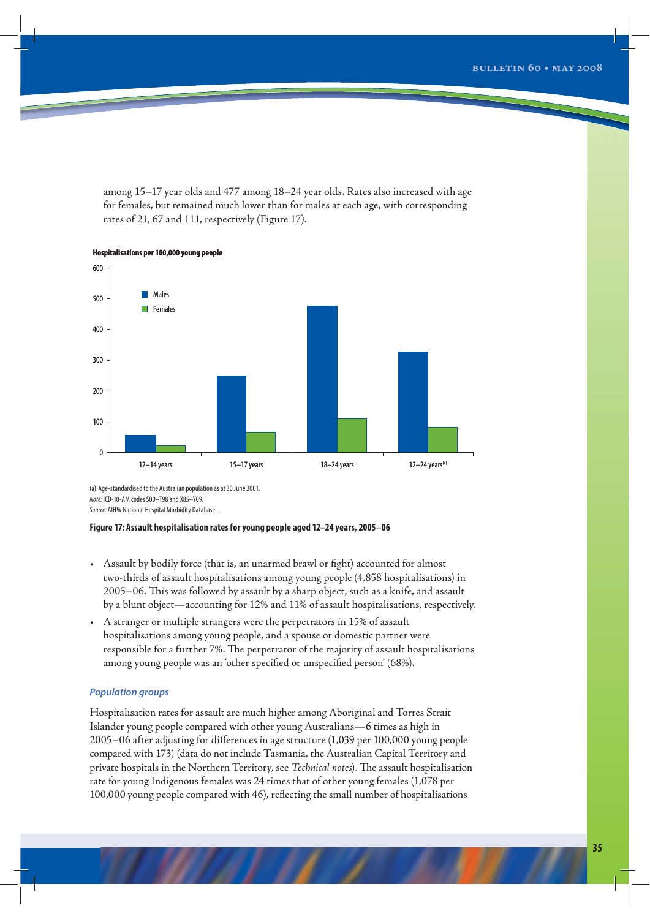among 15–17 year olds and 477 among 18–24 year olds. Rates also increased with age for females, but remained much lower than for males at each age, with corresponding rates of 21, 67 and 111, respectively (Figure 17).

(a) Age-standardised to the Australian population as at 30 June 2001.

*Note:* ICD-10-AM codes S00–T98 and X85–Y09.

*Source:* AIHW National Hospital Morbidity Database.

**Figure 17: Assault hospitalisation rates for young people aged 12–24 years, 2005–06**

- Assault by bodily force (that is, an unarmed brawl or fight) accounted for almost two-thirds of assault hospitalisations among young people (4,858 hospitalisations) in 2005–06. This was followed by assault by a sharp object, such as a knife, and assault by a blunt object—accounting for 12% and 11% of assault hospitalisations, respectively.
- A stranger or multiple strangers were the perpetrators in 15% of assault hospitalisations among young people, and a spouse or domestic partner were responsible for a further 7%. The perpetrator of the majority of assault hospitalisations among young people was an 'other specified or unspecified person' (68%).

### *Population groups*

Hospitalisation rates for assault are much higher among Aboriginal and Torres Strait Islander young people compared with other young Australians—6 times as high in 2005–06 after adjusting for differences in age structure (1,039 per 100,000 young people compared with 173) (data do not include Tasmania, the Australian Capital Territory and private hospitals in the Northern Territory, see *Technical notes*). The assault hospitalisation rate for young Indigenous females was 24 times that of other young females (1,078 per 100,000 young people compared with 46), reflecting the small number of hospitalisations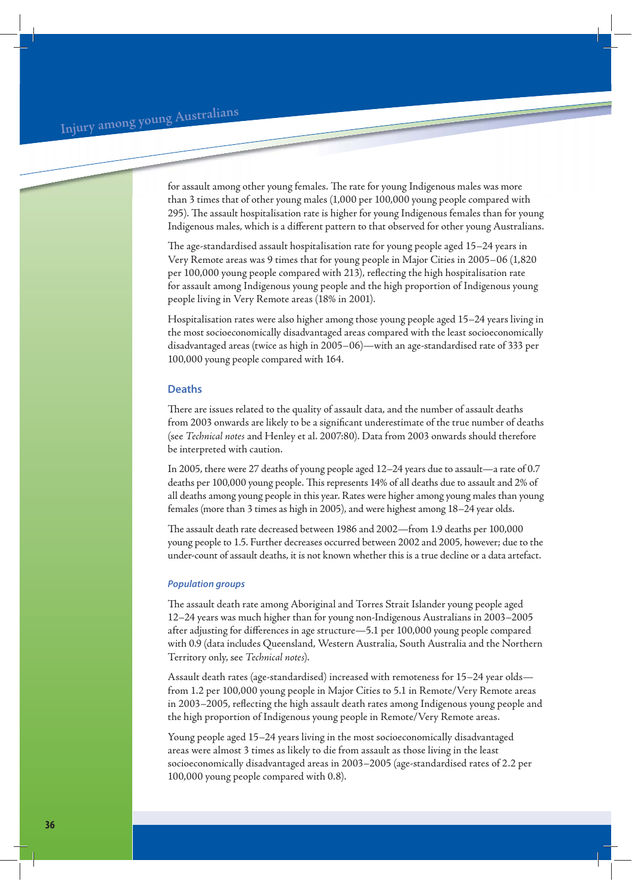for assault among other young females. The rate for young Indigenous males was more than 3 times that of other young males (1,000 per 100,000 young people compared with 295). The assault hospitalisation rate is higher for young Indigenous females than for young Indigenous males, which is a different pattern to that observed for other young Australians.

The age-standardised assault hospitalisation rate for young people aged 15–24 years in Very Remote areas was 9 times that for young people in Major Cities in 2005–06 (1,820 per 100,000 young people compared with 213), reflecting the high hospitalisation rate for assault among Indigenous young people and the high proportion of Indigenous young people living in Very Remote areas (18% in 2001).

Hospitalisation rates were also higher among those young people aged 15–24 years living in the most socioeconomically disadvantaged areas compared with the least socioeconomically disadvantaged areas (twice as high in 2005–06)—with an age-standardised rate of 333 per 100,000 young people compared with 164.

## Deaths

There are issues related to the quality of assault data, and the number of assault deaths from 2003 onwards are likely to be a significant underestimate of the true number of deaths (see *Technical notes* and Henley et al. 2007:80). Data from 2003 onwards should therefore be interpreted with caution.

In 2005, there were 27 deaths of young people aged 12–24 years due to assault—a rate of 0.7 deaths per 100,000 young people. This represents 14% of all deaths due to assault and 2% of all deaths among young people in this year. Rates were higher among young males than young females (more than 3 times as high in 2005), and were highest among 18–24 year olds.

The assault death rate decreased between 1986 and 2002—from 1.9 deaths per 100,000 young people to 1.5. Further decreases occurred between 2002 and 2005, however; due to the under-count of assault deaths, it is not known whether this is a true decline or a data artefact.

### *Population groups*

The assault death rate among Aboriginal and Torres Strait Islander young people aged 12–24 years was much higher than for young non-Indigenous Australians in 2003–2005 after adjusting for differences in age structure—5.1 per 100,000 young people compared with 0.9 (data includes Queensland, Western Australia, South Australia and the Northern Territory only, see *Technical notes*).

Assault death rates (age-standardised) increased with remoteness for 15–24 year olds—from 1.2 per 100,000 young people in Major Cities to 5.1 in Remote/Very Remote areas in 2003–2005, reflecting the high assault death rates among Indigenous young people and the high proportion of Indigenous young people in Remote/Very Remote areas.

Young people aged 15–24 years living in the most socioeconomically disadvantaged areas were almost 3 times as likely to die from assault as those living in the least socioeconomically disadvantaged areas in 2003–2005 (age-standardised rates of 2.2 per 100,000 young people compared with 0.8).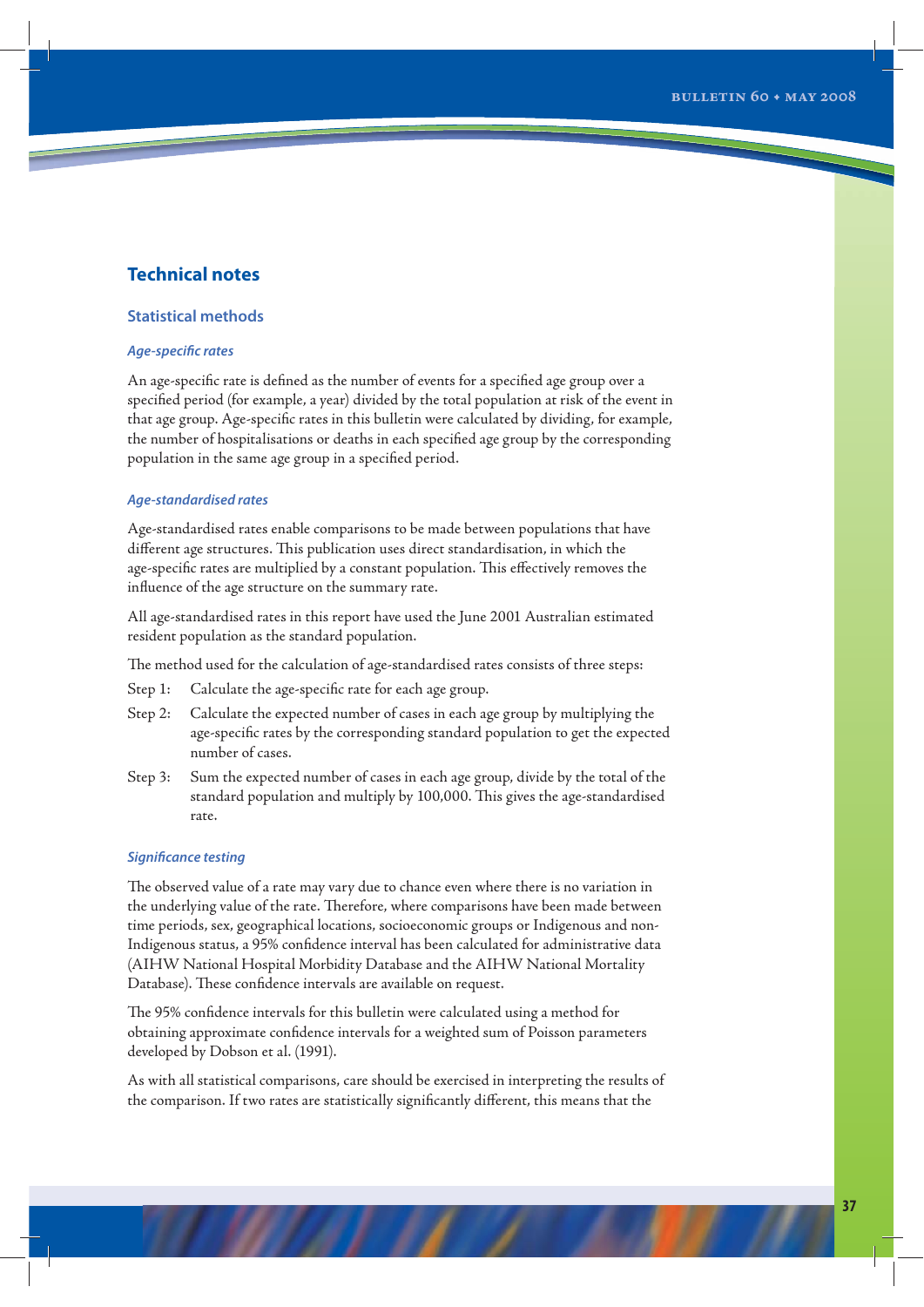# Technical notes

## Statistical methods

### *Age-specific rates*

An age-specific rate is defined as the number of events for a specified age group over a specified period (for example, a year) divided by the total population at risk of the event in that age group. Age-specific rates in this bulletin were calculated by dividing, for example, the number of hospitalisations or deaths in each specified age group by the corresponding population in the same age group in a specified period.

### *Age-standardised rates*

Age-standardised rates enable comparisons to be made between populations that have different age structures. This publication uses direct standardisation, in which the age-specific rates are multiplied by a constant population. This effectively removes the influence of the age structure on the summary rate.

All age-standardised rates in this report have used the June 2001 Australian estimated resident population as the standard population.

The method used for the calculation of age-standardised rates consists of three steps:

Step 1: Calculate the age-specific rate for each age group.

Step 2: Calculate the expected number of cases in each age group by multiplying the age-specific rates by the corresponding standard population to get the expected number of cases.

Step 3: Sum the expected number of cases in each age group, divide by the total of the standard population and multiply by 100,000. This gives the age-standardised rate.

### *Significance testing*

The observed value of a rate may vary due to chance even where there is no variation in the underlying value of the rate. Therefore, where comparisons have been made between time periods, sex, geographical locations, socioeconomic groups or Indigenous and non-Indigenous status, a 95% confidence interval has been calculated for administrative data (AIHW National Hospital Morbidity Database and the AIHW National Mortality Database). These confidence intervals are available on request.

The 95% confidence intervals for this bulletin were calculated using a method for obtaining approximate confidence intervals for a weighted sum of Poisson parameters developed by Dobson et al. (1991).

As with all statistical comparisons, care should be exercised in interpreting the results of the comparison. If two rates are statistically significantly different, this means that the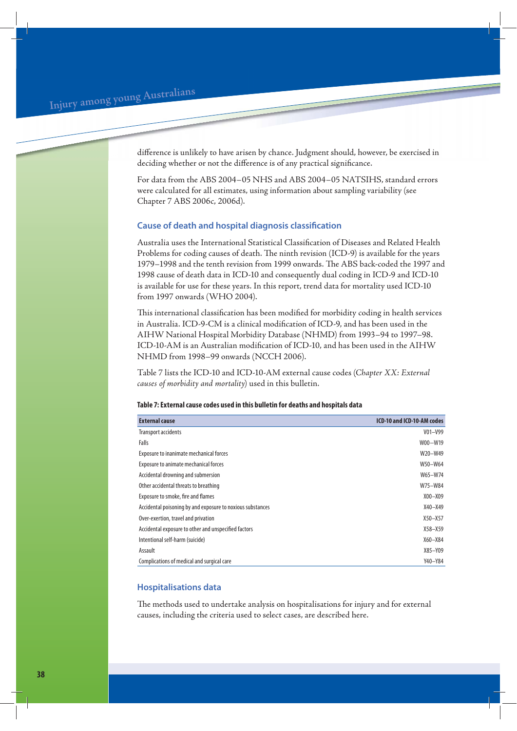difference is unlikely to have arisen by chance. Judgment should, however, be exercised in deciding whether or not the difference is of any practical significance.

For data from the ABS 2004–05 NHS and ABS 2004–05 NATSIHS, standard errors were calculated for all estimates, using information about sampling variability (see Chapter 7 ABS 2006c, 2006d).

### Cause of death and hospital diagnosis classification

Australia uses the International Statistical Classification of Diseases and Related Health Problems for coding causes of death. The ninth revision (ICD-9) is available for the years 1979–1998 and the tenth revision from 1999 onwards. The ABS back-coded the 1997 and 1998 cause of death data in ICD-10 and consequently dual coding in ICD-9 and ICD-10 is available for use for these years. In this report, trend data for mortality used ICD-10 from 1997 onwards (WHO 2004).

This international classification has been modified for morbidity coding in health services in Australia. ICD-9-CM is a clinical modification of ICD-9, and has been used in the AIHW National Hospital Morbidity Database (NHMD) from 1993–94 to 1997–98. ICD-10-AM is an Australian modification of ICD-10, and has been used in the AIHW NHMD from 1998–99 onwards (NCCH 2006).

Table 7 lists the ICD-10 and ICD-10-AM external cause codes (*Chapter XX: External causes of morbidity and mortality*) used in this bulletin.

**Table 7: External cause codes used in this bulletin for deaths and hospitals data**

| External cause | ICD-10 and ICD-10-AM codes |
|---|---|
| Transport accidents | V01–V99 |
| Falls | W00–W19 |
| Exposure to inanimate mechanical forces | W20–W49 |
| Exposure to animate mechanical forces | W50–W64 |
| Accidental drowning and submersion | W65–W74 |
| Other accidental threats to breathing | W75–W84 |
| Exposure to smoke, fire and flames | X00–X09 |
| Accidental poisoning by and exposure to noxious substances | X40–X49 |
| Over-exertion, travel and privation | X50–X57 |
| Accidental exposure to other and unspecified factors | X58–X59 |
| Intentional self-harm (suicide) | X60–X84 |
| Assault | X85–Y09 |
| Complications of medical and surgical care | Y40–Y84 |

### Hospitalisations data

The methods used to undertake analysis on hospitalisations for injury and for external causes, including the criteria used to select cases, are described here.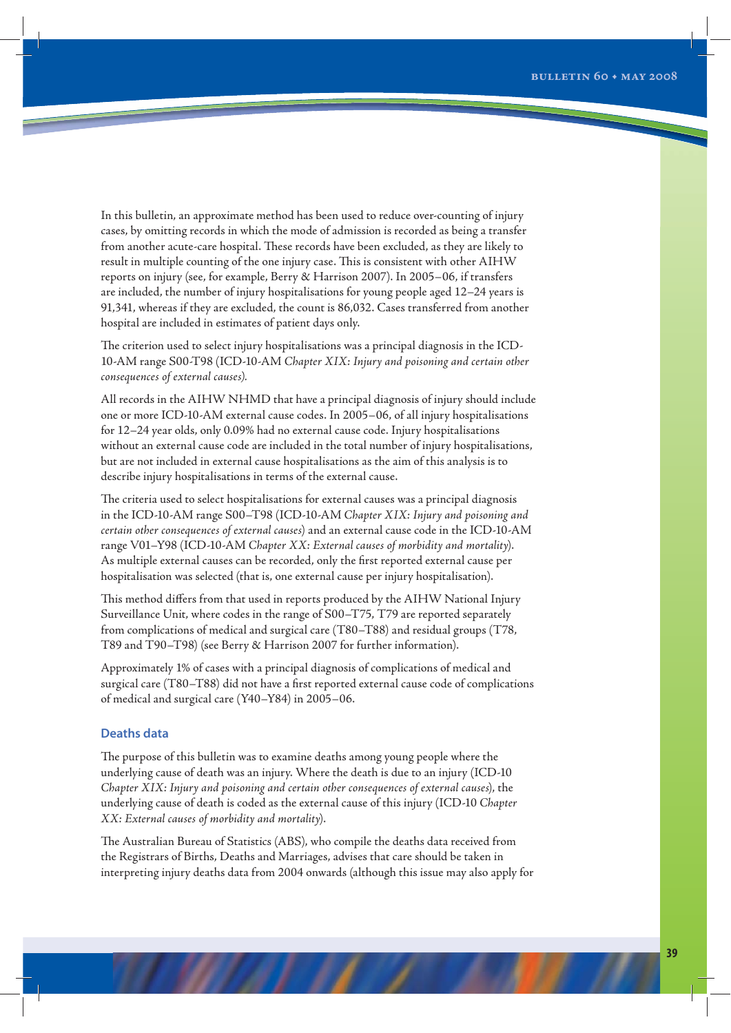In this bulletin, an approximate method has been used to reduce over-counting of injury cases, by omitting records in which the mode of admission is recorded as being a transfer from another acute-care hospital. These records have been excluded, as they are likely to result in multiple counting of the one injury case. This is consistent with other AIHW reports on injury (see, for example, Berry & Harrison 2007). In 2005–06, if transfers are included, the number of injury hospitalisations for young people aged 12–24 years is 91,341, whereas if they are excluded, the count is 86,032. Cases transferred from another hospital are included in estimates of patient days only.

The criterion used to select injury hospitalisations was a principal diagnosis in the ICD-10-AM range S00-T98 (ICD-10-AM *Chapter XIX: Injury and poisoning and certain other consequences of external causes*).

All records in the AIHW NHMD that have a principal diagnosis of injury should include one or more ICD-10-AM external cause codes. In 2005–06, of all injury hospitalisations for 12–24 year olds, only 0.09% had no external cause code. Injury hospitalisations without an external cause code are included in the total number of injury hospitalisations, but are not included in external cause hospitalisations as the aim of this analysis is to describe injury hospitalisations in terms of the external cause.

The criteria used to select hospitalisations for external causes was a principal diagnosis in the ICD-10-AM range S00–T98 (ICD-10-AM *Chapter XIX: Injury and poisoning and certain other consequences of external causes*) and an external cause code in the ICD-10-AM range V01–Y98 (ICD-10-AM *Chapter XX: External causes of morbidity and mortality*). As multiple external causes can be recorded, only the first reported external cause per hospitalisation was selected (that is, one external cause per injury hospitalisation).

This method differs from that used in reports produced by the AIHW National Injury Surveillance Unit, where codes in the range of S00–T75, T79 are reported separately from complications of medical and surgical care (T80–T88) and residual groups (T78, T89 and T90–T98) (see Berry & Harrison 2007 for further information).

Approximately 1% of cases with a principal diagnosis of complications of medical and surgical care (T80–T88) did not have a first reported external cause code of complications of medical and surgical care (Y40–Y84) in 2005–06.

### Deaths data

The purpose of this bulletin was to examine deaths among young people where the underlying cause of death was an injury. Where the death is due to an injury (ICD-10 *Chapter XIX: Injury and poisoning and certain other consequences of external causes*), the underlying cause of death is coded as the external cause of this injury (ICD-10 *Chapter XX: External causes of morbidity and mortality*).

The Australian Bureau of Statistics (ABS), who compile the deaths data received from the Registrars of Births, Deaths and Marriages, advises that care should be taken in interpreting injury deaths data from 2004 onwards (although this issue may also apply for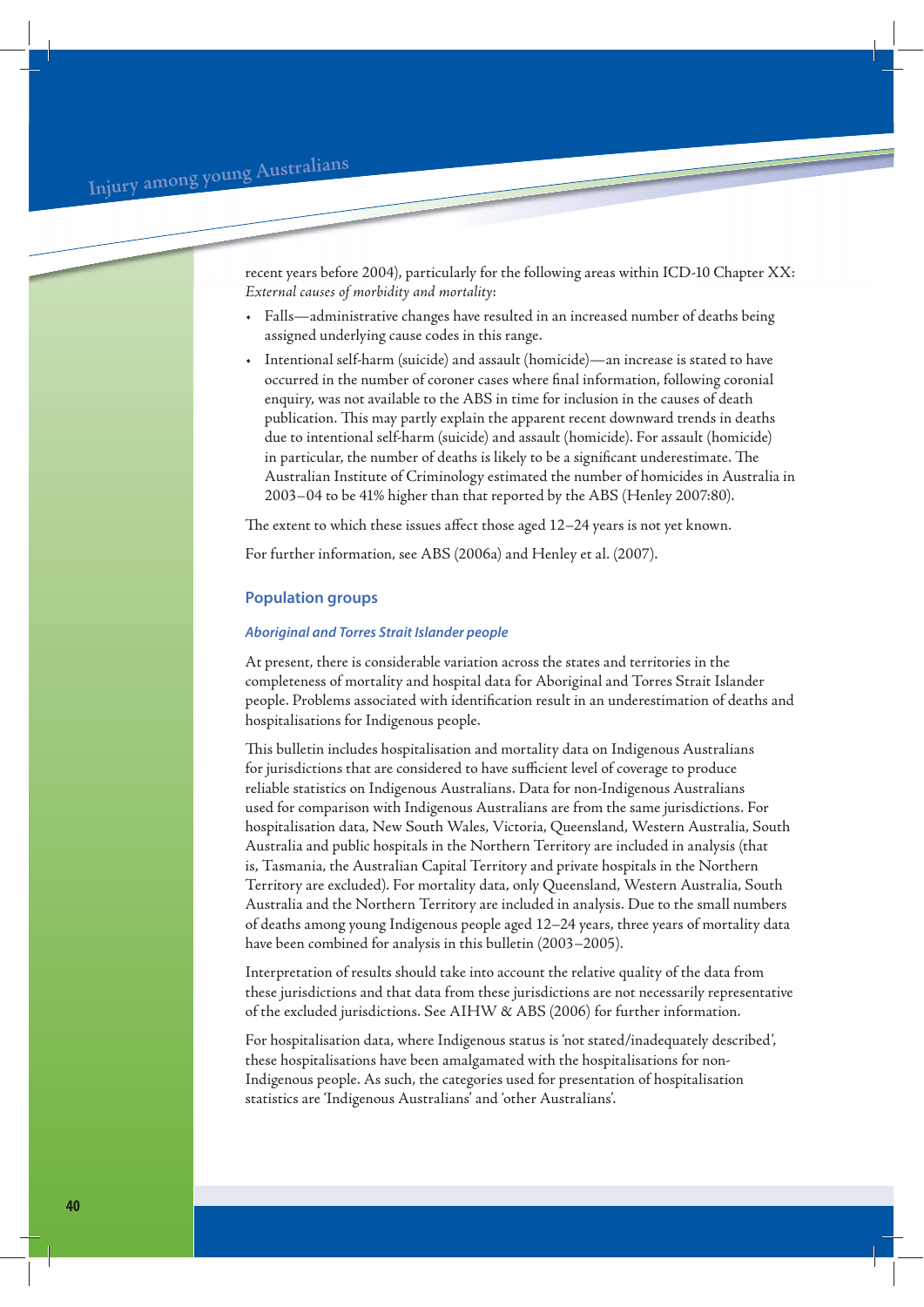recent years before 2004), particularly for the following areas within ICD-10 Chapter XX: *External causes of morbidity and mortality*:

- Falls—administrative changes have resulted in an increased number of deaths being assigned underlying cause codes in this range.
- Intentional self-harm (suicide) and assault (homicide)—an increase is stated to have occurred in the number of coroner cases where final information, following coronial enquiry, was not available to the ABS in time for inclusion in the causes of death publication. This may partly explain the apparent recent downward trends in deaths due to intentional self-harm (suicide) and assault (homicide). For assault (homicide) in particular, the number of deaths is likely to be a significant underestimate. The Australian Institute of Criminology estimated the number of homicides in Australia in 2003–04 to be 41% higher than that reported by the ABS (Henley 2007:80).

The extent to which these issues affect those aged 12–24 years is not yet known.

For further information, see ABS (2006a) and Henley et al. (2007).

## Population groups

### *Aboriginal and Torres Strait Islander people*

At present, there is considerable variation across the states and territories in the completeness of mortality and hospital data for Aboriginal and Torres Strait Islander people. Problems associated with identification result in an underestimation of deaths and hospitalisations for Indigenous people.

This bulletin includes hospitalisation and mortality data on Indigenous Australians for jurisdictions that are considered to have sufficient level of coverage to produce reliable statistics on Indigenous Australians. Data for non-Indigenous Australians used for comparison with Indigenous Australians are from the same jurisdictions. For hospitalisation data, New South Wales, Victoria, Queensland, Western Australia, South Australia and public hospitals in the Northern Territory are included in analysis (that is, Tasmania, the Australian Capital Territory and private hospitals in the Northern Territory are excluded). For mortality data, only Queensland, Western Australia, South Australia and the Northern Territory are included in analysis. Due to the small numbers of deaths among young Indigenous people aged 12–24 years, three years of mortality data have been combined for analysis in this bulletin (2003–2005).

Interpretation of results should take into account the relative quality of the data from these jurisdictions and that data from these jurisdictions are not necessarily representative of the excluded jurisdictions. See AIHW & ABS (2006) for further information.

For hospitalisation data, where Indigenous status is 'not stated/inadequately described', these hospitalisations have been amalgamated with the hospitalisations for non-Indigenous people. As such, the categories used for presentation of hospitalisation statistics are 'Indigenous Australians' and 'other Australians'.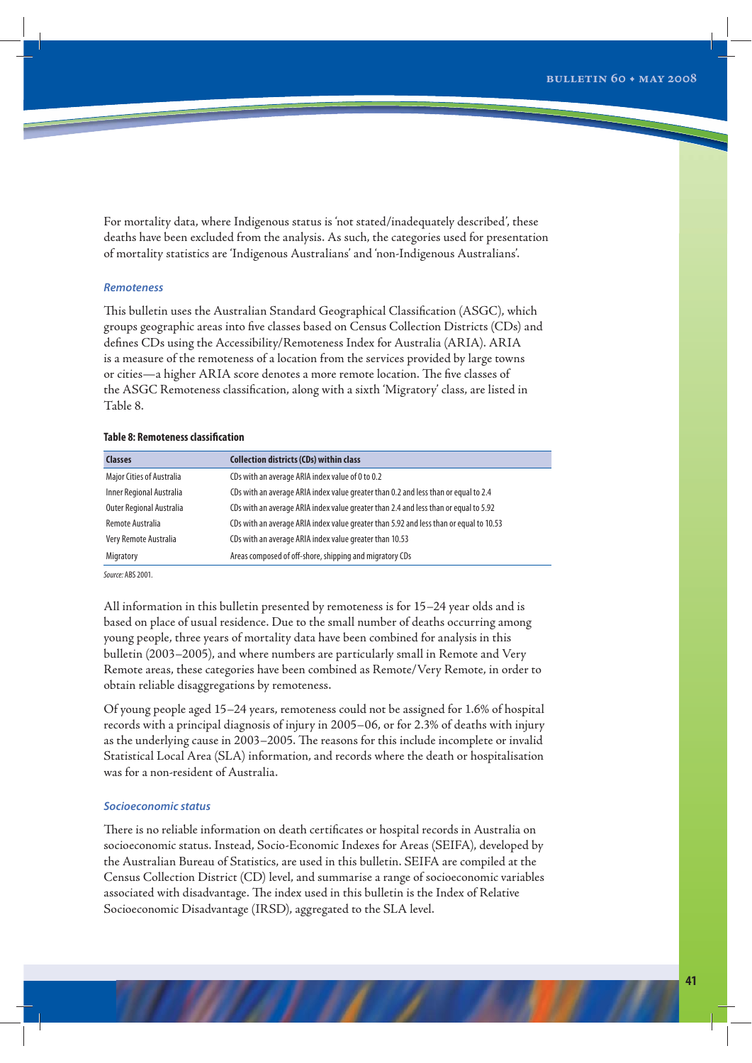For mortality data, where Indigenous status is 'not stated/inadequately described', these deaths have been excluded from the analysis. As such, the categories used for presentation of mortality statistics are 'Indigenous Australians' and 'non-Indigenous Australians'.

### *Remoteness*

This bulletin uses the Australian Standard Geographical Classification (ASGC), which groups geographic areas into five classes based on Census Collection Districts (CDs) and defines CDs using the Accessibility/Remoteness Index for Australia (ARIA). ARIA is a measure of the remoteness of a location from the services provided by large towns or cities—a higher ARIA score denotes a more remote location. The five classes of the ASGC Remoteness classification, along with a sixth 'Migratory' class, are listed in Table 8.

**Table 8: Remoteness classification**

| Classes | Collection districts (CDs) within class |
|---|---|
| Major Cities of Australia | CDs with an average ARIA index value of 0 to 0.2 |
| Inner Regional Australia | CDs with an average ARIA index value greater than 0.2 and less than or equal to 2.4 |
| Outer Regional Australia | CDs with an average ARIA index value greater than 2.4 and less than or equal to 5.92 |
| Remote Australia | CDs with an average ARIA index value greater than 5.92 and less than or equal to 10.53 |
| Very Remote Australia | CDs with an average ARIA index value greater than 10.53 |
| Migratory | Areas composed of off-shore, shipping and migratory CDs |

*Source:* ABS 2001.

All information in this bulletin presented by remoteness is for 15–24 year olds and is based on place of usual residence. Due to the small number of deaths occurring among young people, three years of mortality data have been combined for analysis in this bulletin (2003–2005), and where numbers are particularly small in Remote and Very Remote areas, these categories have been combined as Remote/Very Remote, in order to obtain reliable disaggregations by remoteness.

Of young people aged 15–24 years, remoteness could not be assigned for 1.6% of hospital records with a principal diagnosis of injury in 2005–06, or for 2.3% of deaths with injury as the underlying cause in 2003–2005. The reasons for this include incomplete or invalid Statistical Local Area (SLA) information, and records where the death or hospitalisation was for a non-resident of Australia.

### *Socioeconomic status*

There is no reliable information on death certificates or hospital records in Australia on socioeconomic status. Instead, Socio-Economic Indexes for Areas (SEIFA), developed by the Australian Bureau of Statistics, are used in this bulletin. SEIFA are compiled at the Census Collection District (CD) level, and summarise a range of socioeconomic variables associated with disadvantage. The index used in this bulletin is the Index of Relative Socioeconomic Disadvantage (IRSD), aggregated to the SLA level.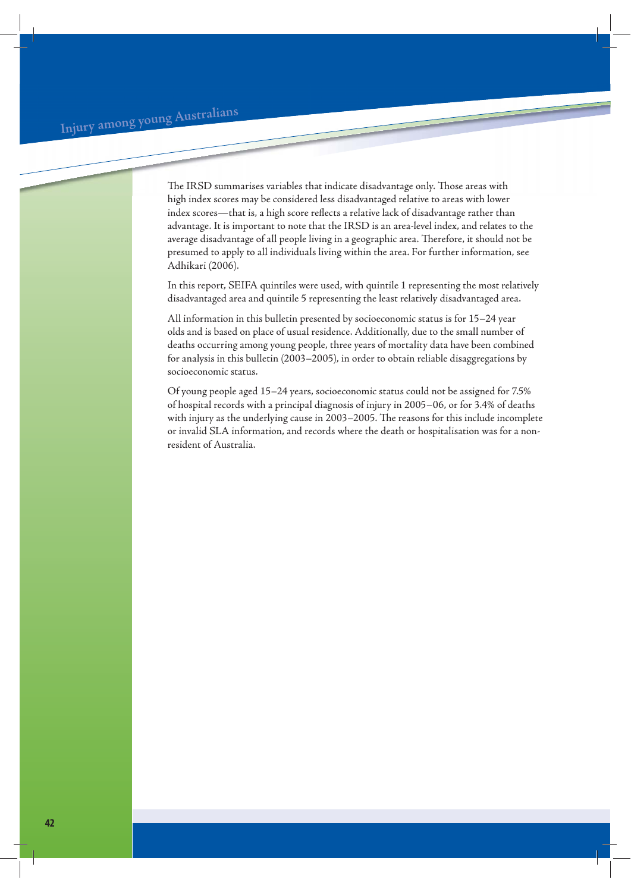The IRSD summarises variables that indicate disadvantage only. Those areas with high index scores may be considered less disadvantaged relative to areas with lower index scores—that is, a high score reflects a relative lack of disadvantage rather than advantage. It is important to note that the IRSD is an area-level index, and relates to the average disadvantage of all people living in a geographic area. Therefore, it should not be presumed to apply to all individuals living within the area. For further information, see Adhikari (2006).

In this report, SEIFA quintiles were used, with quintile 1 representing the most relatively disadvantaged area and quintile 5 representing the least relatively disadvantaged area.

All information in this bulletin presented by socioeconomic status is for 15–24 year olds and is based on place of usual residence. Additionally, due to the small number of deaths occurring among young people, three years of mortality data have been combined for analysis in this bulletin (2003–2005), in order to obtain reliable disaggregations by socioeconomic status.

Of young people aged 15–24 years, socioeconomic status could not be assigned for 7.5% of hospital records with a principal diagnosis of injury in 2005–06, or for 3.4% of deaths with injury as the underlying cause in 2003–2005. The reasons for this include incomplete or invalid SLA information, and records where the death or hospitalisation was for a non-resident of Australia.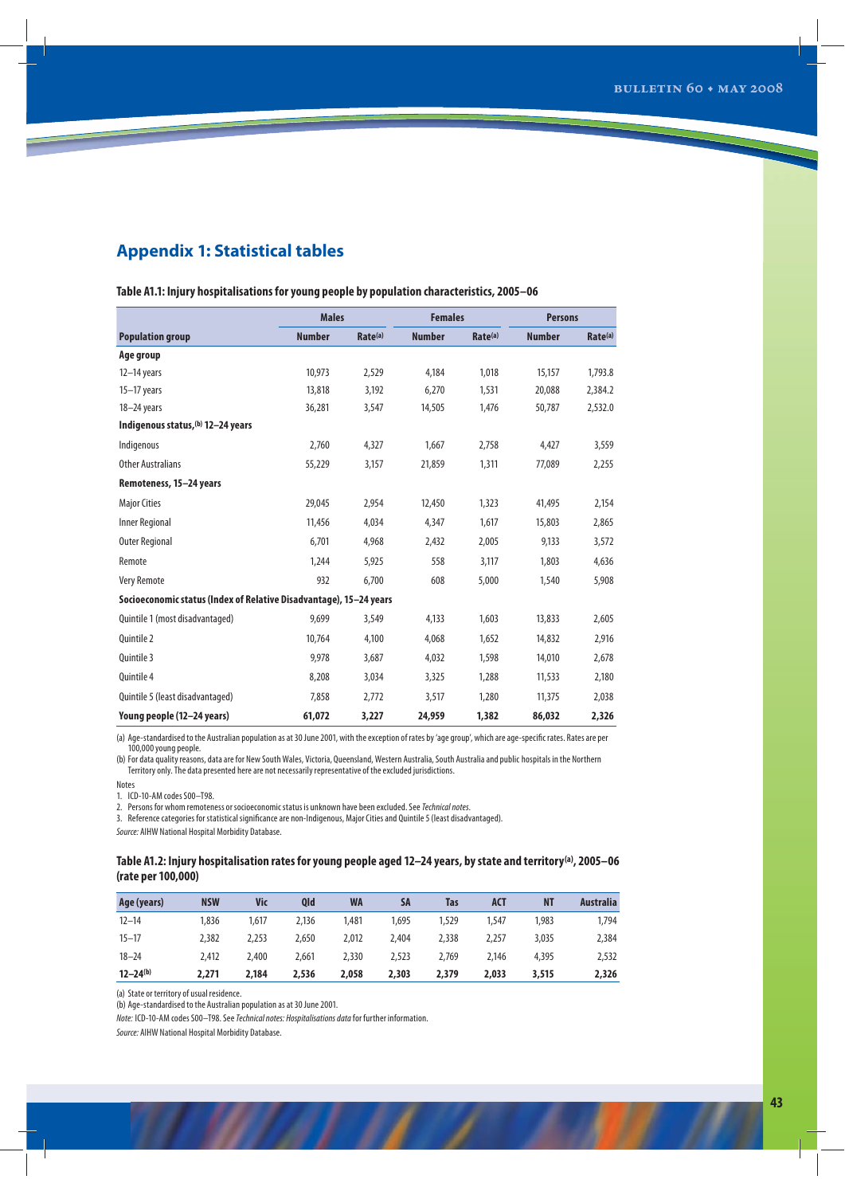## Appendix 1: Statistical tables

**Table A1.1: Injury hospitalisations for young people by population characteristics, 2005–06**

| | Males | | Females | | Persons | |
|---|---|---|---|---|---|---|
| **Population group** | **Number** | **Rate[(a)]** | **Number** | **Rate[(a)]** | **Number** | **Rate[(a)]** |
| **Age group** | | | | | | |
| 12–14 years | 10,973 | 2,529 | 4,184 | 1,018 | 15,157 | 1,793.8 |
| 15–17 years | 13,818 | 3,192 | 6,270 | 1,531 | 20,088 | 2,384.2 |
| 18–24 years | 36,281 | 3,547 | 14,505 | 1,476 | 50,787 | 2,532.0 |
| **Indigenous status,[(b)] 12–24 years** | | | | | | |
| Indigenous | 2,760 | 4,327 | 1,667 | 2,758 | 4,427 | 3,559 |
| Other Australians | 55,229 | 3,157 | 21,859 | 1,311 | 77,089 | 2,255 |
| **Remoteness, 15–24 years** | | | | | | |
| Major Cities | 29,045 | 2,954 | 12,450 | 1,323 | 41,495 | 2,154 |
| Inner Regional | 11,456 | 4,034 | 4,347 | 1,617 | 15,803 | 2,865 |
| Outer Regional | 6,701 | 4,968 | 2,432 | 2,005 | 9,133 | 3,572 |
| Remote | 1,244 | 5,925 | 558 | 3,117 | 1,803 | 4,636 |
| Very Remote | 932 | 6,700 | 608 | 5,000 | 1,540 | 5,908 |
| **Socioeconomic status (Index of Relative Disadvantage), 15–24 years** | | | | | | |
| Quintile 1 (most disadvantaged) | 9,699 | 3,549 | 4,133 | 1,603 | 13,833 | 2,605 |
| Quintile 2 | 10,764 | 4,100 | 4,068 | 1,652 | 14,832 | 2,916 |
| Quintile 3 | 9,978 | 3,687 | 4,032 | 1,598 | 14,010 | 2,678 |
| Quintile 4 | 8,208 | 3,034 | 3,325 | 1,288 | 11,533 | 2,180 |
| Quintile 5 (least disadvantaged) | 7,858 | 2,772 | 3,517 | 1,280 | 11,375 | 2,038 |
| **Young people (12–24 years)** | **61,072** | **3,227** | **24,959** | **1,382** | **86,032** | **2,326** |

(a) Age-standardised to the Australian population as at 30 June 2001, with the exception of rates by 'age group', which are age-specific rates. Rates are per 100,000 young people.

(b) For data quality reasons, data are for New South Wales, Victoria, Queensland, Western Australia, South Australia and public hospitals in the Northern Territory only. The data presented here are not necessarily representative of the excluded jurisdictions.

Notes

1. ICD-10-AM codes S00–T98.
2. Persons for whom remoteness or socioeconomic status is unknown have been excluded. See *Technical notes*.
3. Reference categories for statistical significance are non-Indigenous, Major Cities and Quintile 5 (least disadvantaged).

*Source:* AIHW National Hospital Morbidity Database.

**Table A1.2: Injury hospitalisation rates for young people aged 12–24 years, by state and territory[(a)], 2005–06 (rate per 100,000)**

| Age (years) | NSW | Vic | Qld | WA | SA | Tas | ACT | NT | Australia |
|---|---|---|---|---|---|---|---|---|---|
| 12–14 | 1,836 | 1,617 | 2,136 | 1,481 | 1,695 | 1,529 | 1,547 | 1,983 | 1,794 |
| 15–17 | 2,382 | 2,253 | 2,650 | 2,012 | 2,404 | 2,338 | 2,257 | 3,035 | 2,384 |
| 18–24 | 2,412 | 2,400 | 2,661 | 2,330 | 2,523 | 2,769 | 2,146 | 4,395 | 2,532 |
| **12–24[(b)]** | **2,271** | **2,184** | **2,536** | **2,058** | **2,303** | **2,379** | **2,033** | **3,515** | **2,326** |

(a) State or territory of usual residence.

(b) Age-standardised to the Australian population as at 30 June 2001.

*Note:* ICD-10-AM codes S00–T98. See *Technical notes: Hospitalisations data* for further information.

*Source:* AIHW National Hospital Morbidity Database.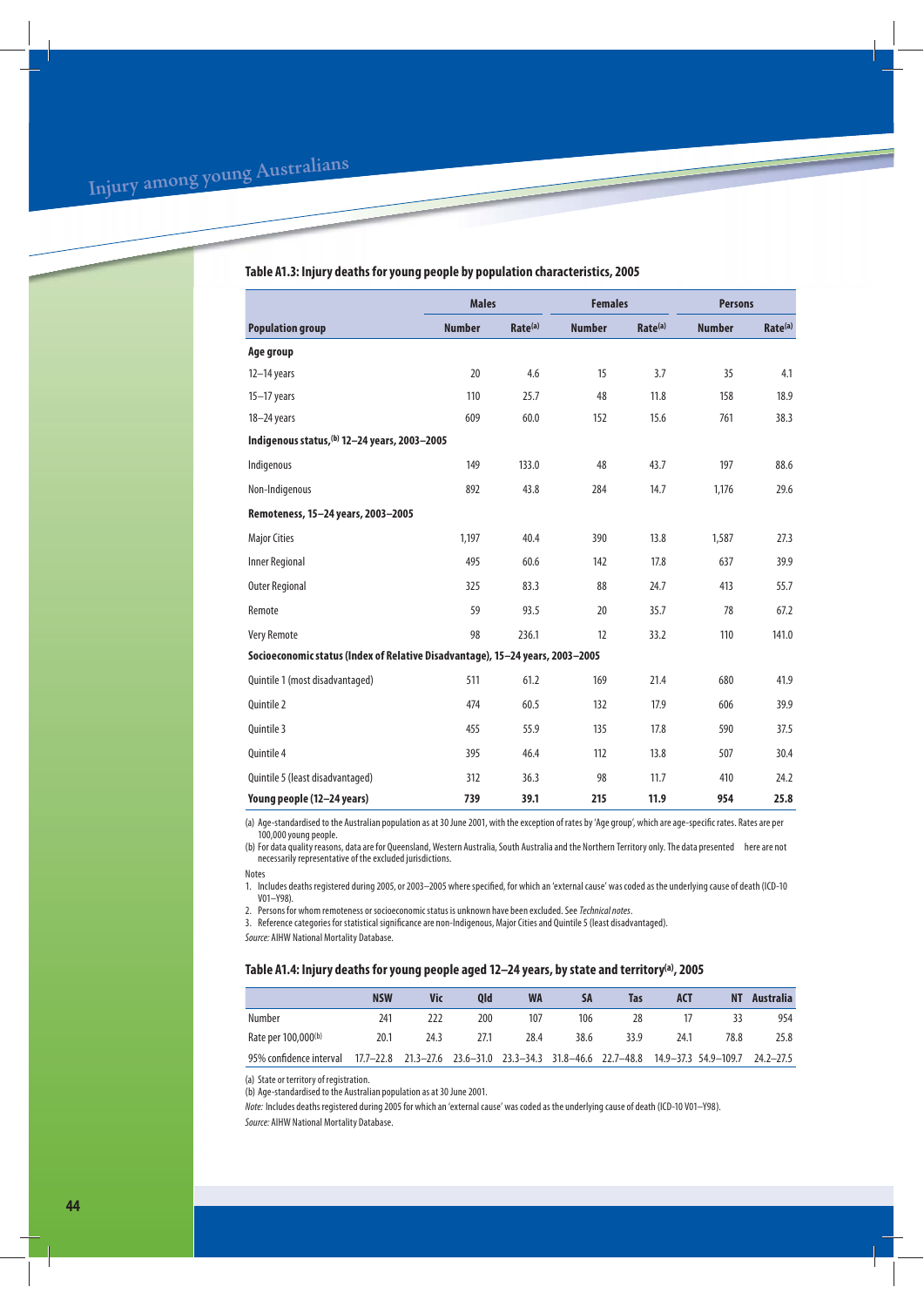### Table A1.3: Injury deaths for young people by population characteristics, 2005

| Population group | Males | | Females | | Persons | |
|---|---|---|---|---|---|---|
| | Number | Rate[(a)] | Number | Rate[(a)] | Number | Rate[(a)] |
| **Age group** | | | | | | |
| 12–14 years | 20 | 4.6 | 15 | 3.7 | 35 | 4.1 |
| 15–17 years | 110 | 25.7 | 48 | 11.8 | 158 | 18.9 |
| 18–24 years | 609 | 60.0 | 152 | 15.6 | 761 | 38.3 |
| **Indigenous status,[(b)] 12–24 years, 2003–2005** | | | | | | |
| Indigenous | 149 | 133.0 | 48 | 43.7 | 197 | 88.6 |
| Non-Indigenous | 892 | 43.8 | 284 | 14.7 | 1,176 | 29.6 |
| **Remoteness, 15–24 years, 2003–2005** | | | | | | |
| Major Cities | 1,197 | 40.4 | 390 | 13.8 | 1,587 | 27.3 |
| Inner Regional | 495 | 60.6 | 142 | 17.8 | 637 | 39.9 |
| Outer Regional | 325 | 83.3 | 88 | 24.7 | 413 | 55.7 |
| Remote | 59 | 93.5 | 20 | 35.7 | 78 | 67.2 |
| Very Remote | 98 | 236.1 | 12 | 33.2 | 110 | 141.0 |
| **Socioeconomic status (Index of Relative Disadvantage), 15–24 years, 2003–2005** | | | | | | |
| Quintile 1 (most disadvantaged) | 511 | 61.2 | 169 | 21.4 | 680 | 41.9 |
| Quintile 2 | 474 | 60.5 | 132 | 17.9 | 606 | 39.9 |
| Quintile 3 | 455 | 55.9 | 135 | 17.8 | 590 | 37.5 |
| Quintile 4 | 395 | 46.4 | 112 | 13.8 | 507 | 30.4 |
| Quintile 5 (least disadvantaged) | 312 | 36.3 | 98 | 11.7 | 410 | 24.2 |
| **Young people (12–24 years)** | **739** | **39.1** | **215** | **11.9** | **954** | **25.8** |

(a) Age-standardised to the Australian population as at 30 June 2001, with the exception of rates by 'Age group', which are age-specific rates. Rates are per 100,000 young people.

(b) For data quality reasons, data are for Queensland, Western Australia, South Australia and the Northern Territory only. The data presented here are not necessarily representative of the excluded jurisdictions.

Notes

1. Includes deaths registered during 2005, or 2003–2005 where specified, for which an 'external cause' was coded as the underlying cause of death (ICD-10 V01–Y98).
2. Persons for whom remoteness or socioeconomic status is unknown have been excluded. See *Technical notes*.
3. Reference categories for statistical significance are non-Indigenous, Major Cities and Quintile 5 (least disadvantaged).

*Source:* AIHW National Mortality Database.

### Table A1.4: Injury deaths for young people aged 12–24 years, by state and territory[(a)], 2005

| | NSW | Vic | Qld | WA | SA | Tas | ACT | NT | Australia |
|---|---|---|---|---|---|---|---|---|---|
| Number | 241 | 222 | 200 | 107 | 106 | 28 | 17 | 33 | 954 |
| Rate per 100,000[(b)] | 20.1 | 24.3 | 27.1 | 28.4 | 38.6 | 33.9 | 24.1 | 78.8 | 25.8 |
| 95% confidence interval | 17.7–22.8 | 21.3–27.6 | 23.6–31.0 | 23.3–34.3 | 31.8–46.6 | 22.7–48.8 | 14.9–37.3 | 54.9–109.7 | 24.2–27.5 |

(a) State or territory of registration.

(b) Age-standardised to the Australian population as at 30 June 2001.

*Note:* Includes deaths registered during 2005 for which an 'external cause' was coded as the underlying cause of death (ICD-10 V01–Y98).

*Source:* AIHW National Mortality Database.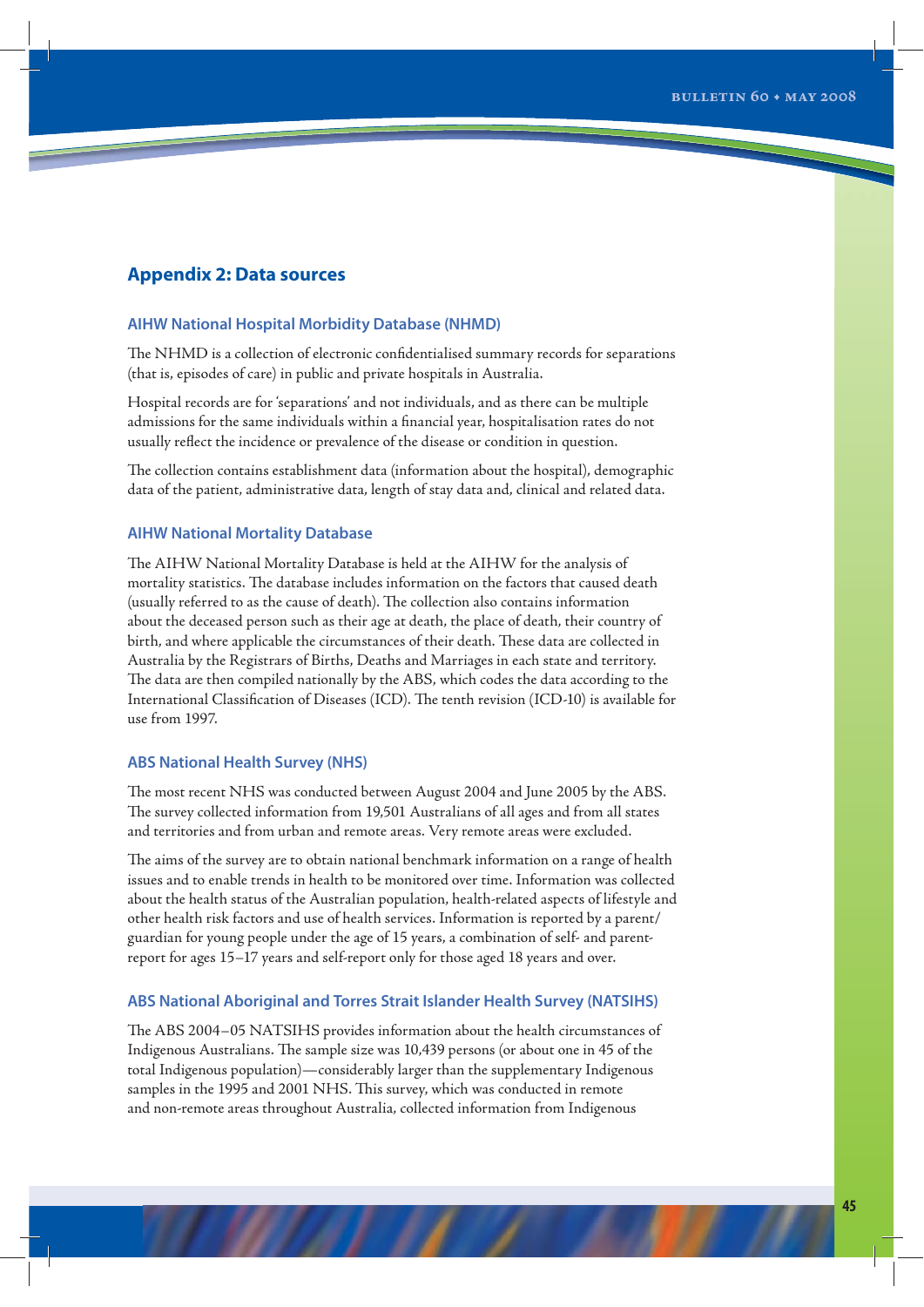## Appendix 2: Data sources

### AIHW National Hospital Morbidity Database (NHMD)

The NHMD is a collection of electronic confidentialised summary records for separations (that is, episodes of care) in public and private hospitals in Australia.

Hospital records are for 'separations' and not individuals, and as there can be multiple admissions for the same individuals within a financial year, hospitalisation rates do not usually reflect the incidence or prevalence of the disease or condition in question.

The collection contains establishment data (information about the hospital), demographic data of the patient, administrative data, length of stay data and, clinical and related data.

### AIHW National Mortality Database

The AIHW National Mortality Database is held at the AIHW for the analysis of mortality statistics. The database includes information on the factors that caused death (usually referred to as the cause of death). The collection also contains information about the deceased person such as their age at death, the place of death, their country of birth, and where applicable the circumstances of their death. These data are collected in Australia by the Registrars of Births, Deaths and Marriages in each state and territory. The data are then compiled nationally by the ABS, which codes the data according to the International Classification of Diseases (ICD). The tenth revision (ICD-10) is available for use from 1997.

### ABS National Health Survey (NHS)

The most recent NHS was conducted between August 2004 and June 2005 by the ABS. The survey collected information from 19,501 Australians of all ages and from all states and territories and from urban and remote areas. Very remote areas were excluded.

The aims of the survey are to obtain national benchmark information on a range of health issues and to enable trends in health to be monitored over time. Information was collected about the health status of the Australian population, health-related aspects of lifestyle and other health risk factors and use of health services. Information is reported by a parent/guardian for young people under the age of 15 years, a combination of self- and parent-report for ages 15–17 years and self-report only for those aged 18 years and over.

### ABS National Aboriginal and Torres Strait Islander Health Survey (NATSIHS)

The ABS 2004–05 NATSIHS provides information about the health circumstances of Indigenous Australians. The sample size was 10,439 persons (or about one in 45 of the total Indigenous population)—considerably larger than the supplementary Indigenous samples in the 1995 and 2001 NHS. This survey, which was conducted in remote and non-remote areas throughout Australia, collected information from Indigenous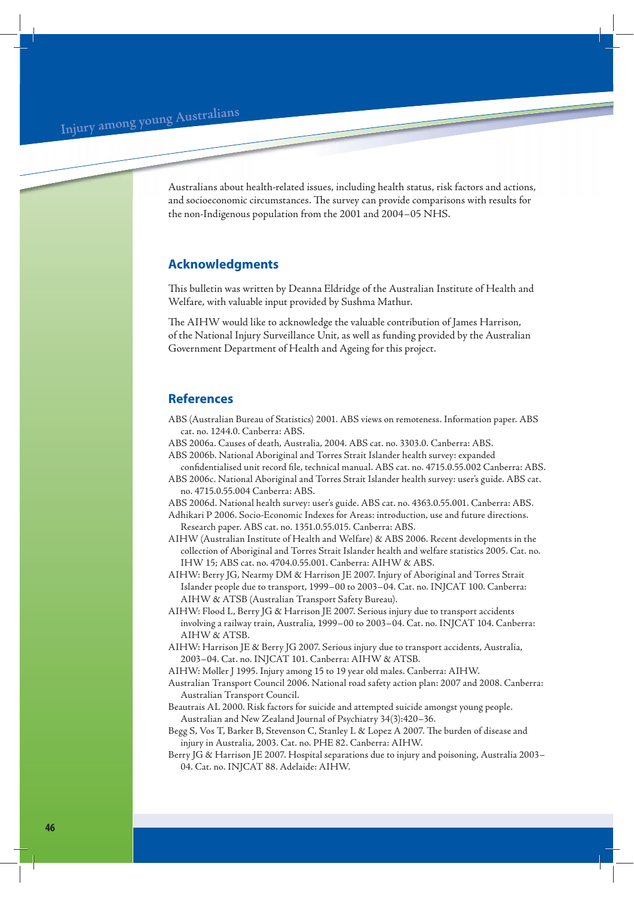Australians about health-related issues, including health status, risk factors and actions, and socioeconomic circumstances. The survey can provide comparisons with results for the non-Indigenous population from the 2001 and 2004–05 NHS.

## Acknowledgments

This bulletin was written by Deanna Eldridge of the Australian Institute of Health and Welfare, with valuable input provided by Sushma Mathur.

The AIHW would like to acknowledge the valuable contribution of James Harrison, of the National Injury Surveillance Unit, as well as funding provided by the Australian Government Department of Health and Ageing for this project.

## References

ABS (Australian Bureau of Statistics) 2001. ABS views on remoteness. Information paper. ABS cat. no. 1244.0. Canberra: ABS.

ABS 2006a. Causes of death, Australia, 2004. ABS cat. no. 3303.0. Canberra: ABS.

ABS 2006b. National Aboriginal and Torres Strait Islander health survey: expanded confidentialised unit record file, technical manual. ABS cat. no. 4715.0.55.002 Canberra: ABS.

ABS 2006c. National Aboriginal and Torres Strait Islander health survey: user's guide. ABS cat. no. 4715.0.55.004 Canberra: ABS.

ABS 2006d. National health survey: user's guide. ABS cat. no. 4363.0.55.001. Canberra: ABS.

Adhikari P 2006. Socio-Economic Indexes for Areas: introduction, use and future directions. Research paper. ABS cat. no. 1351.0.55.015. Canberra: ABS.

AIHW (Australian Institute of Health and Welfare) & ABS 2006. Recent developments in the collection of Aboriginal and Torres Strait Islander health and welfare statistics 2005. Cat. no. IHW 15; ABS cat. no. 4704.0.55.001. Canberra: AIHW & ABS.

AIHW: Berry JG, Nearmy DM & Harrison JE 2007. Injury of Aboriginal and Torres Strait Islander people due to transport, 1999–00 to 2003–04. Cat. no. INJCAT 100. Canberra: AIHW & ATSB (Australian Transport Safety Bureau).

AIHW: Flood L, Berry JG & Harrison JE 2007. Serious injury due to transport accidents involving a railway train, Australia, 1999–00 to 2003–04. Cat. no. INJCAT 104. Canberra: AIHW & ATSB.

AIHW: Harrison JE & Berry JG 2007. Serious injury due to transport accidents, Australia, 2003–04. Cat. no. INJCAT 101. Canberra: AIHW & ATSB.

AIHW: Moller J 1995. Injury among 15 to 19 year old males. Canberra: AIHW.

Australian Transport Council 2006. National road safety action plan: 2007 and 2008. Canberra: Australian Transport Council.

Beautrais AL 2000. Risk factors for suicide and attempted suicide amongst young people. Australian and New Zealand Journal of Psychiatry 34(3):420–36.

Begg S, Vos T, Barker B, Stevenson C, Stanley L & Lopez A 2007. The burden of disease and injury in Australia, 2003. Cat. no. PHE 82. Canberra: AIHW.

Berry JG & Harrison JE 2007. Hospital separations due to injury and poisoning, Australia 2003–04. Cat. no. INJCAT 88. Adelaide: AIHW.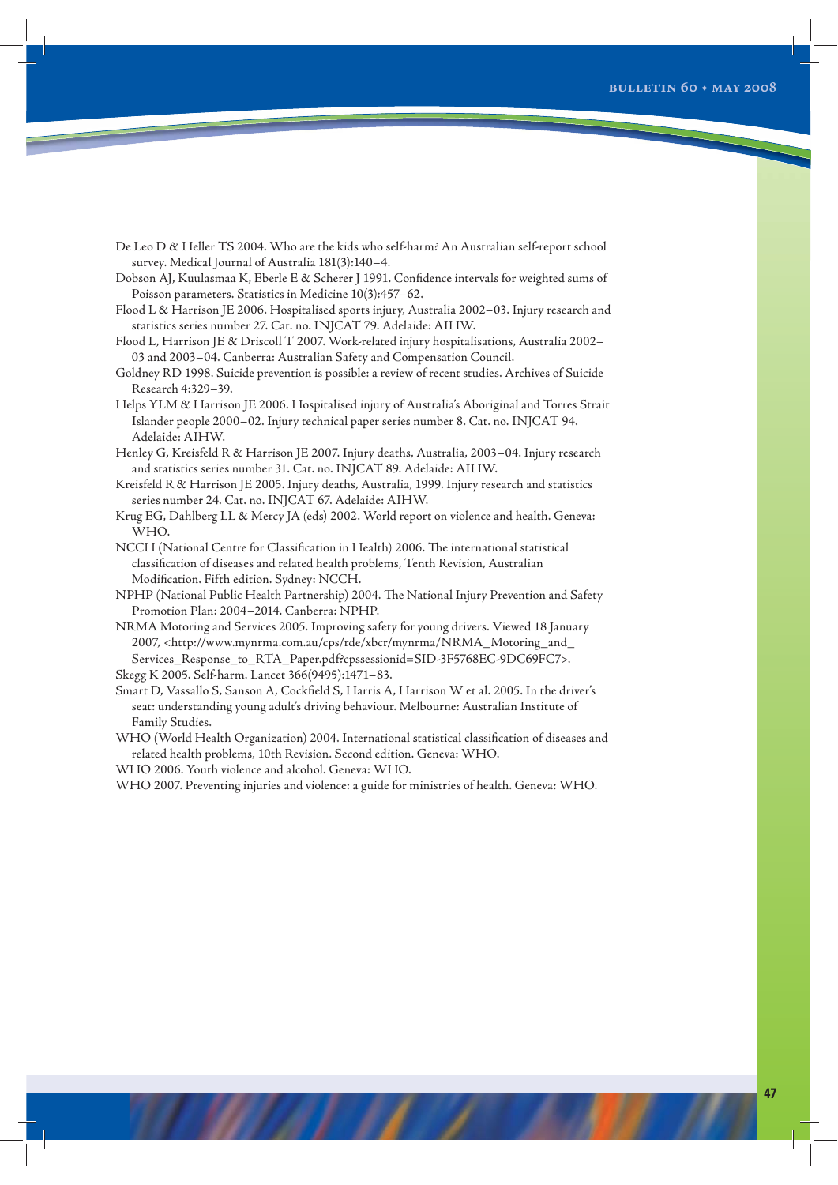De Leo D & Heller TS 2004. Who are the kids who self-harm? An Australian self-report school survey. Medical Journal of Australia 181(3):140–4.

Dobson AJ, Kuulasmaa K, Eberle E & Scherer J 1991. Confidence intervals for weighted sums of Poisson parameters. Statistics in Medicine 10(3):457–62.

Flood L & Harrison JE 2006. Hospitalised sports injury, Australia 2002–03. Injury research and statistics series number 27. Cat. no. INJCAT 79. Adelaide: AIHW.

Flood L, Harrison JE & Driscoll T 2007. Work-related injury hospitalisations, Australia 2002–03 and 2003–04. Canberra: Australian Safety and Compensation Council.

Goldney RD 1998. Suicide prevention is possible: a review of recent studies. Archives of Suicide Research 4:329–39.

Helps YLM & Harrison JE 2006. Hospitalised injury of Australia's Aboriginal and Torres Strait Islander people 2000–02. Injury technical paper series number 8. Cat. no. INJCAT 94. Adelaide: AIHW.

Henley G, Kreisfeld R & Harrison JE 2007. Injury deaths, Australia, 2003–04. Injury research and statistics series number 31. Cat. no. INJCAT 89. Adelaide: AIHW.

Kreisfeld R & Harrison JE 2005. Injury deaths, Australia, 1999. Injury research and statistics series number 24. Cat. no. INJCAT 67. Adelaide: AIHW.

Krug EG, Dahlberg LL & Mercy JA (eds) 2002. World report on violence and health. Geneva: WHO.

NCCH (National Centre for Classification in Health) 2006. The international statistical classification of diseases and related health problems, Tenth Revision, Australian Modification. Fifth edition. Sydney: NCCH.

NPHP (National Public Health Partnership) 2004. The National Injury Prevention and Safety Promotion Plan: 2004–2014. Canberra: NPHP.

NRMA Motoring and Services 2005. Improving safety for young drivers. Viewed 18 January 2007, <http://www.mynrma.com.au/cps/rde/xbcr/mynrma/NRMA_Motoring_and_Services_Response_to_RTA_Paper.pdf?cpssessionid=SID-3F5768EC-9DC69FC7>.

Skegg K 2005. Self-harm. Lancet 366(9495):1471–83.

Smart D, Vassallo S, Sanson A, Cockfield S, Harris A, Harrison W et al. 2005. In the driver's seat: understanding young adult's driving behaviour. Melbourne: Australian Institute of Family Studies.

WHO (World Health Organization) 2004. International statistical classification of diseases and related health problems, 10th Revision. Second edition. Geneva: WHO.

WHO 2006. Youth violence and alcohol. Geneva: WHO.

WHO 2007. Preventing injuries and violence: a guide for ministries of health. Geneva: WHO.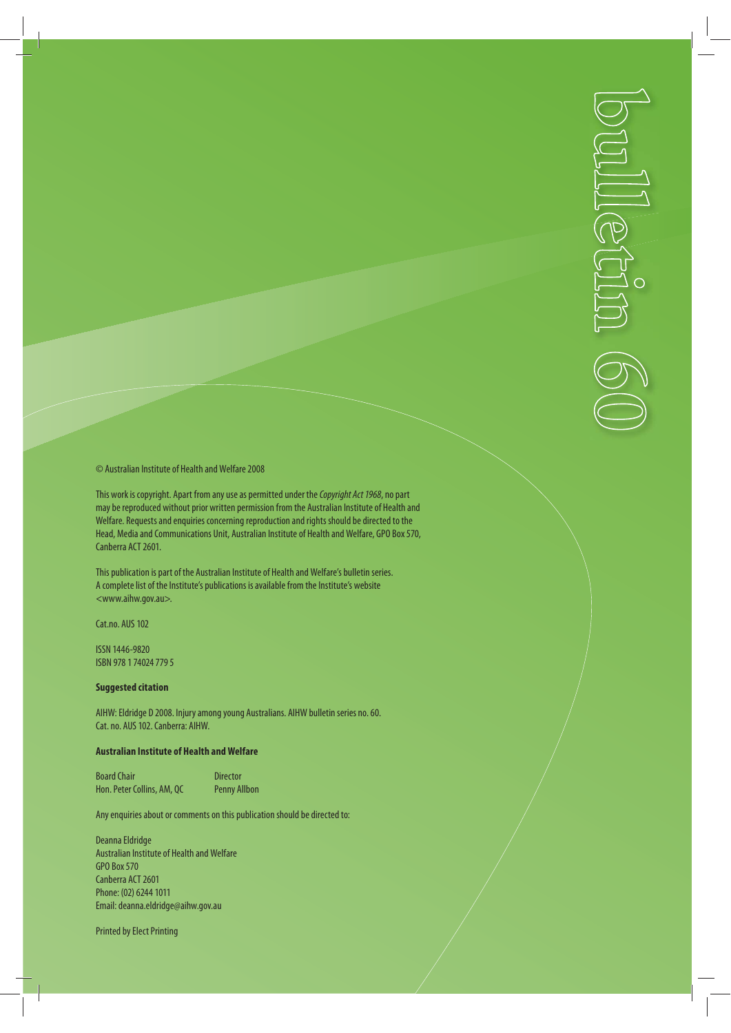bulletin 60

© Australian Institute of Health and Welfare 2008

This work is copyright. Apart from any use as permitted under the *Copyright Act 1968*, no part may be reproduced without prior written permission from the Australian Institute of Health and Welfare. Requests and enquiries concerning reproduction and rights should be directed to the Head, Media and Communications Unit, Australian Institute of Health and Welfare, GPO Box 570, Canberra ACT 2601.

This publication is part of the Australian Institute of Health and Welfare's bulletin series. A complete list of the Institute's publications is available from the Institute's website <www.aihw.gov.au>.

Cat.no. AUS 102

ISSN 1446-9820
ISBN 978 1 74024 779 5

**Suggested citation**

AIHW: Eldridge D 2008. Injury among young Australians. AIHW bulletin series no. 60. Cat. no. AUS 102. Canberra: AIHW.

**Australian Institute of Health and Welfare**

| | |
|---|---|
| Board Chair | Director |
| Hon. Peter Collins, AM, QC | Penny Allbon |

Any enquiries about or comments on this publication should be directed to:

Deanna Eldridge
Australian Institute of Health and Welfare
GPO Box 570
Canberra ACT 2601
Phone: (02) 6244 1011
Email: deanna.eldridge@aihw.gov.au

Printed by Elect Printing